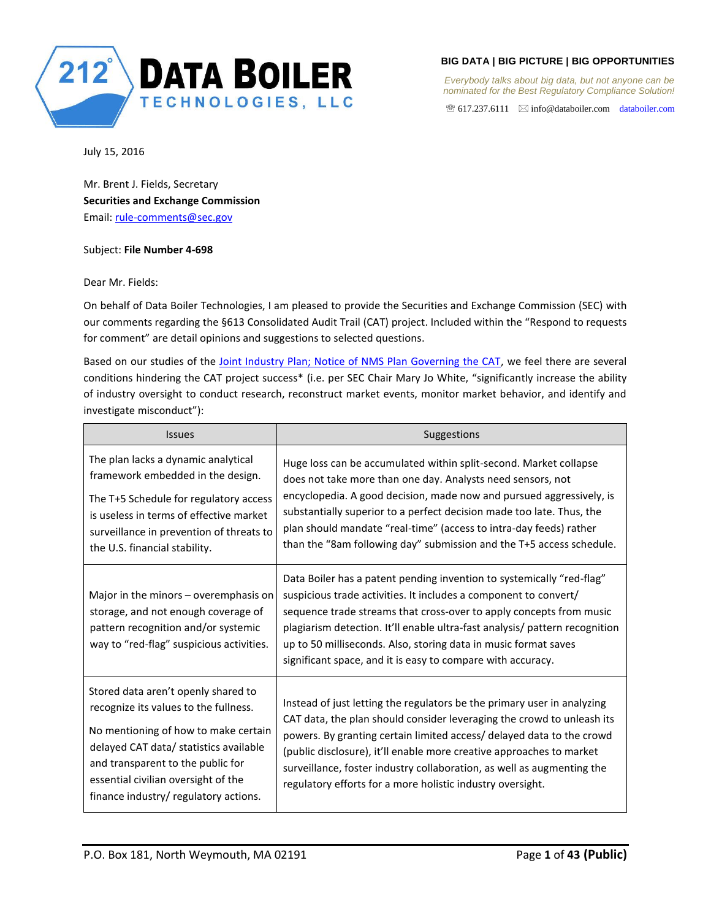**212° DATA BOILER TECHNOLOGIES, LLC**

**BIG DATA | BIG PICTURE | BIG OPPORTUNITIES**

*Everybody talks about big data, but not anyone can be nominated for the Best Regulatory Compliance Solution!*

☏ 617.237.6111 ✉ info@databoiler.com databoiler.com

July 15, 2016

Mr. Brent J. Fields, Secretary
**Securities and Exchange Commission**
Email: rule-comments@sec.gov

Subject: **File Number 4-698**

Dear Mr. Fields:

On behalf of Data Boiler Technologies, I am pleased to provide the Securities and Exchange Commission (SEC) with our comments regarding the §613 Consolidated Audit Trail (CAT) project. Included within the "Respond to requests for comment" are detail opinions and suggestions to selected questions.

Based on our studies of the Joint Industry Plan; Notice of NMS Plan Governing the CAT, we feel there are several conditions hindering the CAT project success* (i.e. per SEC Chair Mary Jo White, "significantly increase the ability of industry oversight to conduct research, reconstruct market events, monitor market behavior, and identify and investigate misconduct"):

| Issues | Suggestions |
|---|---|
| The plan lacks a dynamic analytical framework embedded in the design. The T+5 Schedule for regulatory access is useless in terms of effective market surveillance in prevention of threats to the U.S. financial stability. | Huge loss can be accumulated within split-second. Market collapse does not take more than one day. Analysts need sensors, not encyclopedia. A good decision, made now and pursued aggressively, is substantially superior to a perfect decision made too late. Thus, the plan should mandate "real-time" (access to intra-day feeds) rather than the "8am following day" submission and the T+5 access schedule. |
| Major in the minors – overemphasis on storage, and not enough coverage of pattern recognition and/or systemic way to "red-flag" suspicious activities. | Data Boiler has a patent pending invention to systemically "red-flag" suspicious trade activities. It includes a component to convert/ sequence trade streams that cross-over to apply concepts from music plagiarism detection. It'll enable ultra-fast analysis/ pattern recognition up to 50 milliseconds. Also, storing data in music format saves significant space, and it is easy to compare with accuracy. |
| Stored data aren't openly shared to recognize its values to the fullness. No mentioning of how to make certain delayed CAT data/ statistics available and transparent to the public for essential civilian oversight of the finance industry/ regulatory actions. | Instead of just letting the regulators be the primary user in analyzing CAT data, the plan should consider leveraging the crowd to unleash its powers. By granting certain limited access/ delayed data to the crowd (public disclosure), it'll enable more creative approaches to market surveillance, foster industry collaboration, as well as augmenting the regulatory efforts for a more holistic industry oversight. |

P.O. Box 181, North Weymouth, MA 02191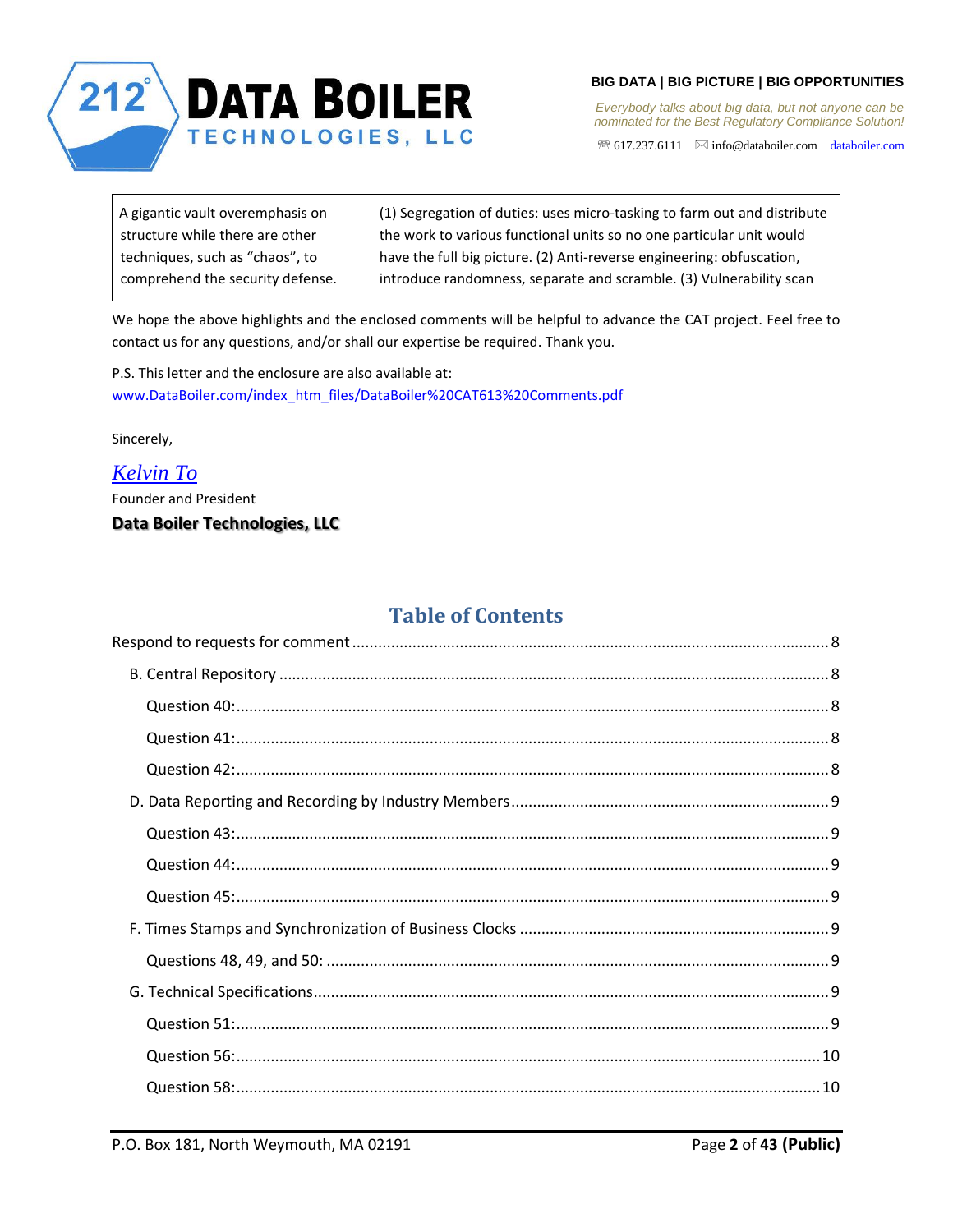| A gigantic vault overemphasis on structure while there are other techniques, such as "chaos", to comprehend the security defense. | (1) Segregation of duties: uses micro-tasking to farm out and distribute the work to various functional units so no one particular unit would have the full big picture. (2) Anti-reverse engineering: obfuscation, introduce randomness, separate and scramble. (3) Vulnerability scan |
|---|---|

We hope the above highlights and the enclosed comments will be helpful to advance the CAT project. Feel free to contact us for any questions, and/or shall our expertise be required. Thank you.

P.S. This letter and the enclosure are also available at:
www.DataBoiler.com/index_htm_files/DataBoiler%20CAT613%20Comments.pdf

Sincerely,

*Kelvin To*

Founder and President

**Data Boiler Technologies, LLC**

## Table of Contents

- Respond to requests for comment ........ 8
  - B. Central Repository ........ 8
    - Question 40: ........ 8
    - Question 41: ........ 8
    - Question 42: ........ 8
  - D. Data Reporting and Recording by Industry Members ........ 9
    - Question 43: ........ 9
    - Question 44: ........ 9
    - Question 45: ........ 9
  - F. Times Stamps and Synchronization of Business Clocks ........ 9
    - Questions 48, 49, and 50: ........ 9
  - G. Technical Specifications ........ 9
    - Question 51: ........ 9
    - Question 56: ........ 10
    - Question 58: ........ 10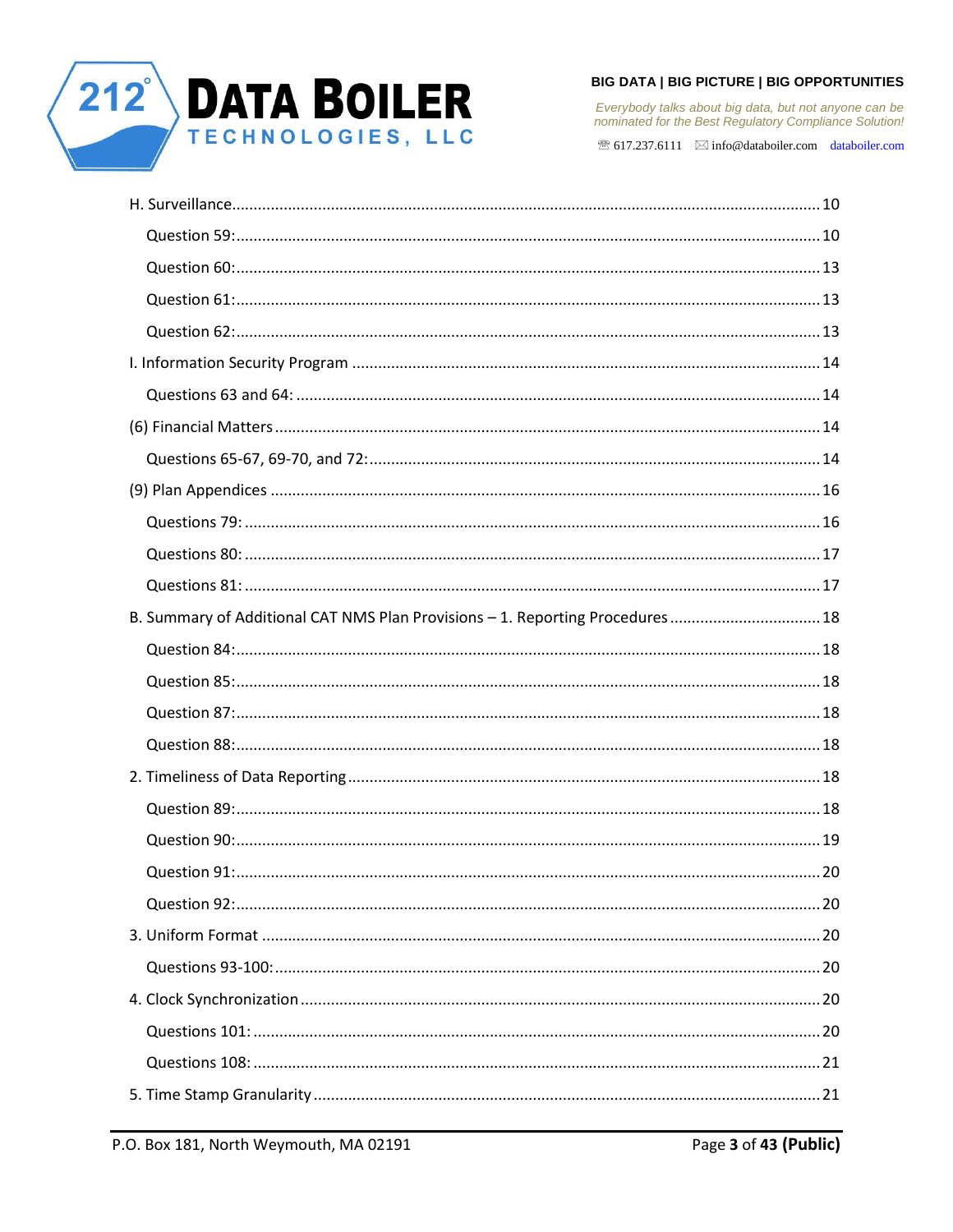H. Surveillance ..... 10

- Question 59: ..... 10
- Question 60: ..... 13
- Question 61: ..... 13
- Question 62: ..... 13

I. Information Security Program ..... 14

- Questions 63 and 64: ..... 14

(6) Financial Matters ..... 14

- Questions 65-67, 69-70, and 72: ..... 14

(9) Plan Appendices ..... 16

- Questions 79: ..... 16
- Questions 80: ..... 17
- Questions 81: ..... 17

B. Summary of Additional CAT NMS Plan Provisions – 1. Reporting Procedures ..... 18

- Question 84: ..... 18
- Question 85: ..... 18
- Question 87: ..... 18
- Question 88: ..... 18

2. Timeliness of Data Reporting ..... 18

- Question 89: ..... 18
- Question 90: ..... 19
- Question 91: ..... 20
- Question 92: ..... 20

3. Uniform Format ..... 20

- Questions 93-100: ..... 20

4. Clock Synchronization ..... 20

- Questions 101: ..... 20
- Questions 108: ..... 21

5. Time Stamp Granularity ..... 21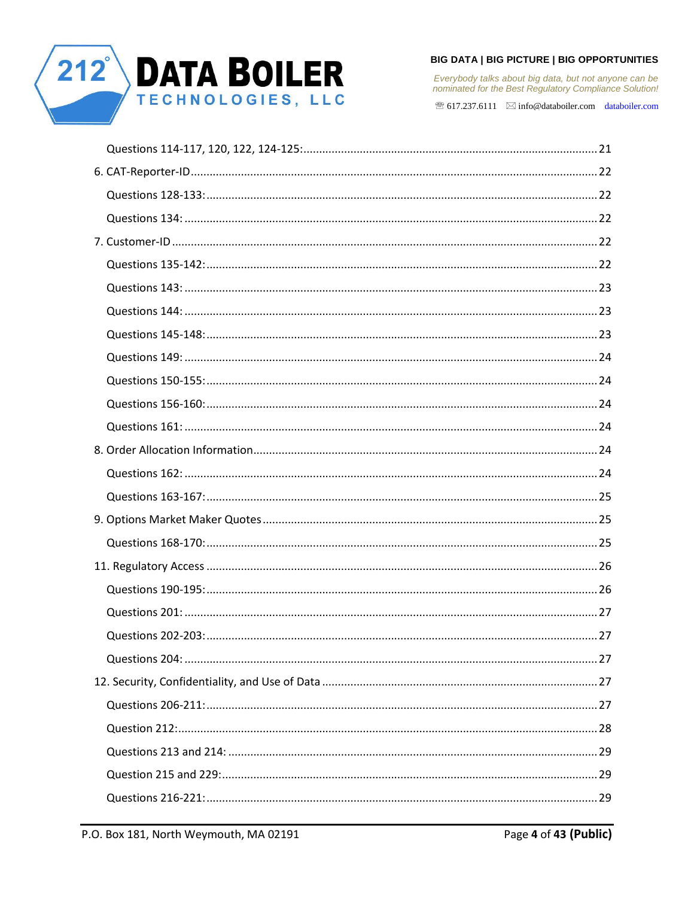Questions 114-117, 120, 122, 124-125: ... 21

6. CAT-Reporter-ID ... 22

Questions 128-133: ... 22

Questions 134: ... 22

7. Customer-ID ... 22

Questions 135-142: ... 22

Questions 143: ... 23

Questions 144: ... 23

Questions 145-148: ... 23

Questions 149: ... 24

Questions 150-155: ... 24

Questions 156-160: ... 24

Questions 161: ... 24

8. Order Allocation Information ... 24

Questions 162: ... 24

Questions 163-167: ... 25

9. Options Market Maker Quotes ... 25

Questions 168-170: ... 25

11. Regulatory Access ... 26

Questions 190-195: ... 26

Questions 201: ... 27

Questions 202-203: ... 27

Questions 204: ... 27

12. Security, Confidentiality, and Use of Data ... 27

Questions 206-211: ... 27

Question 212: ... 28

Questions 213 and 214: ... 29

Question 215 and 229: ... 29

Questions 216-221: ... 29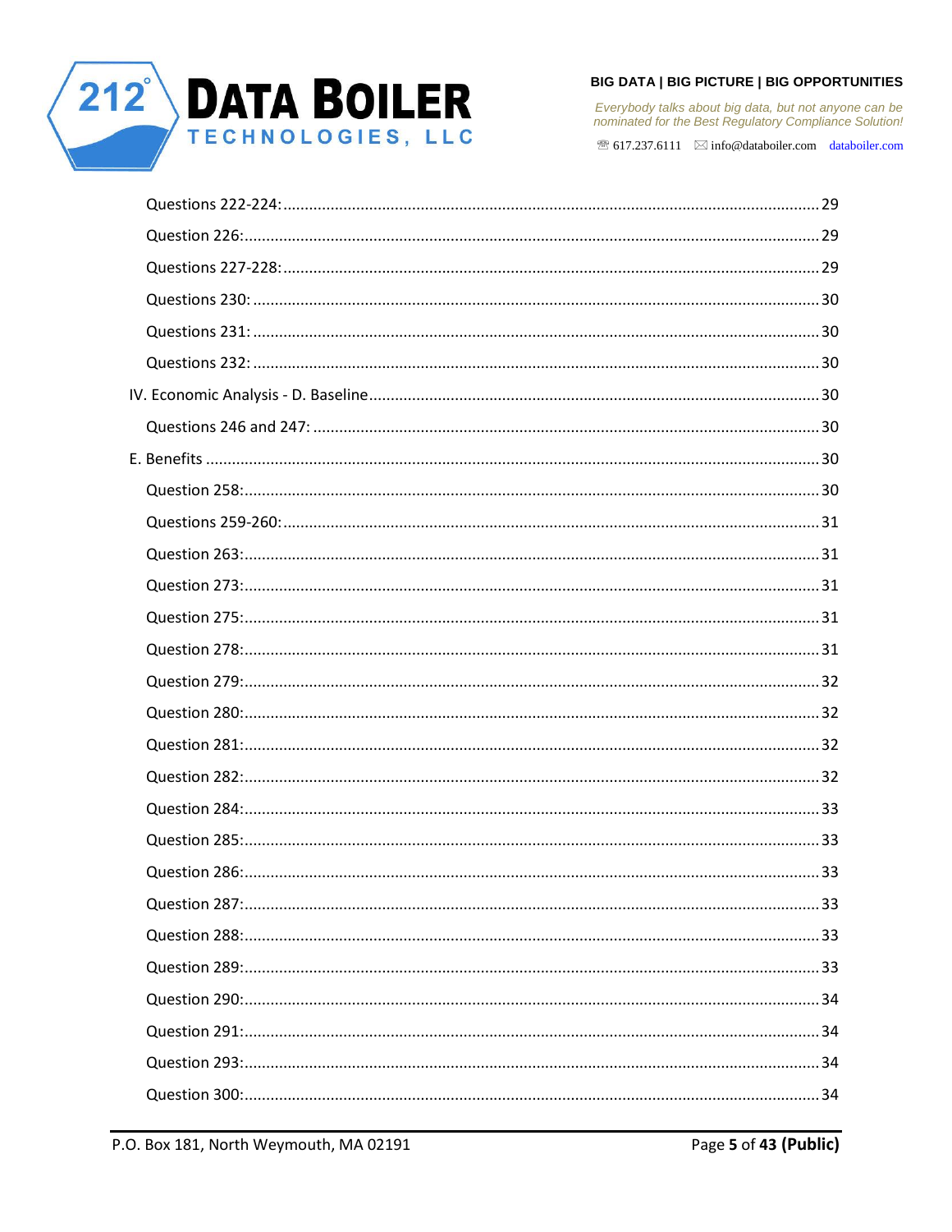Questions 222-224: ........................................................................................................ 29

Question 226: ............................................................................................................... 29

Questions 227-228: ........................................................................................................ 29

Questions 230: ............................................................................................................. 30

Questions 231: ............................................................................................................. 30

Questions 232: ............................................................................................................. 30

IV. Economic Analysis - D. Baseline ................................................................................. 30

Questions 246 and 247: ................................................................................................. 30

E. Benefits ...................................................................................................................... 30

Question 258: ............................................................................................................... 30

Questions 259-260: ........................................................................................................ 31

Question 263: ............................................................................................................... 31

Question 273: ............................................................................................................... 31

Question 275: ............................................................................................................... 31

Question 278: ............................................................................................................... 31

Question 279: ............................................................................................................... 32

Question 280: ............................................................................................................... 32

Question 281: ............................................................................................................... 32

Question 282: ............................................................................................................... 32

Question 284: ............................................................................................................... 33

Question 285: ............................................................................................................... 33

Question 286: ............................................................................................................... 33

Question 287: ............................................................................................................... 33

Question 288: ............................................................................................................... 33

Question 289: ............................................................................................................... 33

Question 290: ............................................................................................................... 34

Question 291: ............................................................................................................... 34

Question 293: ............................................................................................................... 34

Question 300: ............................................................................................................... 34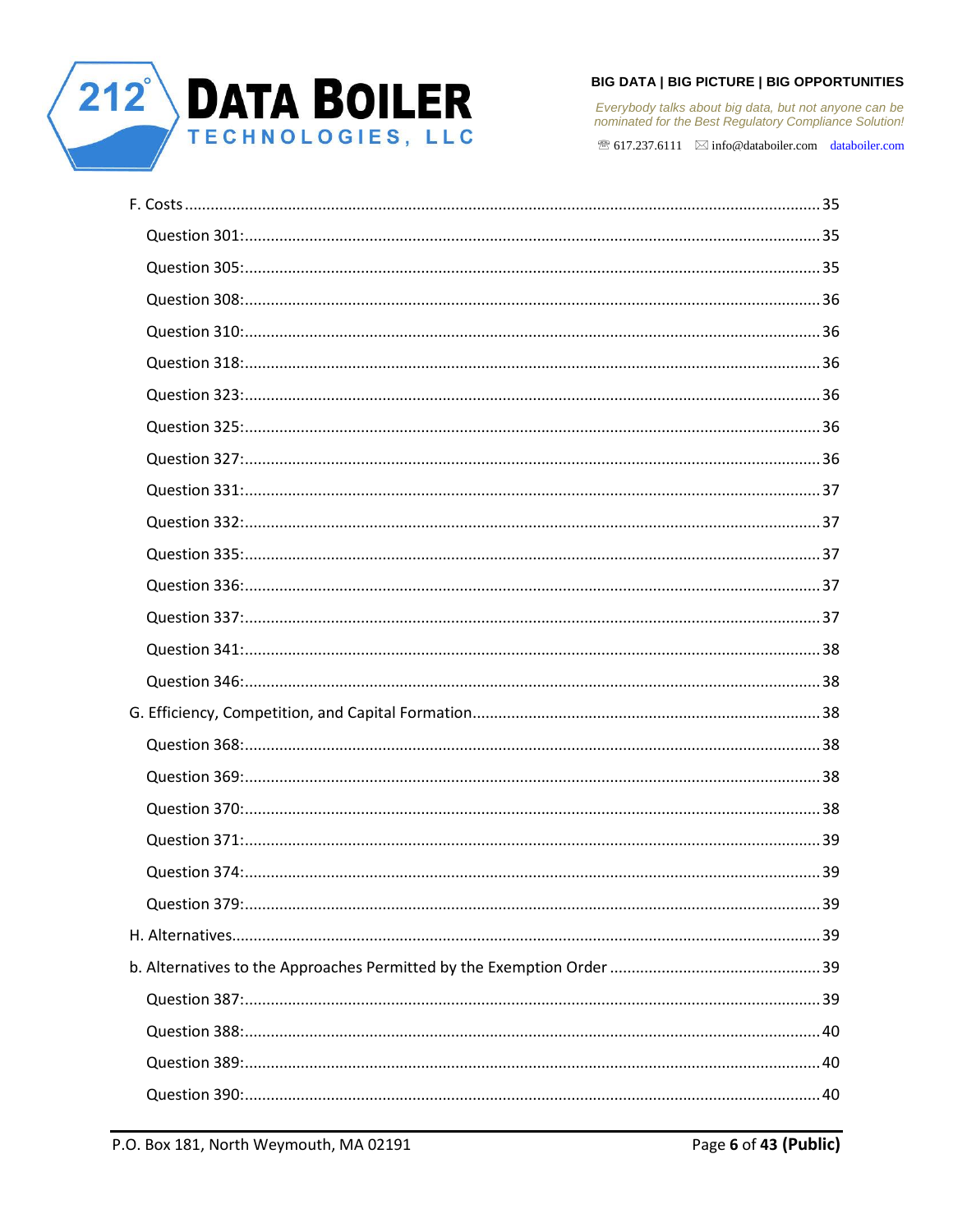F. Costs ........................................................................................................................................ 35

Question 301:.................................................................................................................................. 35

Question 305:.................................................................................................................................. 35

Question 308:.................................................................................................................................. 36

Question 310:.................................................................................................................................. 36

Question 318:.................................................................................................................................. 36

Question 323:.................................................................................................................................. 36

Question 325:.................................................................................................................................. 36

Question 327:.................................................................................................................................. 36

Question 331:.................................................................................................................................. 37

Question 332:.................................................................................................................................. 37

Question 335:.................................................................................................................................. 37

Question 336:.................................................................................................................................. 37

Question 337:.................................................................................................................................. 37

Question 341:.................................................................................................................................. 38

Question 346:.................................................................................................................................. 38

G. Efficiency, Competition, and Capital Formation............................................................................... 38

Question 368:.................................................................................................................................. 38

Question 369:.................................................................................................................................. 38

Question 370:.................................................................................................................................. 38

Question 371:.................................................................................................................................. 39

Question 374:.................................................................................................................................. 39

Question 379:.................................................................................................................................. 39

H. Alternatives..................................................................................................................................... 39

b. Alternatives to the Approaches Permitted by the Exemption Order ................................................ 39

Question 387:.................................................................................................................................. 39

Question 388:.................................................................................................................................. 40

Question 389:.................................................................................................................................. 40

Question 390:.................................................................................................................................. 40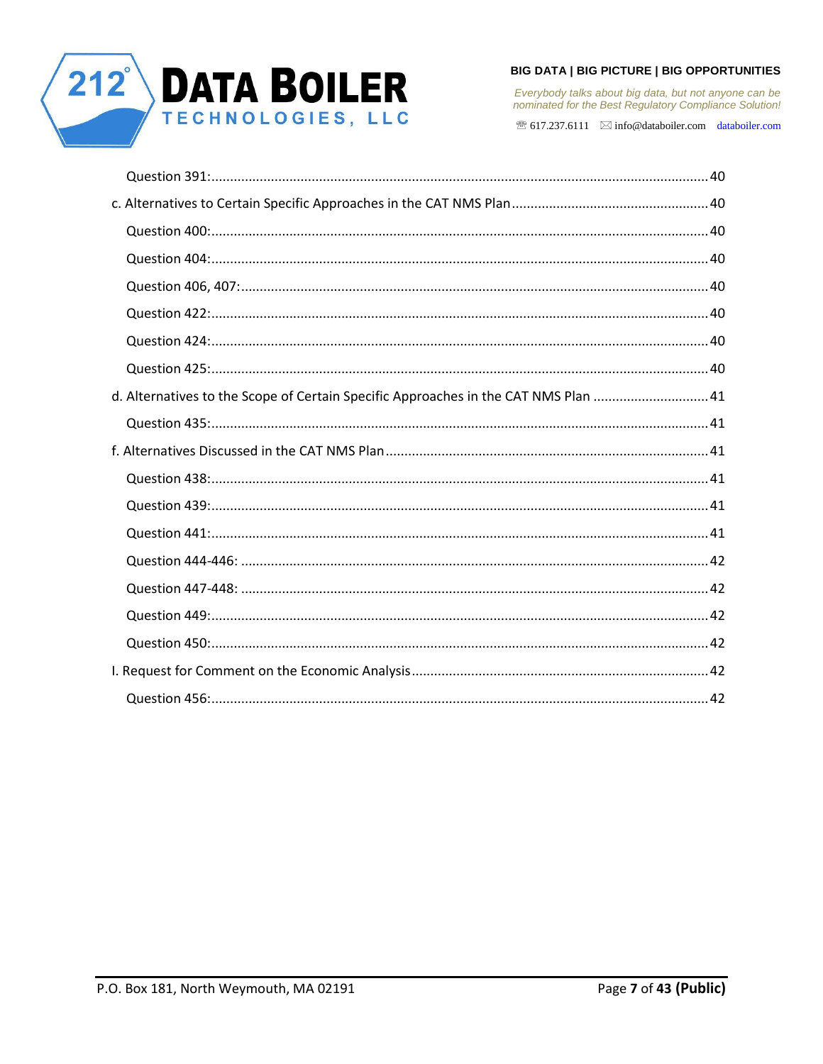Question 391: 40

c. Alternatives to Certain Specific Approaches in the CAT NMS Plan 40

Question 400: 40

Question 404: 40

Question 406, 407: 40

Question 422: 40

Question 424: 40

Question 425: 40

d. Alternatives to the Scope of Certain Specific Approaches in the CAT NMS Plan 41

Question 435: 41

f. Alternatives Discussed in the CAT NMS Plan 41

Question 438: 41

Question 439: 41

Question 441: 41

Question 444-446: 42

Question 447-448: 42

Question 449: 42

Question 450: 42

I. Request for Comment on the Economic Analysis 42

Question 456: 42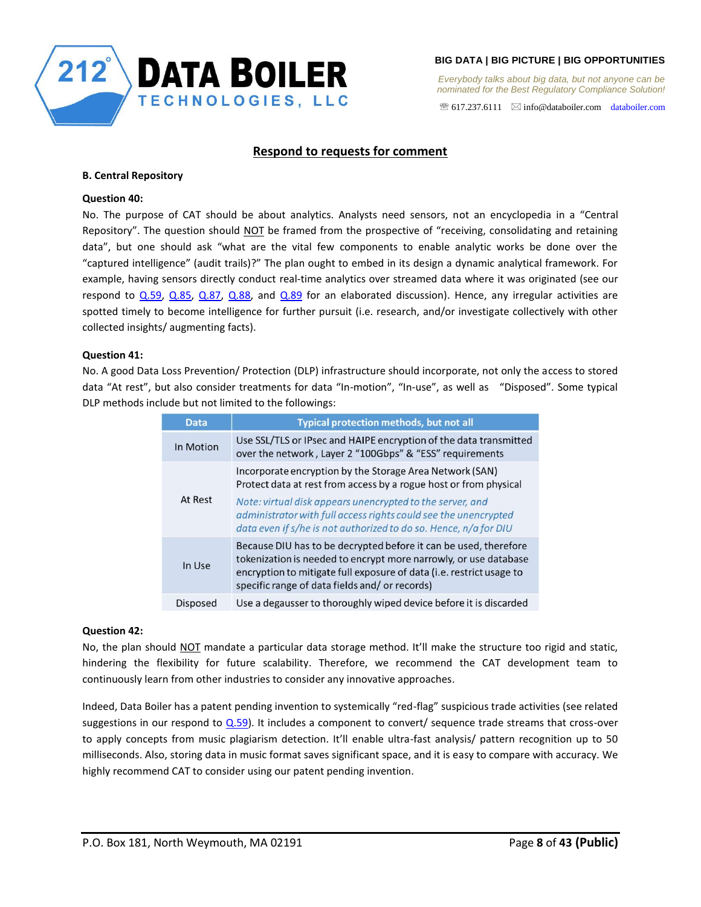## Respond to requests for comment

**B. Central Repository**

**Question 40:**

No. The purpose of CAT should be about analytics. Analysts need sensors, not an encyclopedia in a "Central Repository". The question should NOT be framed from the prospective of "receiving, consolidating and retaining data", but one should ask "what are the vital few components to enable analytic works be done over the "captured intelligence" (audit trails)?" The plan ought to embed in its design a dynamic analytical framework. For example, having sensors directly conduct real-time analytics over streamed data where it was originated (see our respond to Q.59, Q.85, Q.87, Q.88, and Q.89 for an elaborated discussion). Hence, any irregular activities are spotted timely to become intelligence for further pursuit (i.e. research, and/or investigate collectively with other collected insights/ augmenting facts).

**Question 41:**

No. A good Data Loss Prevention/ Protection (DLP) infrastructure should incorporate, not only the access to stored data "At rest", but also consider treatments for data "In-motion", "In-use", as well as "Disposed". Some typical DLP methods include but not limited to the followings:

| Data | Typical protection methods, but not all |
|---|---|
| In Motion | Use SSL/TLS or IPsec and HAIPE encryption of the data transmitted over the network , Layer 2 "100Gbps" & "ESS" requirements |
| At Rest | Incorporate encryption by the Storage Area Network (SAN) Protect data at rest from access by a rogue host or from physical<br>*Note: virtual disk appears unencrypted to the server, and administrator with full access rights could see the unencrypted data even if s/he is not authorized to do so. Hence, n/a for DIU* |
| In Use | Because DIU has to be decrypted before it can be used, therefore tokenization is needed to encrypt more narrowly, or use database encryption to mitigate full exposure of data (i.e. restrict usage to specific range of data fields and/ or records) |
| Disposed | Use a degausser to thoroughly wiped device before it is discarded |

**Question 42:**

No, the plan should NOT mandate a particular data storage method. It'll make the structure too rigid and static, hindering the flexibility for future scalability. Therefore, we recommend the CAT development team to continuously learn from other industries to consider any innovative approaches.

Indeed, Data Boiler has a patent pending invention to systemically "red-flag" suspicious trade activities (see related suggestions in our respond to Q.59). It includes a component to convert/ sequence trade streams that cross-over to apply concepts from music plagiarism detection. It'll enable ultra-fast analysis/ pattern recognition up to 50 milliseconds. Also, storing data in music format saves significant space, and it is easy to compare with accuracy. We highly recommend CAT to consider using our patent pending invention.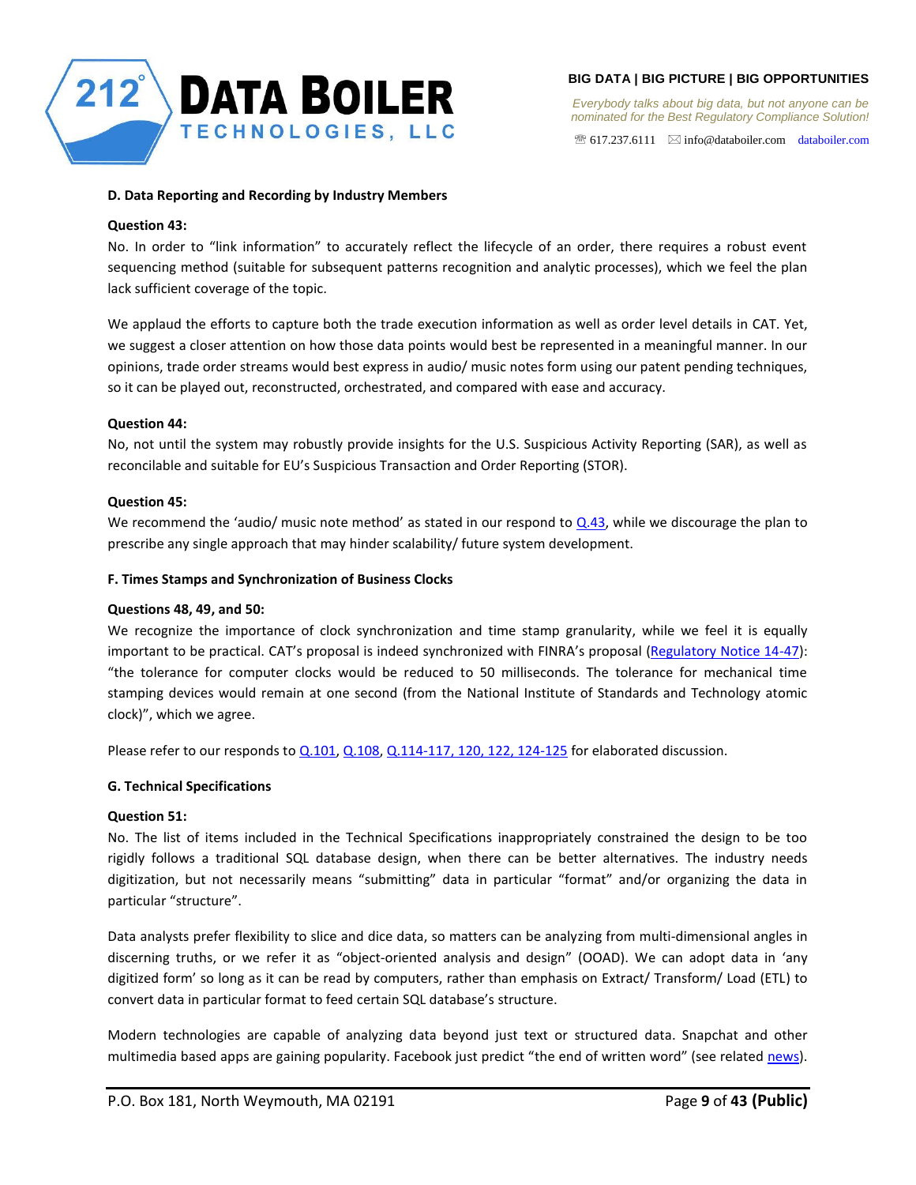**D. Data Reporting and Recording by Industry Members**

**Question 43:**

No. In order to "link information" to accurately reflect the lifecycle of an order, there requires a robust event sequencing method (suitable for subsequent patterns recognition and analytic processes), which we feel the plan lack sufficient coverage of the topic.

We applaud the efforts to capture both the trade execution information as well as order level details in CAT. Yet, we suggest a closer attention on how those data points would best be represented in a meaningful manner. In our opinions, trade order streams would best express in audio/ music notes form using our patent pending techniques, so it can be played out, reconstructed, orchestrated, and compared with ease and accuracy.

**Question 44:**

No, not until the system may robustly provide insights for the U.S. Suspicious Activity Reporting (SAR), as well as reconcilable and suitable for EU's Suspicious Transaction and Order Reporting (STOR).

**Question 45:**

We recommend the 'audio/ music note method' as stated in our respond to Q.43, while we discourage the plan to prescribe any single approach that may hinder scalability/ future system development.

**F. Times Stamps and Synchronization of Business Clocks**

**Questions 48, 49, and 50:**

We recognize the importance of clock synchronization and time stamp granularity, while we feel it is equally important to be practical. CAT's proposal is indeed synchronized with FINRA's proposal (Regulatory Notice 14-47): "the tolerance for computer clocks would be reduced to 50 milliseconds. The tolerance for mechanical time stamping devices would remain at one second (from the National Institute of Standards and Technology atomic clock)", which we agree.

Please refer to our responds to Q.101, Q.108, Q.114-117, 120, 122, 124-125 for elaborated discussion.

**G. Technical Specifications**

**Question 51:**

No. The list of items included in the Technical Specifications inappropriately constrained the design to be too rigidly follows a traditional SQL database design, when there can be better alternatives. The industry needs digitization, but not necessarily means "submitting" data in particular "format" and/or organizing the data in particular "structure".

Data analysts prefer flexibility to slice and dice data, so matters can be analyzing from multi-dimensional angles in discerning truths, or we refer it as "object-oriented analysis and design" (OOAD). We can adopt data in 'any digitized form' so long as it can be read by computers, rather than emphasis on Extract/ Transform/ Load (ETL) to convert data in particular format to feed certain SQL database's structure.

Modern technologies are capable of analyzing data beyond just text or structured data. Snapchat and other multimedia based apps are gaining popularity. Facebook just predict "the end of written word" (see related news).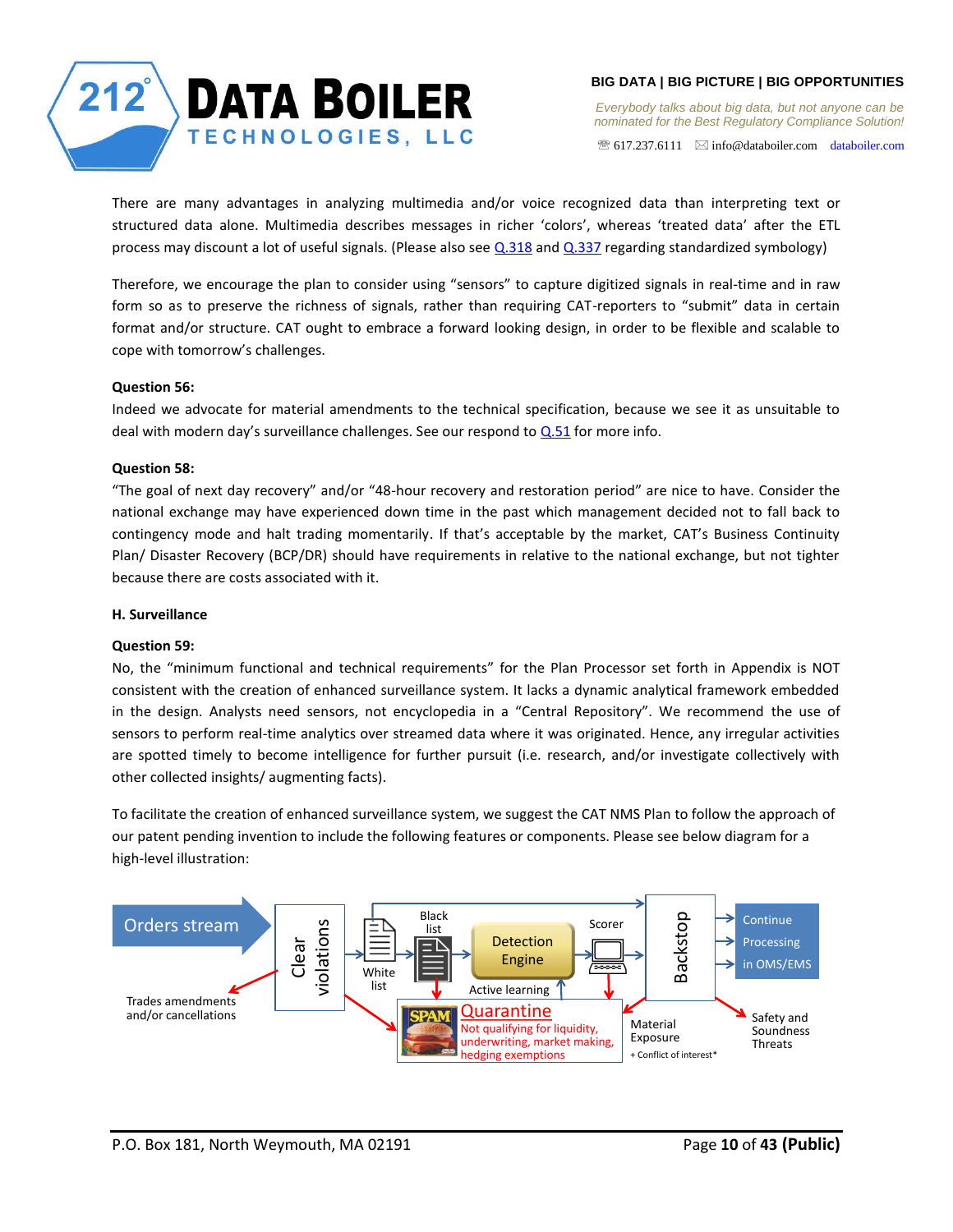There are many advantages in analyzing multimedia and/or voice recognized data than interpreting text or structured data alone. Multimedia describes messages in richer 'colors', whereas 'treated data' after the ETL process may discount a lot of useful signals. (Please also see Q.318 and Q.337 regarding standardized symbology)

Therefore, we encourage the plan to consider using "sensors" to capture digitized signals in real-time and in raw form so as to preserve the richness of signals, rather than requiring CAT-reporters to "submit" data in certain format and/or structure. CAT ought to embrace a forward looking design, in order to be flexible and scalable to cope with tomorrow's challenges.

**Question 56:**

Indeed we advocate for material amendments to the technical specification, because we see it as unsuitable to deal with modern day's surveillance challenges. See our respond to Q.51 for more info.

**Question 58:**

"The goal of next day recovery" and/or "48-hour recovery and restoration period" are nice to have. Consider the national exchange may have experienced down time in the past which management decided not to fall back to contingency mode and halt trading momentarily. If that's acceptable by the market, CAT's Business Continuity Plan/ Disaster Recovery (BCP/DR) should have requirements in relative to the national exchange, but not tighter because there are costs associated with it.

**H. Surveillance**

**Question 59:**

No, the "minimum functional and technical requirements" for the Plan Processor set forth in Appendix is NOT consistent with the creation of enhanced surveillance system. It lacks a dynamic analytical framework embedded in the design. Analysts need sensors, not encyclopedia in a "Central Repository". We recommend the use of sensors to perform real-time analytics over streamed data where it was originated. Hence, any irregular activities are spotted timely to become intelligence for further pursuit (i.e. research, and/or investigate collectively with other collected insights/ augmenting facts).

To facilitate the creation of enhanced surveillance system, we suggest the CAT NMS Plan to follow the approach of our patent pending invention to include the following features or components. Please see below diagram for a high-level illustration:

Orders stream → Clear violations → White list → Black list → Detection Engine → Scorer → Backstop → Continue Processing in OMS/EMS

Trades amendments and/or cancellations

Active learning

Quarantine: Not qualifying for liquidity, underwriting, market making, hedging exemptions

Material Exposure + Conflict of interest*

Safety and Soundness Threats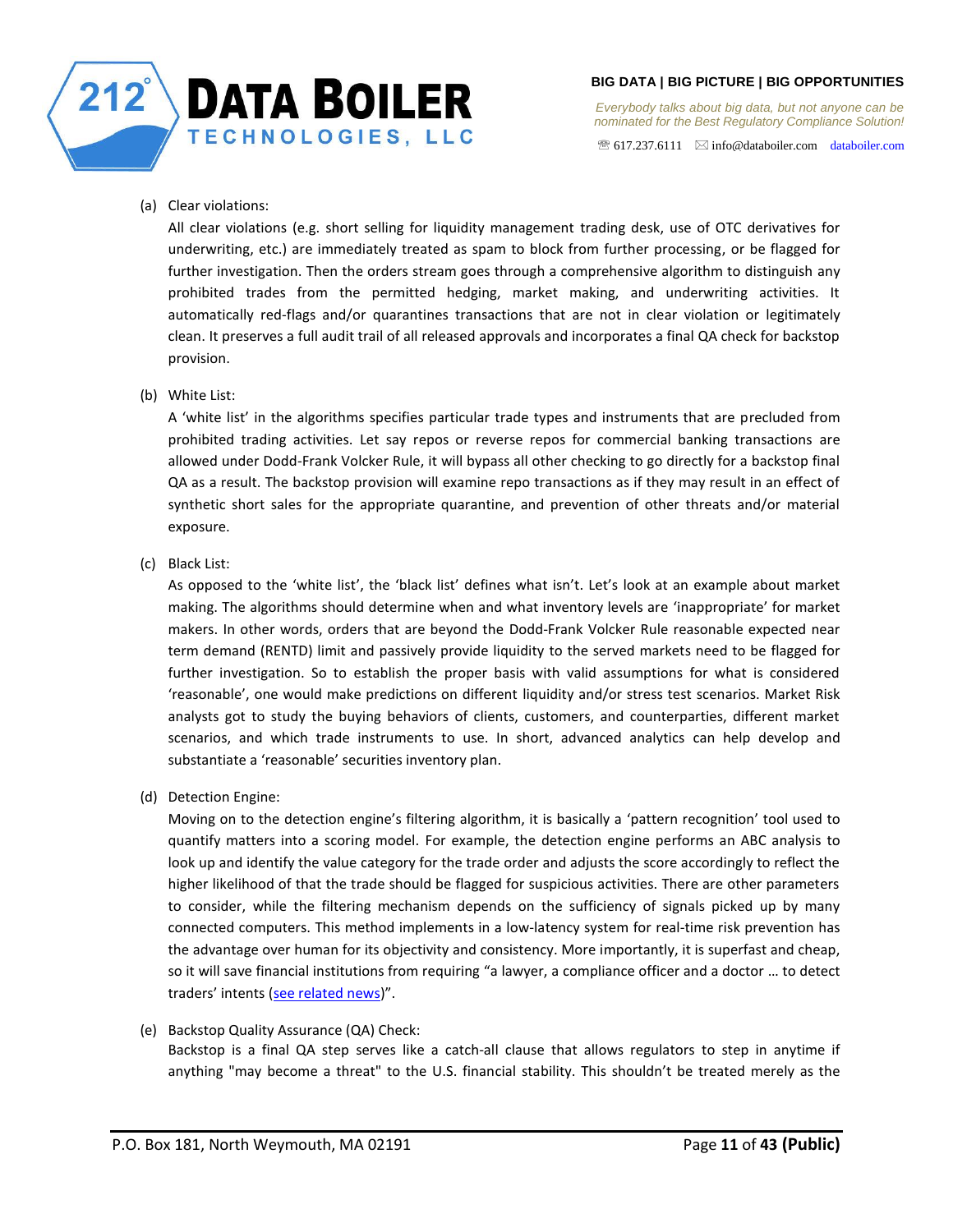(a) Clear violations:

All clear violations (e.g. short selling for liquidity management trading desk, use of OTC derivatives for underwriting, etc.) are immediately treated as spam to block from further processing, or be flagged for further investigation. Then the orders stream goes through a comprehensive algorithm to distinguish any prohibited trades from the permitted hedging, market making, and underwriting activities. It automatically red-flags and/or quarantines transactions that are not in clear violation or legitimately clean. It preserves a full audit trail of all released approvals and incorporates a final QA check for backstop provision.

(b) White List:

A 'white list' in the algorithms specifies particular trade types and instruments that are precluded from prohibited trading activities. Let say repos or reverse repos for commercial banking transactions are allowed under Dodd-Frank Volcker Rule, it will bypass all other checking to go directly for a backstop final QA as a result. The backstop provision will examine repo transactions as if they may result in an effect of synthetic short sales for the appropriate quarantine, and prevention of other threats and/or material exposure.

(c) Black List:

As opposed to the 'white list', the 'black list' defines what isn't. Let's look at an example about market making. The algorithms should determine when and what inventory levels are 'inappropriate' for market makers. In other words, orders that are beyond the Dodd-Frank Volcker Rule reasonable expected near term demand (RENTD) limit and passively provide liquidity to the served markets need to be flagged for further investigation. So to establish the proper basis with valid assumptions for what is considered 'reasonable', one would make predictions on different liquidity and/or stress test scenarios. Market Risk analysts got to study the buying behaviors of clients, customers, and counterparties, different market scenarios, and which trade instruments to use. In short, advanced analytics can help develop and substantiate a 'reasonable' securities inventory plan.

(d) Detection Engine:

Moving on to the detection engine's filtering algorithm, it is basically a 'pattern recognition' tool used to quantify matters into a scoring model. For example, the detection engine performs an ABC analysis to look up and identify the value category for the trade order and adjusts the score accordingly to reflect the higher likelihood of that the trade should be flagged for suspicious activities. There are other parameters to consider, while the filtering mechanism depends on the sufficiency of signals picked up by many connected computers. This method implements in a low-latency system for real-time risk prevention has the advantage over human for its objectivity and consistency. More importantly, it is superfast and cheap, so it will save financial institutions from requiring "a lawyer, a compliance officer and a doctor … to detect traders' intents ([see related news](#))".

(e) Backstop Quality Assurance (QA) Check:

Backstop is a final QA step serves like a catch-all clause that allows regulators to step in anytime if anything "may become a threat" to the U.S. financial stability. This shouldn't be treated merely as the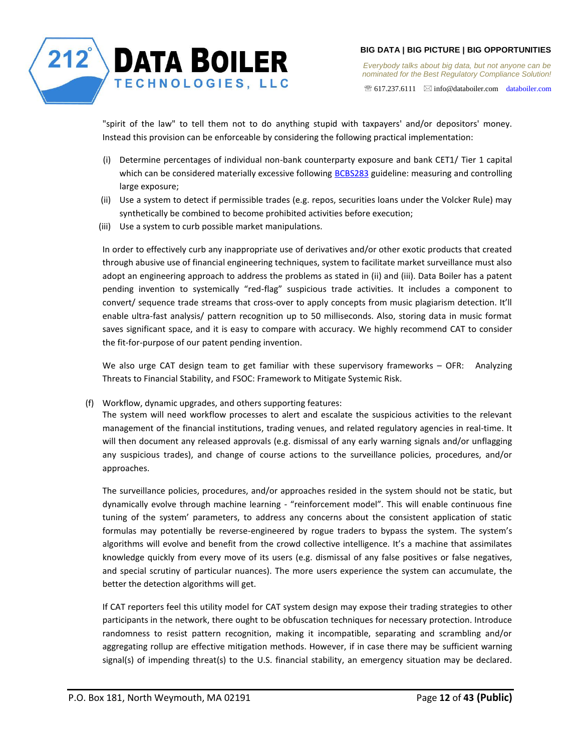"spirit of the law" to tell them not to do anything stupid with taxpayers' and/or depositors' money. Instead this provision can be enforceable by considering the following practical implementation:

- (i) Determine percentages of individual non-bank counterparty exposure and bank CET1/ Tier 1 capital which can be considered materially excessive following [BCBS283](BCBS283) guideline: measuring and controlling large exposure;
- (ii) Use a system to detect if permissible trades (e.g. repos, securities loans under the Volcker Rule) may synthetically be combined to become prohibited activities before execution;
- (iii) Use a system to curb possible market manipulations.

In order to effectively curb any inappropriate use of derivatives and/or other exotic products that created through abusive use of financial engineering techniques, system to facilitate market surveillance must also adopt an engineering approach to address the problems as stated in (ii) and (iii). Data Boiler has a patent pending invention to systemically "red-flag" suspicious trade activities. It includes a component to convert/ sequence trade streams that cross-over to apply concepts from music plagiarism detection. It'll enable ultra-fast analysis/ pattern recognition up to 50 milliseconds. Also, storing data in music format saves significant space, and it is easy to compare with accuracy. We highly recommend CAT to consider the fit-for-purpose of our patent pending invention.

We also urge CAT design team to get familiar with these supervisory frameworks – OFR: Analyzing Threats to Financial Stability, and FSOC: Framework to Mitigate Systemic Risk.

(f) Workflow, dynamic upgrades, and others supporting features:
The system will need workflow processes to alert and escalate the suspicious activities to the relevant management of the financial institutions, trading venues, and related regulatory agencies in real-time. It will then document any released approvals (e.g. dismissal of any early warning signals and/or unflagging any suspicious trades), and change of course actions to the surveillance policies, procedures, and/or approaches.

The surveillance policies, procedures, and/or approaches resided in the system should not be static, but dynamically evolve through machine learning - "reinforcement model". This will enable continuous fine tuning of the system' parameters, to address any concerns about the consistent application of static formulas may potentially be reverse-engineered by rogue traders to bypass the system. The system's algorithms will evolve and benefit from the crowd collective intelligence. It's a machine that assimilates knowledge quickly from every move of its users (e.g. dismissal of any false positives or false negatives, and special scrutiny of particular nuances). The more users experience the system can accumulate, the better the detection algorithms will get.

If CAT reporters feel this utility model for CAT system design may expose their trading strategies to other participants in the network, there ought to be obfuscation techniques for necessary protection. Introduce randomness to resist pattern recognition, making it incompatible, separating and scrambling and/or aggregating rollup are effective mitigation methods. However, if in case there may be sufficient warning signal(s) of impending threat(s) to the U.S. financial stability, an emergency situation may be declared.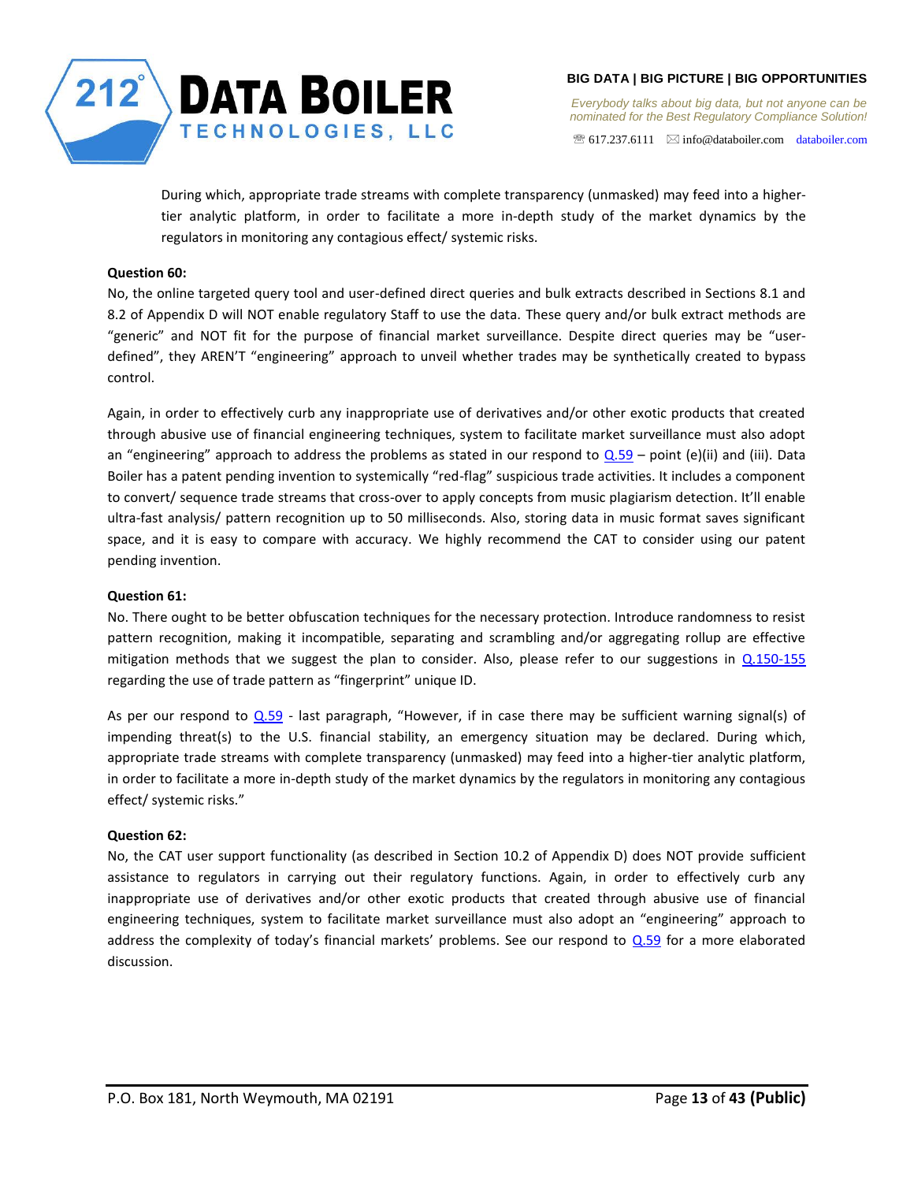During which, appropriate trade streams with complete transparency (unmasked) may feed into a higher-tier analytic platform, in order to facilitate a more in-depth study of the market dynamics by the regulators in monitoring any contagious effect/ systemic risks.

**Question 60:**

No, the online targeted query tool and user-defined direct queries and bulk extracts described in Sections 8.1 and 8.2 of Appendix D will NOT enable regulatory Staff to use the data. These query and/or bulk extract methods are "generic" and NOT fit for the purpose of financial market surveillance. Despite direct queries may be "user-defined", they AREN'T "engineering" approach to unveil whether trades may be synthetically created to bypass control.

Again, in order to effectively curb any inappropriate use of derivatives and/or other exotic products that created through abusive use of financial engineering techniques, system to facilitate market surveillance must also adopt an "engineering" approach to address the problems as stated in our respond to Q.59 – point (e)(ii) and (iii). Data Boiler has a patent pending invention to systemically "red-flag" suspicious trade activities. It includes a component to convert/ sequence trade streams that cross-over to apply concepts from music plagiarism detection. It'll enable ultra-fast analysis/ pattern recognition up to 50 milliseconds. Also, storing data in music format saves significant space, and it is easy to compare with accuracy. We highly recommend the CAT to consider using our patent pending invention.

**Question 61:**

No. There ought to be better obfuscation techniques for the necessary protection. Introduce randomness to resist pattern recognition, making it incompatible, separating and scrambling and/or aggregating rollup are effective mitigation methods that we suggest the plan to consider. Also, please refer to our suggestions in Q.150-155 regarding the use of trade pattern as "fingerprint" unique ID.

As per our respond to Q.59 - last paragraph, "However, if in case there may be sufficient warning signal(s) of impending threat(s) to the U.S. financial stability, an emergency situation may be declared. During which, appropriate trade streams with complete transparency (unmasked) may feed into a higher-tier analytic platform, in order to facilitate a more in-depth study of the market dynamics by the regulators in monitoring any contagious effect/ systemic risks."

**Question 62:**

No, the CAT user support functionality (as described in Section 10.2 of Appendix D) does NOT provide sufficient assistance to regulators in carrying out their regulatory functions. Again, in order to effectively curb any inappropriate use of derivatives and/or other exotic products that created through abusive use of financial engineering techniques, system to facilitate market surveillance must also adopt an "engineering" approach to address the complexity of today's financial markets' problems. See our respond to Q.59 for a more elaborated discussion.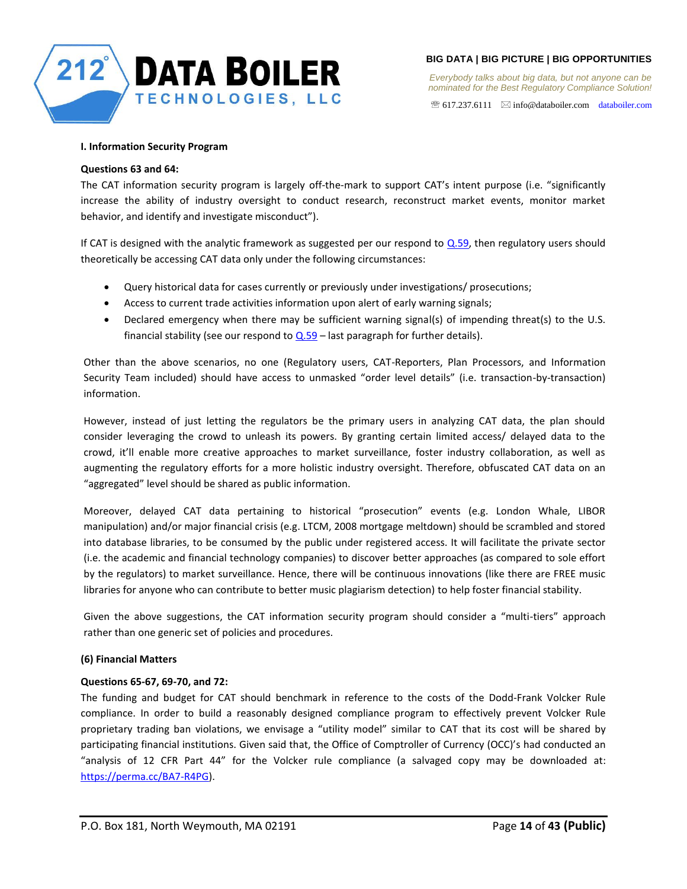### I. Information Security Program

**Questions 63 and 64:**

The CAT information security program is largely off-the-mark to support CAT's intent purpose (i.e. "significantly increase the ability of industry oversight to conduct research, reconstruct market events, monitor market behavior, and identify and investigate misconduct").

If CAT is designed with the analytic framework as suggested per our respond to Q.59, then regulatory users should theoretically be accessing CAT data only under the following circumstances:

- Query historical data for cases currently or previously under investigations/ prosecutions;
- Access to current trade activities information upon alert of early warning signals;
- Declared emergency when there may be sufficient warning signal(s) of impending threat(s) to the U.S. financial stability (see our respond to Q.59 – last paragraph for further details).

Other than the above scenarios, no one (Regulatory users, CAT-Reporters, Plan Processors, and Information Security Team included) should have access to unmasked "order level details" (i.e. transaction-by-transaction) information.

However, instead of just letting the regulators be the primary users in analyzing CAT data, the plan should consider leveraging the crowd to unleash its powers. By granting certain limited access/ delayed data to the crowd, it'll enable more creative approaches to market surveillance, foster industry collaboration, as well as augmenting the regulatory efforts for a more holistic industry oversight. Therefore, obfuscated CAT data on an "aggregated" level should be shared as public information.

Moreover, delayed CAT data pertaining to historical "prosecution" events (e.g. London Whale, LIBOR manipulation) and/or major financial crisis (e.g. LTCM, 2008 mortgage meltdown) should be scrambled and stored into database libraries, to be consumed by the public under registered access. It will facilitate the private sector (i.e. the academic and financial technology companies) to discover better approaches (as compared to sole effort by the regulators) to market surveillance. Hence, there will be continuous innovations (like there are FREE music libraries for anyone who can contribute to better music plagiarism detection) to help foster financial stability.

Given the above suggestions, the CAT information security program should consider a "multi-tiers" approach rather than one generic set of policies and procedures.

### (6) Financial Matters

**Questions 65-67, 69-70, and 72:**

The funding and budget for CAT should benchmark in reference to the costs of the Dodd-Frank Volcker Rule compliance. In order to build a reasonably designed compliance program to effectively prevent Volcker Rule proprietary trading ban violations, we envisage a "utility model" similar to CAT that its cost will be shared by participating financial institutions. Given said that, the Office of Comptroller of Currency (OCC)'s had conducted an "analysis of 12 CFR Part 44" for the Volcker rule compliance (a salvaged copy may be downloaded at: https://perma.cc/BA7-R4PG).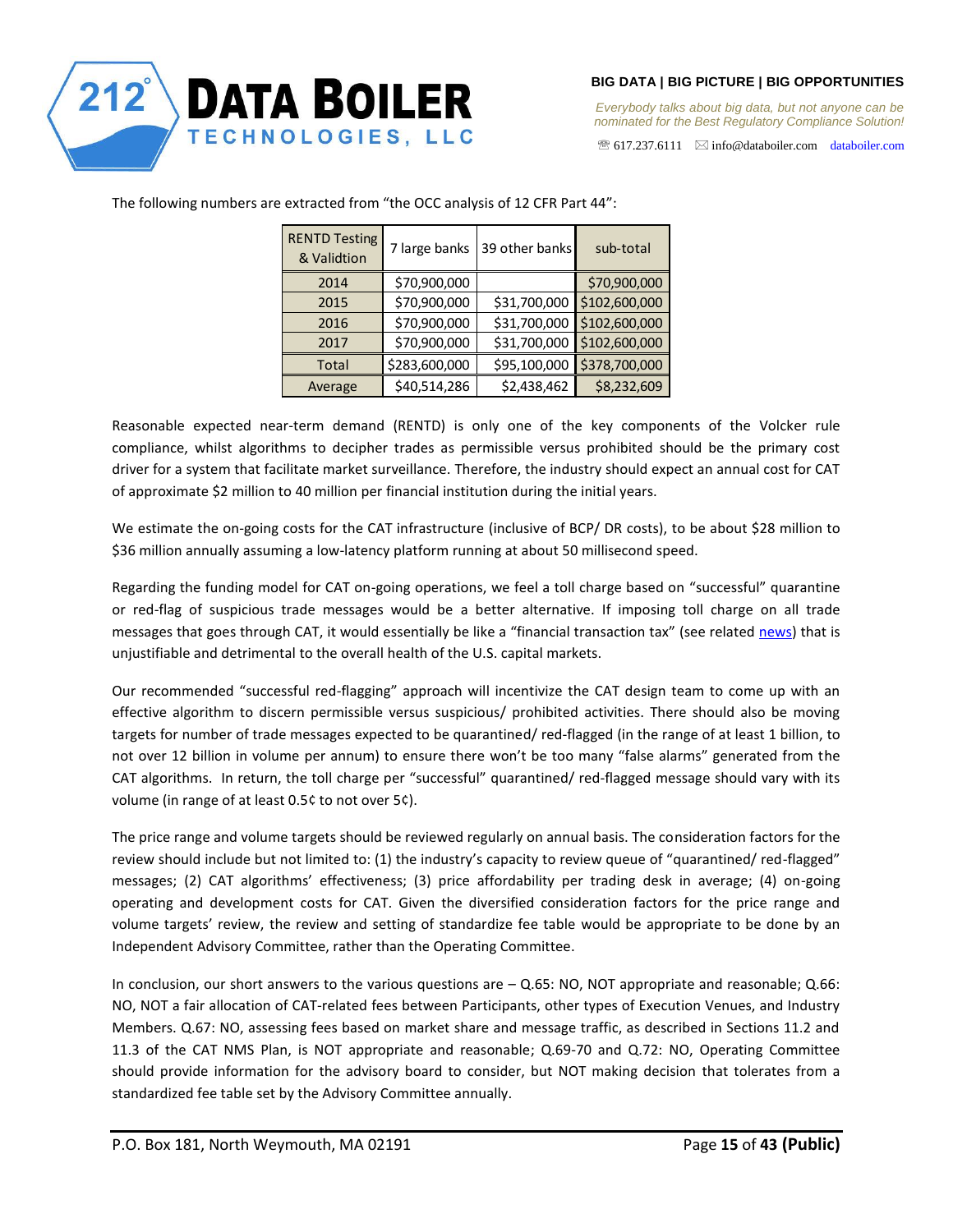The following numbers are extracted from "the OCC analysis of 12 CFR Part 44":

| RENTD Testing & Validtion | 7 large banks | 39 other banks | sub-total |
|---|---|---|---|
| 2014 | $70,900,000 | | $70,900,000 |
| 2015 | $70,900,000 | $31,700,000 | $102,600,000 |
| 2016 | $70,900,000 | $31,700,000 | $102,600,000 |
| 2017 | $70,900,000 | $31,700,000 | $102,600,000 |
| Total | $283,600,000 | $95,100,000 | $378,700,000 |
| Average | $40,514,286 | $2,438,462 | $8,232,609 |

Reasonable expected near-term demand (RENTD) is only one of the key components of the Volcker rule compliance, whilst algorithms to decipher trades as permissible versus prohibited should be the primary cost driver for a system that facilitate market surveillance. Therefore, the industry should expect an annual cost for CAT of approximate $2 million to 40 million per financial institution during the initial years.

We estimate the on-going costs for the CAT infrastructure (inclusive of BCP/ DR costs), to be about $28 million to $36 million annually assuming a low-latency platform running at about 50 millisecond speed.

Regarding the funding model for CAT on-going operations, we feel a toll charge based on "successful" quarantine or red-flag of suspicious trade messages would be a better alternative. If imposing toll charge on all trade messages that goes through CAT, it would essentially be like a "financial transaction tax" (see related news) that is unjustifiable and detrimental to the overall health of the U.S. capital markets.

Our recommended "successful red-flagging" approach will incentivize the CAT design team to come up with an effective algorithm to discern permissible versus suspicious/ prohibited activities. There should also be moving targets for number of trade messages expected to be quarantined/ red-flagged (in the range of at least 1 billion, to not over 12 billion in volume per annum) to ensure there won't be too many "false alarms" generated from the CAT algorithms. In return, the toll charge per "successful" quarantined/ red-flagged message should vary with its volume (in range of at least 0.5¢ to not over 5¢).

The price range and volume targets should be reviewed regularly on annual basis. The consideration factors for the review should include but not limited to: (1) the industry's capacity to review queue of "quarantined/ red-flagged" messages; (2) CAT algorithms' effectiveness; (3) price affordability per trading desk in average; (4) on-going operating and development costs for CAT. Given the diversified consideration factors for the price range and volume targets' review, the review and setting of standardize fee table would be appropriate to be done by an Independent Advisory Committee, rather than the Operating Committee.

In conclusion, our short answers to the various questions are – Q.65: NO, NOT appropriate and reasonable; Q.66: NO, NOT a fair allocation of CAT-related fees between Participants, other types of Execution Venues, and Industry Members. Q.67: NO, assessing fees based on market share and message traffic, as described in Sections 11.2 and 11.3 of the CAT NMS Plan, is NOT appropriate and reasonable; Q.69-70 and Q.72: NO, Operating Committee should provide information for the advisory board to consider, but NOT making decision that tolerates from a standardized fee table set by the Advisory Committee annually.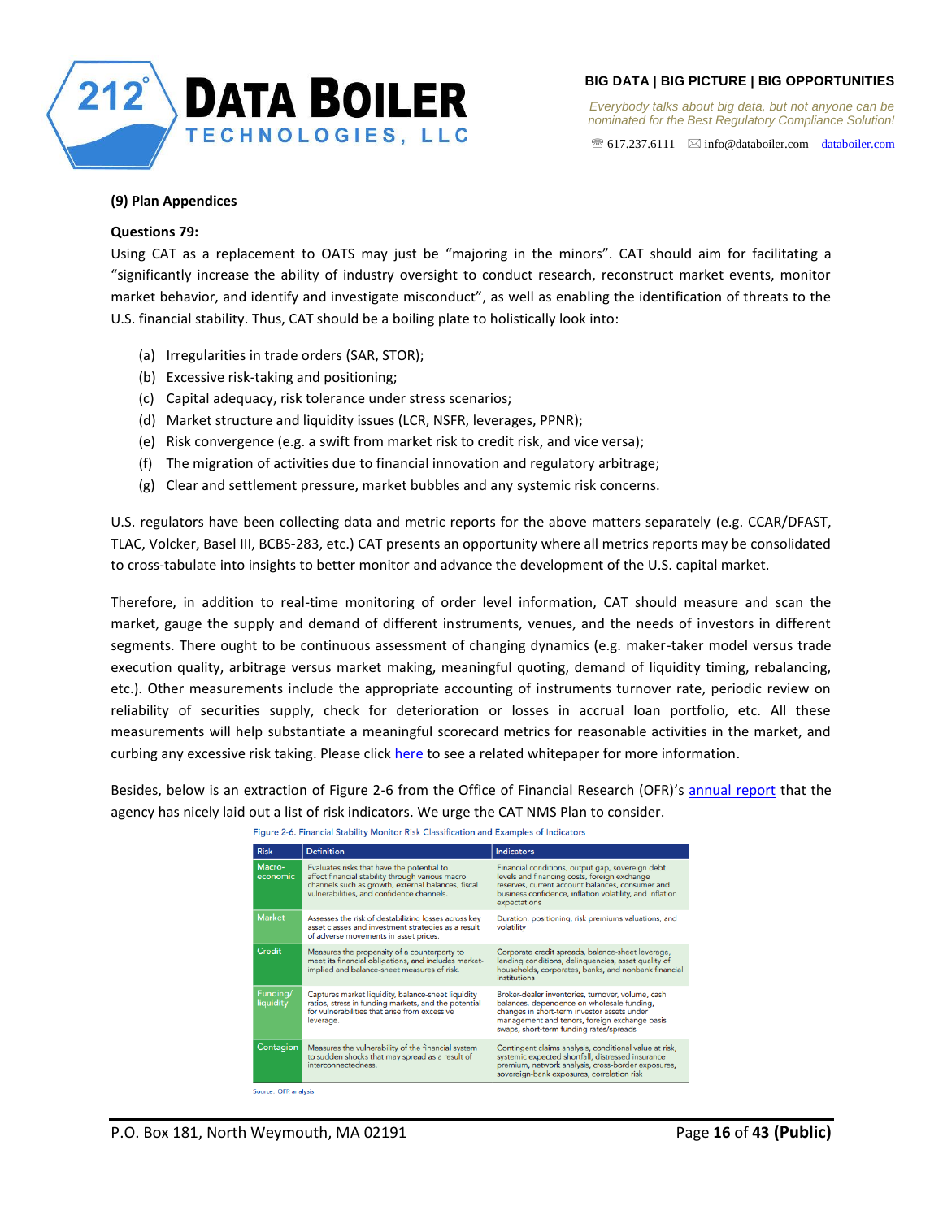**(9) Plan Appendices**

**Questions 79:**

Using CAT as a replacement to OATS may just be "majoring in the minors". CAT should aim for facilitating a "significantly increase the ability of industry oversight to conduct research, reconstruct market events, monitor market behavior, and identify and investigate misconduct", as well as enabling the identification of threats to the U.S. financial stability. Thus, CAT should be a boiling plate to holistically look into:

(a) Irregularities in trade orders (SAR, STOR);
(b) Excessive risk-taking and positioning;
(c) Capital adequacy, risk tolerance under stress scenarios;
(d) Market structure and liquidity issues (LCR, NSFR, leverages, PPNR);
(e) Risk convergence (e.g. a swift from market risk to credit risk, and vice versa);
(f) The migration of activities due to financial innovation and regulatory arbitrage;
(g) Clear and settlement pressure, market bubbles and any systemic risk concerns.

U.S. regulators have been collecting data and metric reports for the above matters separately (e.g. CCAR/DFAST, TLAC, Volcker, Basel III, BCBS-283, etc.) CAT presents an opportunity where all metrics reports may be consolidated to cross-tabulate into insights to better monitor and advance the development of the U.S. capital market.

Therefore, in addition to real-time monitoring of order level information, CAT should measure and scan the market, gauge the supply and demand of different instruments, venues, and the needs of investors in different segments. There ought to be continuous assessment of changing dynamics (e.g. maker-taker model versus trade execution quality, arbitrage versus market making, meaningful quoting, demand of liquidity timing, rebalancing, etc.). Other measurements include the appropriate accounting of instruments turnover rate, periodic review on reliability of securities supply, check for deterioration or losses in accrual loan portfolio, etc. All these measurements will help substantiate a meaningful scorecard metrics for reasonable activities in the market, and curbing any excessive risk taking. Please click here to see a related whitepaper for more information.

Besides, below is an extraction of Figure 2-6 from the Office of Financial Research (OFR)'s annual report that the agency has nicely laid out a list of risk indicators. We urge the CAT NMS Plan to consider.

Figure 2-6. Financial Stability Monitor Risk Classification and Examples of Indicators

| Risk | Definition | Indicators |
|---|---|---|
| Macro-economic | Evaluates risks that have the potential to affect financial stability through various macro channels such as growth, external balances, fiscal vulnerabilities, and confidence channels. | Financial conditions, output gap, sovereign debt levels and financing costs, foreign exchange reserves, current account balances, consumer and business confidence, inflation volatility, and inflation expectations |
| Market | Assesses the risk of destabilizing losses across key asset classes and investment strategies as a result of adverse movements in asset prices. | Duration, positioning, risk premiums valuations, and volatility |
| Credit | Measures the propensity of a counterparty to meet its financial obligations, and includes market-implied and balance-sheet measures of risk. | Corporate credit spreads, balance-sheet leverage, lending conditions, delinquencies, asset quality of households, corporates, banks, and nonbank financial institutions |
| Funding/ liquidity | Captures market liquidity, balance-sheet liquidity ratios, stress in funding markets, and the potential for vulnerabilities that arise from excessive leverage. | Broker-dealer inventories, turnover, volume, cash balances, dependence on wholesale funding, changes in short-term investor assets under management and tenors, foreign exchange basis swaps, short-term funding rates/spreads |
| Contagion | Measures the vulnerability of the financial system to sudden shocks that may spread as a result of interconnectedness. | Contingent claims analysis, conditional value at risk, systemic expected shortfall, distressed insurance premium, network analysis, cross-border exposures, sovereign-bank exposures, correlation risk |

Source: OFR analysis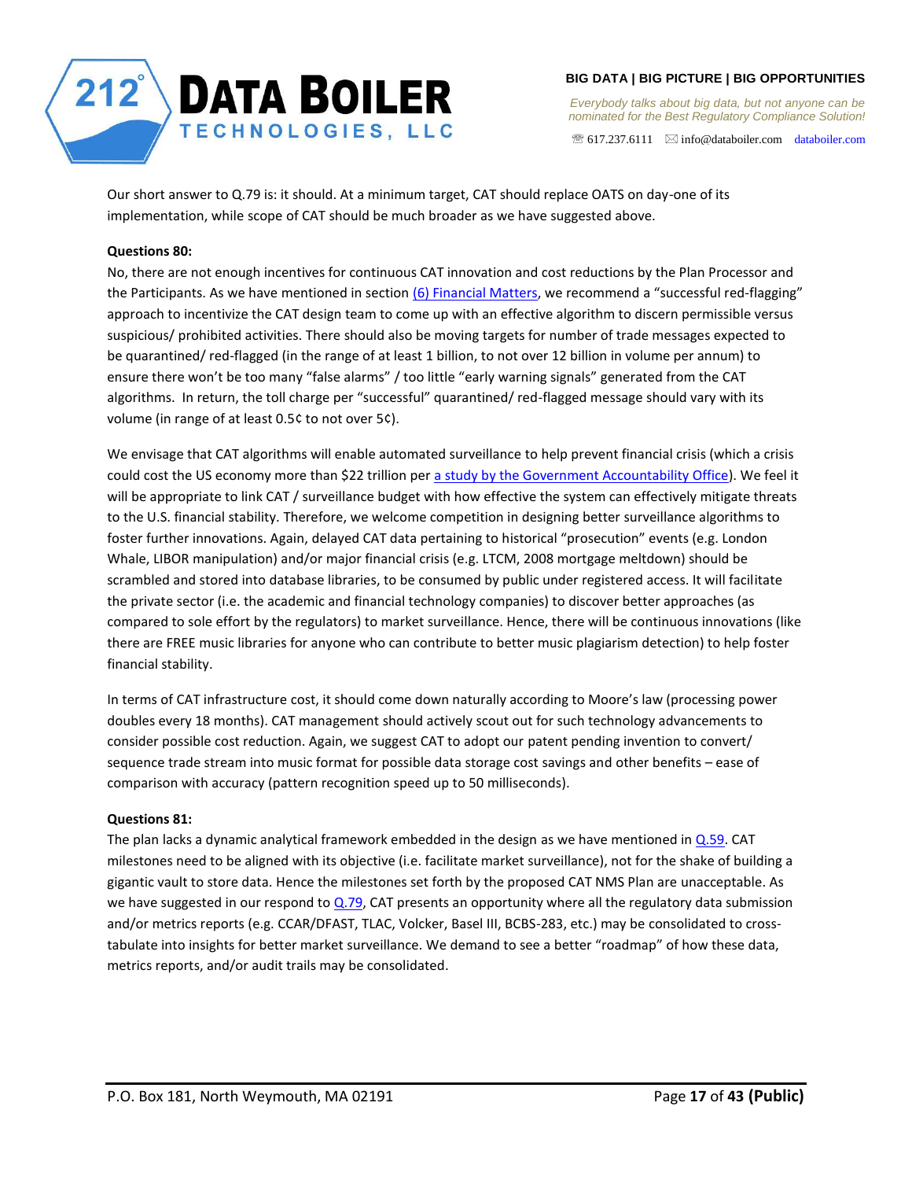Our short answer to Q.79 is: it should. At a minimum target, CAT should replace OATS on day-one of its implementation, while scope of CAT should be much broader as we have suggested above.

**Questions 80:**

No, there are not enough incentives for continuous CAT innovation and cost reductions by the Plan Processor and the Participants. As we have mentioned in section (6) Financial Matters, we recommend a "successful red-flagging" approach to incentivize the CAT design team to come up with an effective algorithm to discern permissible versus suspicious/ prohibited activities. There should also be moving targets for number of trade messages expected to be quarantined/ red-flagged (in the range of at least 1 billion, to not over 12 billion in volume per annum) to ensure there won't be too many "false alarms" / too little "early warning signals" generated from the CAT algorithms. In return, the toll charge per "successful" quarantined/ red-flagged message should vary with its volume (in range of at least 0.5¢ to not over 5¢).

We envisage that CAT algorithms will enable automated surveillance to help prevent financial crisis (which a crisis could cost the US economy more than $22 trillion per a study by the Government Accountability Office). We feel it will be appropriate to link CAT / surveillance budget with how effective the system can effectively mitigate threats to the U.S. financial stability. Therefore, we welcome competition in designing better surveillance algorithms to foster further innovations. Again, delayed CAT data pertaining to historical "prosecution" events (e.g. London Whale, LIBOR manipulation) and/or major financial crisis (e.g. LTCM, 2008 mortgage meltdown) should be scrambled and stored into database libraries, to be consumed by public under registered access. It will facilitate the private sector (i.e. the academic and financial technology companies) to discover better approaches (as compared to sole effort by the regulators) to market surveillance. Hence, there will be continuous innovations (like there are FREE music libraries for anyone who can contribute to better music plagiarism detection) to help foster financial stability.

In terms of CAT infrastructure cost, it should come down naturally according to Moore's law (processing power doubles every 18 months). CAT management should actively scout out for such technology advancements to consider possible cost reduction. Again, we suggest CAT to adopt our patent pending invention to convert/ sequence trade stream into music format for possible data storage cost savings and other benefits – ease of comparison with accuracy (pattern recognition speed up to 50 milliseconds).

**Questions 81:**

The plan lacks a dynamic analytical framework embedded in the design as we have mentioned in Q.59. CAT milestones need to be aligned with its objective (i.e. facilitate market surveillance), not for the shake of building a gigantic vault to store data. Hence the milestones set forth by the proposed CAT NMS Plan are unacceptable. As we have suggested in our respond to Q.79, CAT presents an opportunity where all the regulatory data submission and/or metrics reports (e.g. CCAR/DFAST, TLAC, Volcker, Basel III, BCBS-283, etc.) may be consolidated to cross-tabulate into insights for better market surveillance. We demand to see a better "roadmap" of how these data, metrics reports, and/or audit trails may be consolidated.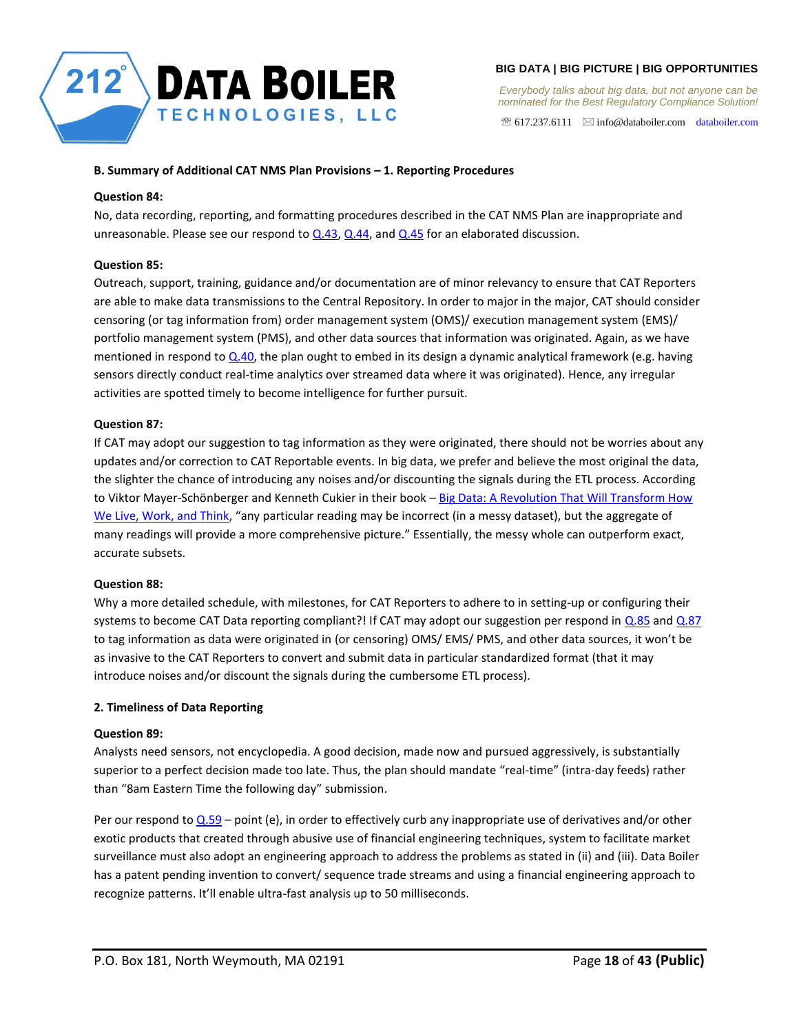### B. Summary of Additional CAT NMS Plan Provisions – 1. Reporting Procedures

**Question 84:**

No, data recording, reporting, and formatting procedures described in the CAT NMS Plan are inappropriate and unreasonable. Please see our respond to Q.43, Q.44, and Q.45 for an elaborated discussion.

**Question 85:**

Outreach, support, training, guidance and/or documentation are of minor relevancy to ensure that CAT Reporters are able to make data transmissions to the Central Repository. In order to major in the major, CAT should consider censoring (or tag information from) order management system (OMS)/ execution management system (EMS)/ portfolio management system (PMS), and other data sources that information was originated. Again, as we have mentioned in respond to Q.40, the plan ought to embed in its design a dynamic analytical framework (e.g. having sensors directly conduct real-time analytics over streamed data where it was originated). Hence, any irregular activities are spotted timely to become intelligence for further pursuit.

**Question 87:**

If CAT may adopt our suggestion to tag information as they were originated, there should not be worries about any updates and/or correction to CAT Reportable events. In big data, we prefer and believe the most original the data, the slighter the chance of introducing any noises and/or discounting the signals during the ETL process. According to Viktor Mayer-Schönberger and Kenneth Cukier in their book – Big Data: A Revolution That Will Transform How We Live, Work, and Think, "any particular reading may be incorrect (in a messy dataset), but the aggregate of many readings will provide a more comprehensive picture." Essentially, the messy whole can outperform exact, accurate subsets.

**Question 88:**

Why a more detailed schedule, with milestones, for CAT Reporters to adhere to in setting-up or configuring their systems to become CAT Data reporting compliant?! If CAT may adopt our suggestion per respond in Q.85 and Q.87 to tag information as data were originated in (or censoring) OMS/ EMS/ PMS, and other data sources, it won't be as invasive to the CAT Reporters to convert and submit data in particular standardized format (that it may introduce noises and/or discount the signals during the cumbersome ETL process).

### 2. Timeliness of Data Reporting

**Question 89:**

Analysts need sensors, not encyclopedia. A good decision, made now and pursued aggressively, is substantially superior to a perfect decision made too late. Thus, the plan should mandate "real-time" (intra-day feeds) rather than "8am Eastern Time the following day" submission.

Per our respond to Q.59 – point (e), in order to effectively curb any inappropriate use of derivatives and/or other exotic products that created through abusive use of financial engineering techniques, system to facilitate market surveillance must also adopt an engineering approach to address the problems as stated in (ii) and (iii). Data Boiler has a patent pending invention to convert/ sequence trade streams and using a financial engineering approach to recognize patterns. It'll enable ultra-fast analysis up to 50 milliseconds.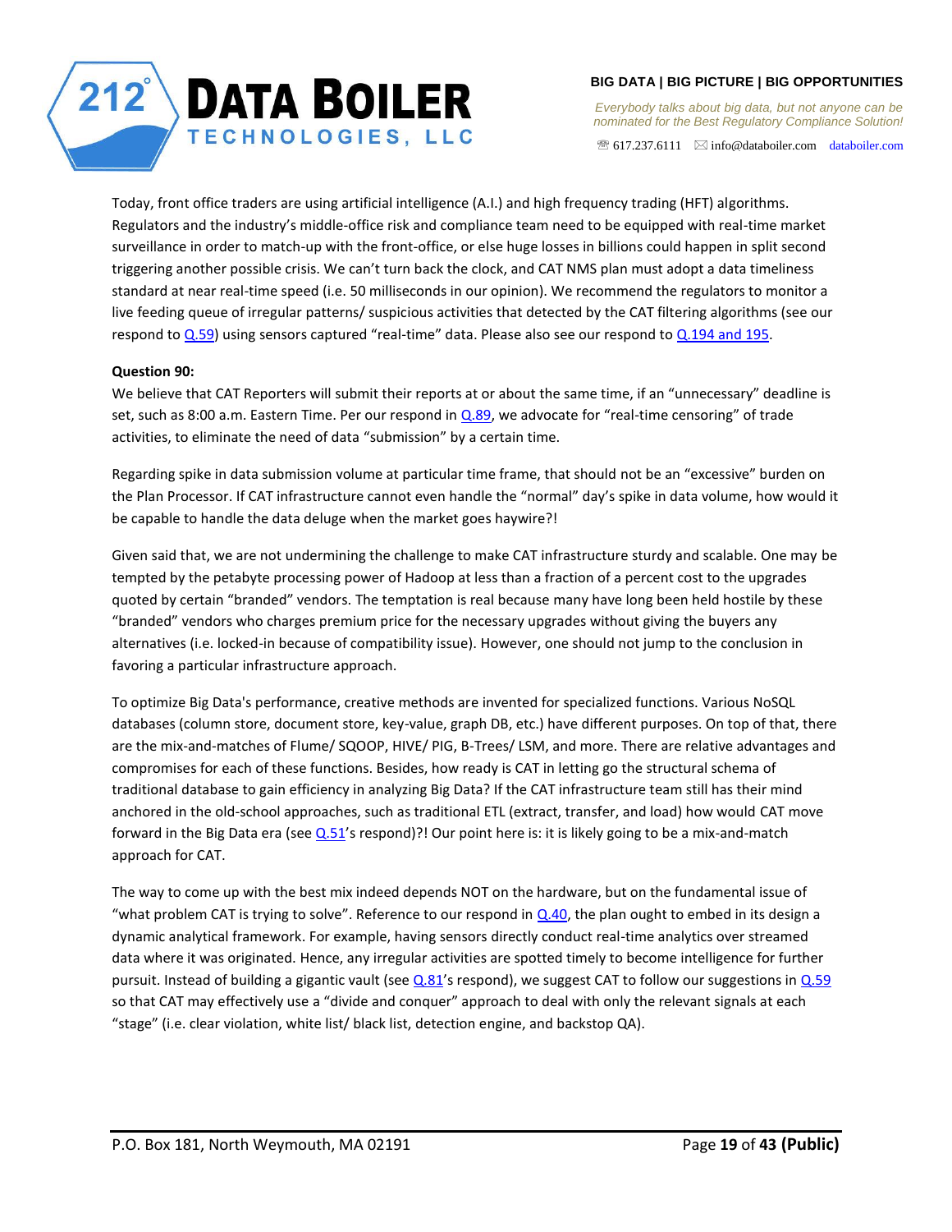Today, front office traders are using artificial intelligence (A.I.) and high frequency trading (HFT) algorithms. Regulators and the industry's middle-office risk and compliance team need to be equipped with real-time market surveillance in order to match-up with the front-office, or else huge losses in billions could happen in split second triggering another possible crisis. We can't turn back the clock, and CAT NMS plan must adopt a data timeliness standard at near real-time speed (i.e. 50 milliseconds in our opinion). We recommend the regulators to monitor a live feeding queue of irregular patterns/ suspicious activities that detected by the CAT filtering algorithms (see our respond to Q.59) using sensors captured "real-time" data. Please also see our respond to Q.194 and 195.

**Question 90:**

We believe that CAT Reporters will submit their reports at or about the same time, if an "unnecessary" deadline is set, such as 8:00 a.m. Eastern Time. Per our respond in Q.89, we advocate for "real-time censoring" of trade activities, to eliminate the need of data "submission" by a certain time.

Regarding spike in data submission volume at particular time frame, that should not be an "excessive" burden on the Plan Processor. If CAT infrastructure cannot even handle the "normal" day's spike in data volume, how would it be capable to handle the data deluge when the market goes haywire?!

Given said that, we are not undermining the challenge to make CAT infrastructure sturdy and scalable. One may be tempted by the petabyte processing power of Hadoop at less than a fraction of a percent cost to the upgrades quoted by certain "branded" vendors. The temptation is real because many have long been held hostile by these "branded" vendors who charges premium price for the necessary upgrades without giving the buyers any alternatives (i.e. locked-in because of compatibility issue). However, one should not jump to the conclusion in favoring a particular infrastructure approach.

To optimize Big Data's performance, creative methods are invented for specialized functions. Various NoSQL databases (column store, document store, key-value, graph DB, etc.) have different purposes. On top of that, there are the mix-and-matches of Flume/ SQOOP, HIVE/ PIG, B-Trees/ LSM, and more. There are relative advantages and compromises for each of these functions. Besides, how ready is CAT in letting go the structural schema of traditional database to gain efficiency in analyzing Big Data? If the CAT infrastructure team still has their mind anchored in the old-school approaches, such as traditional ETL (extract, transfer, and load) how would CAT move forward in the Big Data era (see Q.51's respond)?! Our point here is: it is likely going to be a mix-and-match approach for CAT.

The way to come up with the best mix indeed depends NOT on the hardware, but on the fundamental issue of "what problem CAT is trying to solve". Reference to our respond in Q.40, the plan ought to embed in its design a dynamic analytical framework. For example, having sensors directly conduct real-time analytics over streamed data where it was originated. Hence, any irregular activities are spotted timely to become intelligence for further pursuit. Instead of building a gigantic vault (see Q.81's respond), we suggest CAT to follow our suggestions in Q.59 so that CAT may effectively use a "divide and conquer" approach to deal with only the relevant signals at each "stage" (i.e. clear violation, white list/ black list, detection engine, and backstop QA).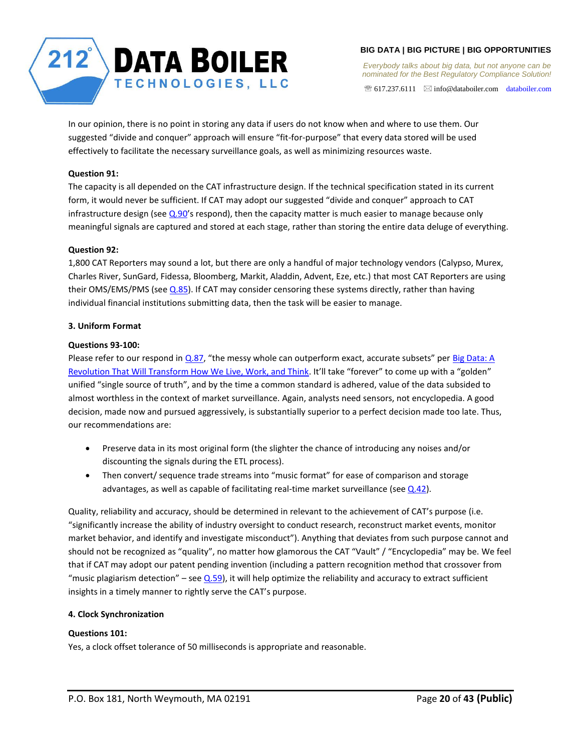In our opinion, there is no point in storing any data if users do not know when and where to use them. Our suggested "divide and conquer" approach will ensure "fit-for-purpose" that every data stored will be used effectively to facilitate the necessary surveillance goals, as well as minimizing resources waste.

**Question 91:**

The capacity is all depended on the CAT infrastructure design. If the technical specification stated in its current form, it would never be sufficient. If CAT may adopt our suggested "divide and conquer" approach to CAT infrastructure design (see Q.90's respond), then the capacity matter is much easier to manage because only meaningful signals are captured and stored at each stage, rather than storing the entire data deluge of everything.

**Question 92:**

1,800 CAT Reporters may sound a lot, but there are only a handful of major technology vendors (Calypso, Murex, Charles River, SunGard, Fidessa, Bloomberg, Markit, Aladdin, Advent, Eze, etc.) that most CAT Reporters are using their OMS/EMS/PMS (see Q.85). If CAT may consider censoring these systems directly, rather than having individual financial institutions submitting data, then the task will be easier to manage.

**3. Uniform Format**

**Questions 93-100:**

Please refer to our respond in Q.87, "the messy whole can outperform exact, accurate subsets" per Big Data: A Revolution That Will Transform How We Live, Work, and Think. It'll take "forever" to come up with a "golden" unified "single source of truth", and by the time a common standard is adhered, value of the data subsided to almost worthless in the context of market surveillance. Again, analysts need sensors, not encyclopedia. A good decision, made now and pursued aggressively, is substantially superior to a perfect decision made too late. Thus, our recommendations are:

- Preserve data in its most original form (the slighter the chance of introducing any noises and/or discounting the signals during the ETL process).
- Then convert/ sequence trade streams into "music format" for ease of comparison and storage advantages, as well as capable of facilitating real-time market surveillance (see Q.42).

Quality, reliability and accuracy, should be determined in relevant to the achievement of CAT's purpose (i.e. "significantly increase the ability of industry oversight to conduct research, reconstruct market events, monitor market behavior, and identify and investigate misconduct"). Anything that deviates from such purpose cannot and should not be recognized as "quality", no matter how glamorous the CAT "Vault" / "Encyclopedia" may be. We feel that if CAT may adopt our patent pending invention (including a pattern recognition method that crossover from "music plagiarism detection" – see Q.59), it will help optimize the reliability and accuracy to extract sufficient insights in a timely manner to rightly serve the CAT's purpose.

**4. Clock Synchronization**

**Questions 101:**

Yes, a clock offset tolerance of 50 milliseconds is appropriate and reasonable.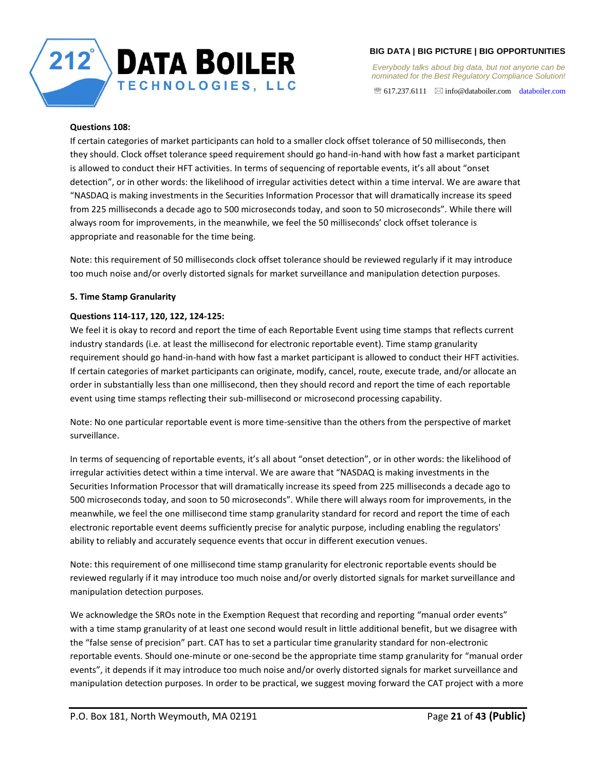**Questions 108:**

If certain categories of market participants can hold to a smaller clock offset tolerance of 50 milliseconds, then they should. Clock offset tolerance speed requirement should go hand-in-hand with how fast a market participant is allowed to conduct their HFT activities. In terms of sequencing of reportable events, it's all about "onset detection", or in other words: the likelihood of irregular activities detect within a time interval. We are aware that "NASDAQ is making investments in the Securities Information Processor that will dramatically increase its speed from 225 milliseconds a decade ago to 500 microseconds today, and soon to 50 microseconds". While there will always room for improvements, in the meanwhile, we feel the 50 milliseconds' clock offset tolerance is appropriate and reasonable for the time being.

Note: this requirement of 50 milliseconds clock offset tolerance should be reviewed regularly if it may introduce too much noise and/or overly distorted signals for market surveillance and manipulation detection purposes.

**5. Time Stamp Granularity**

**Questions 114-117, 120, 122, 124-125:**

We feel it is okay to record and report the time of each Reportable Event using time stamps that reflects current industry standards (i.e. at least the millisecond for electronic reportable event). Time stamp granularity requirement should go hand-in-hand with how fast a market participant is allowed to conduct their HFT activities. If certain categories of market participants can originate, modify, cancel, route, execute trade, and/or allocate an order in substantially less than one millisecond, then they should record and report the time of each reportable event using time stamps reflecting their sub-millisecond or microsecond processing capability.

Note: No one particular reportable event is more time-sensitive than the others from the perspective of market surveillance.

In terms of sequencing of reportable events, it's all about "onset detection", or in other words: the likelihood of irregular activities detect within a time interval. We are aware that "NASDAQ is making investments in the Securities Information Processor that will dramatically increase its speed from 225 milliseconds a decade ago to 500 microseconds today, and soon to 50 microseconds". While there will always room for improvements, in the meanwhile, we feel the one millisecond time stamp granularity standard for record and report the time of each electronic reportable event deems sufficiently precise for analytic purpose, including enabling the regulators' ability to reliably and accurately sequence events that occur in different execution venues.

Note: this requirement of one millisecond time stamp granularity for electronic reportable events should be reviewed regularly if it may introduce too much noise and/or overly distorted signals for market surveillance and manipulation detection purposes.

We acknowledge the SROs note in the Exemption Request that recording and reporting "manual order events" with a time stamp granularity of at least one second would result in little additional benefit, but we disagree with the "false sense of precision" part. CAT has to set a particular time granularity standard for non-electronic reportable events. Should one-minute or one-second be the appropriate time stamp granularity for "manual order events", it depends if it may introduce too much noise and/or overly distorted signals for market surveillance and manipulation detection purposes. In order to be practical, we suggest moving forward the CAT project with a more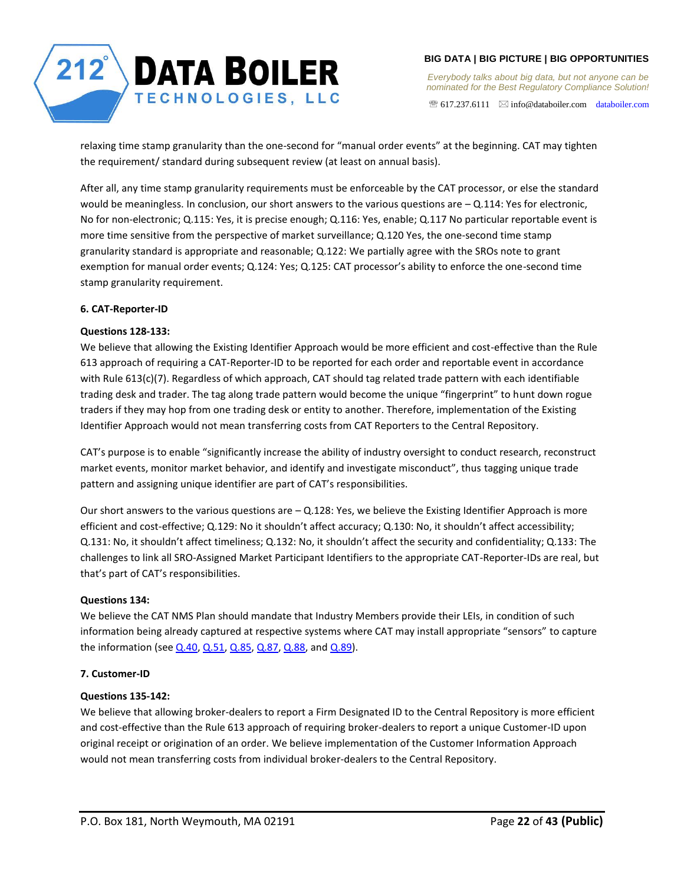relaxing time stamp granularity than the one-second for "manual order events" at the beginning. CAT may tighten the requirement/ standard during subsequent review (at least on annual basis).

After all, any time stamp granularity requirements must be enforceable by the CAT processor, or else the standard would be meaningless. In conclusion, our short answers to the various questions are – Q.114: Yes for electronic, No for non-electronic; Q.115: Yes, it is precise enough; Q.116: Yes, enable; Q.117 No particular reportable event is more time sensitive from the perspective of market surveillance; Q.120 Yes, the one-second time stamp granularity standard is appropriate and reasonable; Q.122: We partially agree with the SROs note to grant exemption for manual order events; Q.124: Yes; Q.125: CAT processor's ability to enforce the one-second time stamp granularity requirement.

**6. CAT-Reporter-ID**

**Questions 128-133:**
We believe that allowing the Existing Identifier Approach would be more efficient and cost-effective than the Rule 613 approach of requiring a CAT-Reporter-ID to be reported for each order and reportable event in accordance with Rule 613(c)(7). Regardless of which approach, CAT should tag related trade pattern with each identifiable trading desk and trader. The tag along trade pattern would become the unique "fingerprint" to hunt down rogue traders if they may hop from one trading desk or entity to another. Therefore, implementation of the Existing Identifier Approach would not mean transferring costs from CAT Reporters to the Central Repository.

CAT's purpose is to enable "significantly increase the ability of industry oversight to conduct research, reconstruct market events, monitor market behavior, and identify and investigate misconduct", thus tagging unique trade pattern and assigning unique identifier are part of CAT's responsibilities.

Our short answers to the various questions are – Q.128: Yes, we believe the Existing Identifier Approach is more efficient and cost-effective; Q.129: No it shouldn't affect accuracy; Q.130: No, it shouldn't affect accessibility; Q.131: No, it shouldn't affect timeliness; Q.132: No, it shouldn't affect the security and confidentiality; Q.133: The challenges to link all SRO-Assigned Market Participant Identifiers to the appropriate CAT-Reporter-IDs are real, but that's part of CAT's responsibilities.

**Questions 134:**
We believe the CAT NMS Plan should mandate that Industry Members provide their LEIs, in condition of such information being already captured at respective systems where CAT may install appropriate "sensors" to capture the information (see Q.40, Q.51, Q.85, Q.87, Q.88, and Q.89).

**7. Customer-ID**

**Questions 135-142:**
We believe that allowing broker-dealers to report a Firm Designated ID to the Central Repository is more efficient and cost-effective than the Rule 613 approach of requiring broker-dealers to report a unique Customer-ID upon original receipt or origination of an order. We believe implementation of the Customer Information Approach would not mean transferring costs from individual broker-dealers to the Central Repository.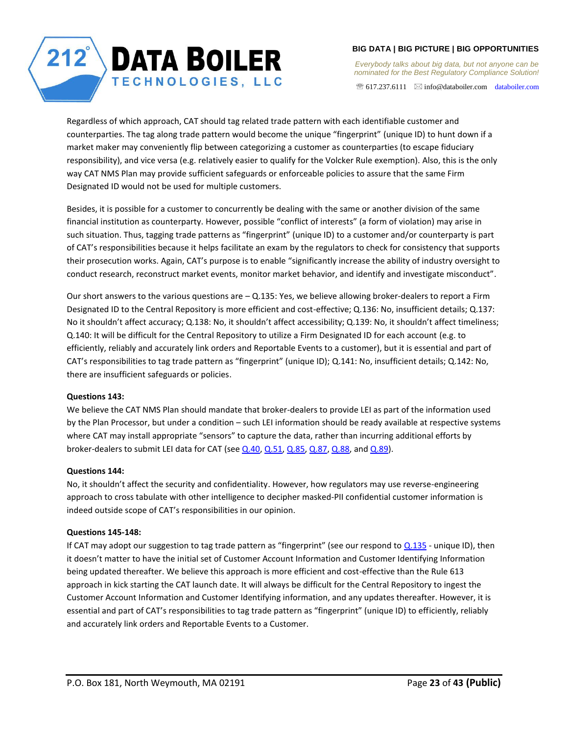Regardless of which approach, CAT should tag related trade pattern with each identifiable customer and counterparties. The tag along trade pattern would become the unique "fingerprint" (unique ID) to hunt down if a market maker may conveniently flip between categorizing a customer as counterparties (to escape fiduciary responsibility), and vice versa (e.g. relatively easier to qualify for the Volcker Rule exemption). Also, this is the only way CAT NMS Plan may provide sufficient safeguards or enforceable policies to assure that the same Firm Designated ID would not be used for multiple customers.

Besides, it is possible for a customer to concurrently be dealing with the same or another division of the same financial institution as counterparty. However, possible "conflict of interests" (a form of violation) may arise in such situation. Thus, tagging trade patterns as "fingerprint" (unique ID) to a customer and/or counterparty is part of CAT's responsibilities because it helps facilitate an exam by the regulators to check for consistency that supports their prosecution works. Again, CAT's purpose is to enable "significantly increase the ability of industry oversight to conduct research, reconstruct market events, monitor market behavior, and identify and investigate misconduct".

Our short answers to the various questions are – Q.135: Yes, we believe allowing broker-dealers to report a Firm Designated ID to the Central Repository is more efficient and cost-effective; Q.136: No, insufficient details; Q.137: No it shouldn't affect accuracy; Q.138: No, it shouldn't affect accessibility; Q.139: No, it shouldn't affect timeliness; Q.140: It will be difficult for the Central Repository to utilize a Firm Designated ID for each account (e.g. to efficiently, reliably and accurately link orders and Reportable Events to a customer), but it is essential and part of CAT's responsibilities to tag trade pattern as "fingerprint" (unique ID); Q.141: No, insufficient details; Q.142: No, there are insufficient safeguards or policies.

**Questions 143:**

We believe the CAT NMS Plan should mandate that broker-dealers to provide LEI as part of the information used by the Plan Processor, but under a condition – such LEI information should be ready available at respective systems where CAT may install appropriate "sensors" to capture the data, rather than incurring additional efforts by broker-dealers to submit LEI data for CAT (see Q.40, Q.51, Q.85, Q.87, Q.88, and Q.89).

**Questions 144:**

No, it shouldn't affect the security and confidentiality. However, how regulators may use reverse-engineering approach to cross tabulate with other intelligence to decipher masked-PII confidential customer information is indeed outside scope of CAT's responsibilities in our opinion.

**Questions 145-148:**

If CAT may adopt our suggestion to tag trade pattern as "fingerprint" (see our respond to Q.135 - unique ID), then it doesn't matter to have the initial set of Customer Account Information and Customer Identifying Information being updated thereafter. We believe this approach is more efficient and cost-effective than the Rule 613 approach in kick starting the CAT launch date. It will always be difficult for the Central Repository to ingest the Customer Account Information and Customer Identifying information, and any updates thereafter. However, it is essential and part of CAT's responsibilities to tag trade pattern as "fingerprint" (unique ID) to efficiently, reliably and accurately link orders and Reportable Events to a Customer.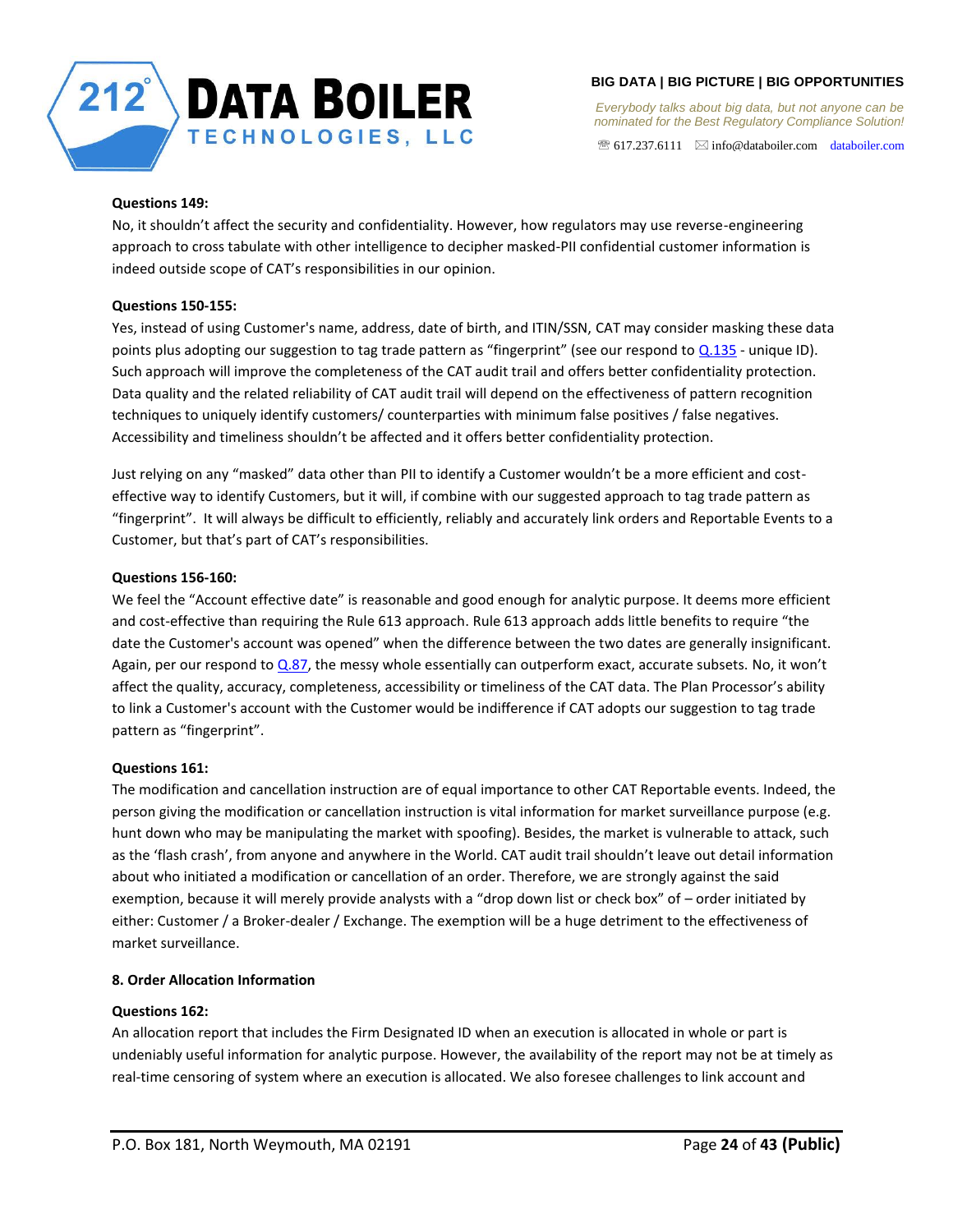**Questions 149:**

No, it shouldn't affect the security and confidentiality. However, how regulators may use reverse-engineering approach to cross tabulate with other intelligence to decipher masked-PII confidential customer information is indeed outside scope of CAT's responsibilities in our opinion.

**Questions 150-155:**

Yes, instead of using Customer's name, address, date of birth, and ITIN/SSN, CAT may consider masking these data points plus adopting our suggestion to tag trade pattern as "fingerprint" (see our respond to Q.135 - unique ID). Such approach will improve the completeness of the CAT audit trail and offers better confidentiality protection. Data quality and the related reliability of CAT audit trail will depend on the effectiveness of pattern recognition techniques to uniquely identify customers/ counterparties with minimum false positives / false negatives. Accessibility and timeliness shouldn't be affected and it offers better confidentiality protection.

Just relying on any "masked" data other than PII to identify a Customer wouldn't be a more efficient and cost-effective way to identify Customers, but it will, if combine with our suggested approach to tag trade pattern as "fingerprint". It will always be difficult to efficiently, reliably and accurately link orders and Reportable Events to a Customer, but that's part of CAT's responsibilities.

**Questions 156-160:**

We feel the "Account effective date" is reasonable and good enough for analytic purpose. It deems more efficient and cost-effective than requiring the Rule 613 approach. Rule 613 approach adds little benefits to require "the date the Customer's account was opened" when the difference between the two dates are generally insignificant. Again, per our respond to Q.87, the messy whole essentially can outperform exact, accurate subsets. No, it won't affect the quality, accuracy, completeness, accessibility or timeliness of the CAT data. The Plan Processor's ability to link a Customer's account with the Customer would be indifference if CAT adopts our suggestion to tag trade pattern as "fingerprint".

**Questions 161:**

The modification and cancellation instruction are of equal importance to other CAT Reportable events. Indeed, the person giving the modification or cancellation instruction is vital information for market surveillance purpose (e.g. hunt down who may be manipulating the market with spoofing). Besides, the market is vulnerable to attack, such as the 'flash crash', from anyone and anywhere in the World. CAT audit trail shouldn't leave out detail information about who initiated a modification or cancellation of an order. Therefore, we are strongly against the said exemption, because it will merely provide analysts with a "drop down list or check box" of – order initiated by either: Customer / a Broker-dealer / Exchange. The exemption will be a huge detriment to the effectiveness of market surveillance.

**8. Order Allocation Information**

**Questions 162:**

An allocation report that includes the Firm Designated ID when an execution is allocated in whole or part is undeniably useful information for analytic purpose. However, the availability of the report may not be at timely as real-time censoring of system where an execution is allocated. We also foresee challenges to link account and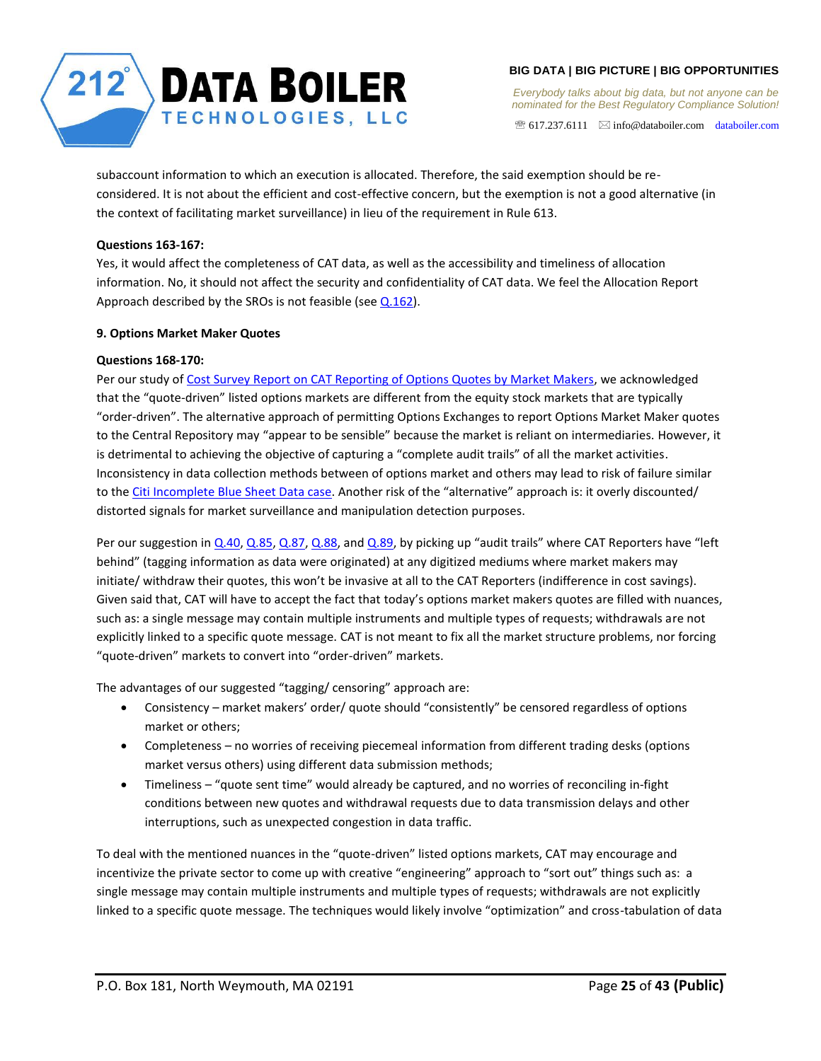subaccount information to which an execution is allocated. Therefore, the said exemption should be re-considered. It is not about the efficient and cost-effective concern, but the exemption is not a good alternative (in the context of facilitating market surveillance) in lieu of the requirement in Rule 613.

**Questions 163-167:**

Yes, it would affect the completeness of CAT data, as well as the accessibility and timeliness of allocation information. No, it should not affect the security and confidentiality of CAT data. We feel the Allocation Report Approach described by the SROs is not feasible (see Q.162).

**9. Options Market Maker Quotes**

**Questions 168-170:**

Per our study of Cost Survey Report on CAT Reporting of Options Quotes by Market Makers, we acknowledged that the "quote-driven" listed options markets are different from the equity stock markets that are typically "order-driven". The alternative approach of permitting Options Exchanges to report Options Market Maker quotes to the Central Repository may "appear to be sensible" because the market is reliant on intermediaries. However, it is detrimental to achieving the objective of capturing a "complete audit trails" of all the market activities. Inconsistency in data collection methods between of options market and others may lead to risk of failure similar to the Citi Incomplete Blue Sheet Data case. Another risk of the "alternative" approach is: it overly discounted/ distorted signals for market surveillance and manipulation detection purposes.

Per our suggestion in Q.40, Q.85, Q.87, Q.88, and Q.89, by picking up "audit trails" where CAT Reporters have "left behind" (tagging information as data were originated) at any digitized mediums where market makers may initiate/ withdraw their quotes, this won't be invasive at all to the CAT Reporters (indifference in cost savings). Given said that, CAT will have to accept the fact that today's options market makers quotes are filled with nuances, such as: a single message may contain multiple instruments and multiple types of requests; withdrawals are not explicitly linked to a specific quote message. CAT is not meant to fix all the market structure problems, nor forcing "quote-driven" markets to convert into "order-driven" markets.

The advantages of our suggested "tagging/ censoring" approach are:

- Consistency – market makers' order/ quote should "consistently" be censored regardless of options market or others;
- Completeness – no worries of receiving piecemeal information from different trading desks (options market versus others) using different data submission methods;
- Timeliness – "quote sent time" would already be captured, and no worries of reconciling in-fight conditions between new quotes and withdrawal requests due to data transmission delays and other interruptions, such as unexpected congestion in data traffic.

To deal with the mentioned nuances in the "quote-driven" listed options markets, CAT may encourage and incentivize the private sector to come up with creative "engineering" approach to "sort out" things such as: a single message may contain multiple instruments and multiple types of requests; withdrawals are not explicitly linked to a specific quote message. The techniques would likely involve "optimization" and cross-tabulation of data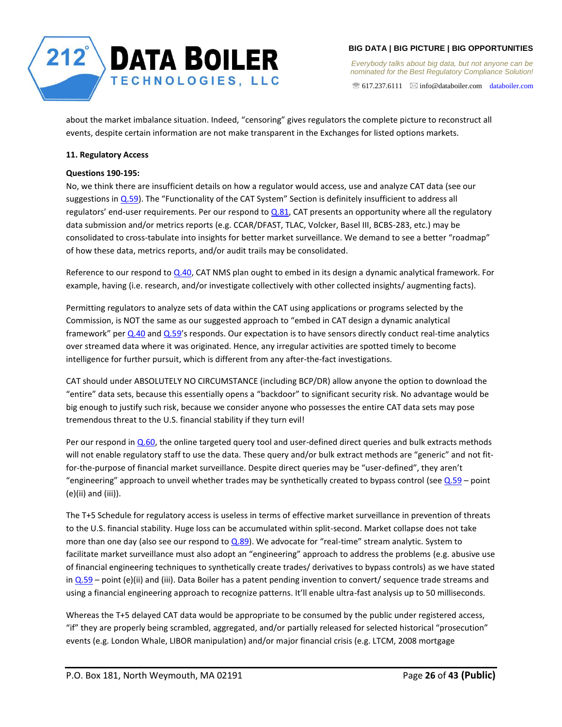about the market imbalance situation. Indeed, "censoring" gives regulators the complete picture to reconstruct all events, despite certain information are not make transparent in the Exchanges for listed options markets.

**11. Regulatory Access**

**Questions 190-195:**

No, we think there are insufficient details on how a regulator would access, use and analyze CAT data (see our suggestions in Q.59). The "Functionality of the CAT System" Section is definitely insufficient to address all regulators' end-user requirements. Per our respond to Q.81, CAT presents an opportunity where all the regulatory data submission and/or metrics reports (e.g. CCAR/DFAST, TLAC, Volcker, Basel III, BCBS-283, etc.) may be consolidated to cross-tabulate into insights for better market surveillance. We demand to see a better "roadmap" of how these data, metrics reports, and/or audit trails may be consolidated.

Reference to our respond to Q.40, CAT NMS plan ought to embed in its design a dynamic analytical framework. For example, having (i.e. research, and/or investigate collectively with other collected insights/ augmenting facts).

Permitting regulators to analyze sets of data within the CAT using applications or programs selected by the Commission, is NOT the same as our suggested approach to "embed in CAT design a dynamic analytical framework" per Q.40 and Q.59's responds. Our expectation is to have sensors directly conduct real-time analytics over streamed data where it was originated. Hence, any irregular activities are spotted timely to become intelligence for further pursuit, which is different from any after-the-fact investigations.

CAT should under ABSOLUTELY NO CIRCUMSTANCE (including BCP/DR) allow anyone the option to download the "entire" data sets, because this essentially opens a "backdoor" to significant security risk. No advantage would be big enough to justify such risk, because we consider anyone who possesses the entire CAT data sets may pose tremendous threat to the U.S. financial stability if they turn evil!

Per our respond in Q.60, the online targeted query tool and user-defined direct queries and bulk extracts methods will not enable regulatory staff to use the data. These query and/or bulk extract methods are "generic" and not fit-for-the-purpose of financial market surveillance. Despite direct queries may be "user-defined", they aren't "engineering" approach to unveil whether trades may be synthetically created to bypass control (see Q.59 – point (e)(ii) and (iii)).

The T+5 Schedule for regulatory access is useless in terms of effective market surveillance in prevention of threats to the U.S. financial stability. Huge loss can be accumulated within split-second. Market collapse does not take more than one day (also see our respond to Q.89). We advocate for "real-time" stream analytic. System to facilitate market surveillance must also adopt an "engineering" approach to address the problems (e.g. abusive use of financial engineering techniques to synthetically create trades/ derivatives to bypass controls) as we have stated in Q.59 – point (e)(ii) and (iii). Data Boiler has a patent pending invention to convert/ sequence trade streams and using a financial engineering approach to recognize patterns. It'll enable ultra-fast analysis up to 50 milliseconds.

Whereas the T+5 delayed CAT data would be appropriate to be consumed by the public under registered access, "if" they are properly being scrambled, aggregated, and/or partially released for selected historical "prosecution" events (e.g. London Whale, LIBOR manipulation) and/or major financial crisis (e.g. LTCM, 2008 mortgage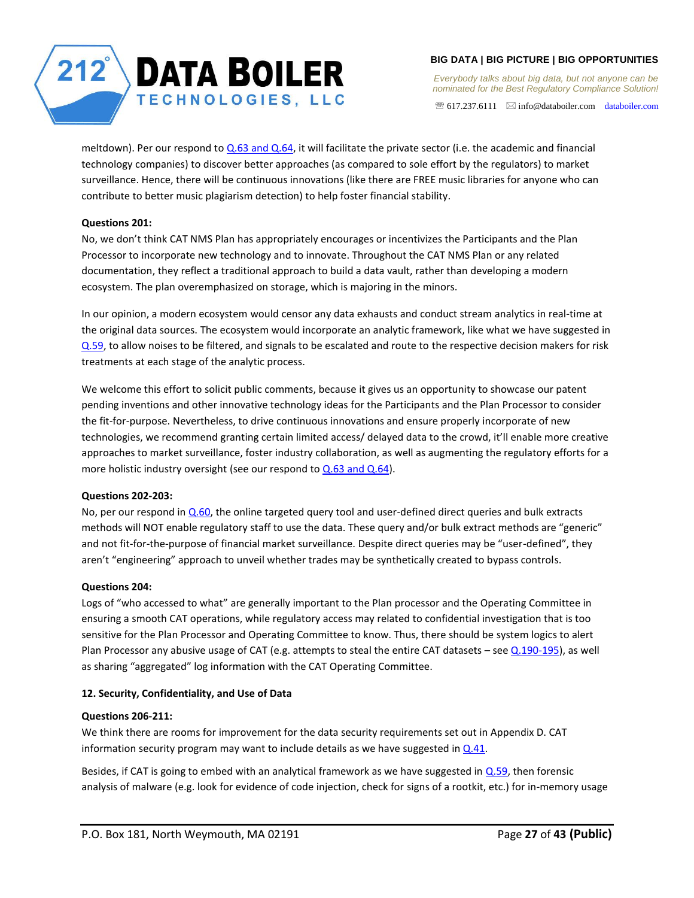meltdown). Per our respond to Q.63 and Q.64, it will facilitate the private sector (i.e. the academic and financial technology companies) to discover better approaches (as compared to sole effort by the regulators) to market surveillance. Hence, there will be continuous innovations (like there are FREE music libraries for anyone who can contribute to better music plagiarism detection) to help foster financial stability.

**Questions 201:**

No, we don't think CAT NMS Plan has appropriately encourages or incentivizes the Participants and the Plan Processor to incorporate new technology and to innovate. Throughout the CAT NMS Plan or any related documentation, they reflect a traditional approach to build a data vault, rather than developing a modern ecosystem. The plan overemphasized on storage, which is majoring in the minors.

In our opinion, a modern ecosystem would censor any data exhausts and conduct stream analytics in real-time at the original data sources. The ecosystem would incorporate an analytic framework, like what we have suggested in Q.59, to allow noises to be filtered, and signals to be escalated and route to the respective decision makers for risk treatments at each stage of the analytic process.

We welcome this effort to solicit public comments, because it gives us an opportunity to showcase our patent pending inventions and other innovative technology ideas for the Participants and the Plan Processor to consider the fit-for-purpose. Nevertheless, to drive continuous innovations and ensure properly incorporate of new technologies, we recommend granting certain limited access/ delayed data to the crowd, it'll enable more creative approaches to market surveillance, foster industry collaboration, as well as augmenting the regulatory efforts for a more holistic industry oversight (see our respond to Q.63 and Q.64).

**Questions 202-203:**

No, per our respond in Q.60, the online targeted query tool and user-defined direct queries and bulk extracts methods will NOT enable regulatory staff to use the data. These query and/or bulk extract methods are "generic" and not fit-for-the-purpose of financial market surveillance. Despite direct queries may be "user-defined", they aren't "engineering" approach to unveil whether trades may be synthetically created to bypass controls.

**Questions 204:**

Logs of "who accessed to what" are generally important to the Plan processor and the Operating Committee in ensuring a smooth CAT operations, while regulatory access may related to confidential investigation that is too sensitive for the Plan Processor and Operating Committee to know. Thus, there should be system logics to alert Plan Processor any abusive usage of CAT (e.g. attempts to steal the entire CAT datasets – see Q.190-195), as well as sharing "aggregated" log information with the CAT Operating Committee.

**12. Security, Confidentiality, and Use of Data**

**Questions 206-211:**

We think there are rooms for improvement for the data security requirements set out in Appendix D. CAT information security program may want to include details as we have suggested in Q.41.

Besides, if CAT is going to embed with an analytical framework as we have suggested in Q.59, then forensic analysis of malware (e.g. look for evidence of code injection, check for signs of a rootkit, etc.) for in-memory usage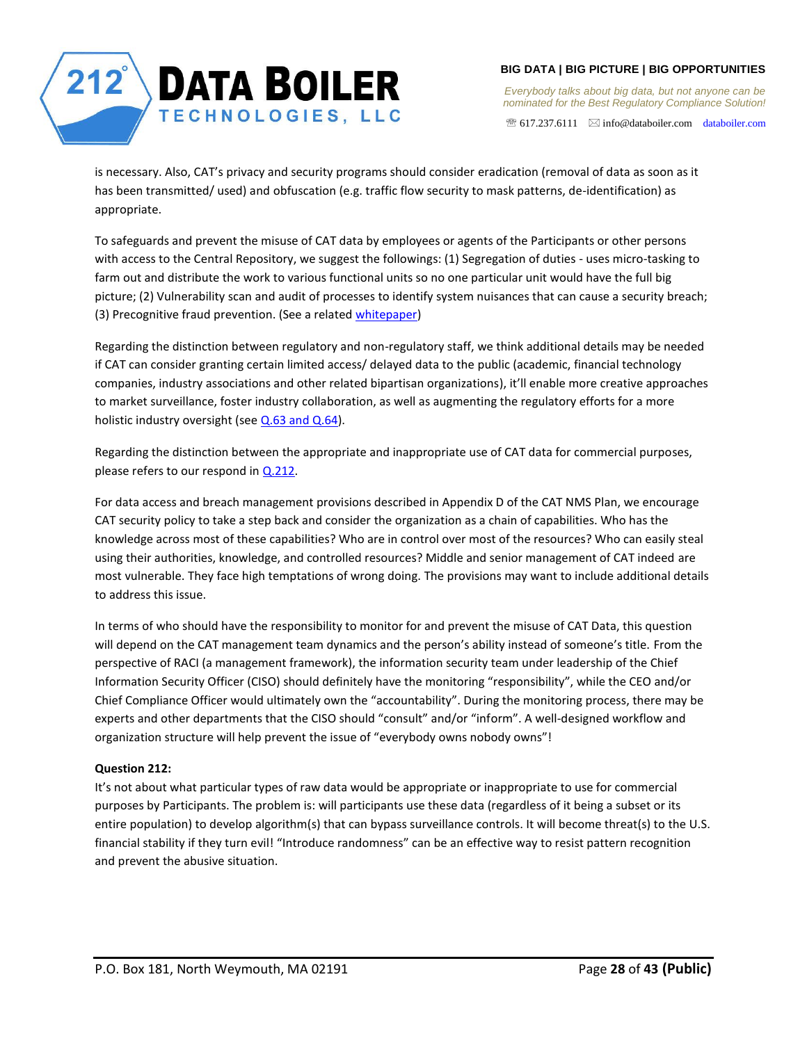is necessary. Also, CAT's privacy and security programs should consider eradication (removal of data as soon as it has been transmitted/ used) and obfuscation (e.g. traffic flow security to mask patterns, de-identification) as appropriate.

To safeguards and prevent the misuse of CAT data by employees or agents of the Participants or other persons with access to the Central Repository, we suggest the followings: (1) Segregation of duties - uses micro-tasking to farm out and distribute the work to various functional units so no one particular unit would have the full big picture; (2) Vulnerability scan and audit of processes to identify system nuisances that can cause a security breach; (3) Precognitive fraud prevention. (See a related whitepaper)

Regarding the distinction between regulatory and non-regulatory staff, we think additional details may be needed if CAT can consider granting certain limited access/ delayed data to the public (academic, financial technology companies, industry associations and other related bipartisan organizations), it'll enable more creative approaches to market surveillance, foster industry collaboration, as well as augmenting the regulatory efforts for a more holistic industry oversight (see Q.63 and Q.64).

Regarding the distinction between the appropriate and inappropriate use of CAT data for commercial purposes, please refers to our respond in Q.212.

For data access and breach management provisions described in Appendix D of the CAT NMS Plan, we encourage CAT security policy to take a step back and consider the organization as a chain of capabilities. Who has the knowledge across most of these capabilities? Who are in control over most of the resources? Who can easily steal using their authorities, knowledge, and controlled resources? Middle and senior management of CAT indeed are most vulnerable. They face high temptations of wrong doing. The provisions may want to include additional details to address this issue.

In terms of who should have the responsibility to monitor for and prevent the misuse of CAT Data, this question will depend on the CAT management team dynamics and the person's ability instead of someone's title. From the perspective of RACI (a management framework), the information security team under leadership of the Chief Information Security Officer (CISO) should definitely have the monitoring "responsibility", while the CEO and/or Chief Compliance Officer would ultimately own the "accountability". During the monitoring process, there may be experts and other departments that the CISO should "consult" and/or "inform". A well-designed workflow and organization structure will help prevent the issue of "everybody owns nobody owns"!

**Question 212:**

It's not about what particular types of raw data would be appropriate or inappropriate to use for commercial purposes by Participants. The problem is: will participants use these data (regardless of it being a subset or its entire population) to develop algorithm(s) that can bypass surveillance controls. It will become threat(s) to the U.S. financial stability if they turn evil! "Introduce randomness" can be an effective way to resist pattern recognition and prevent the abusive situation.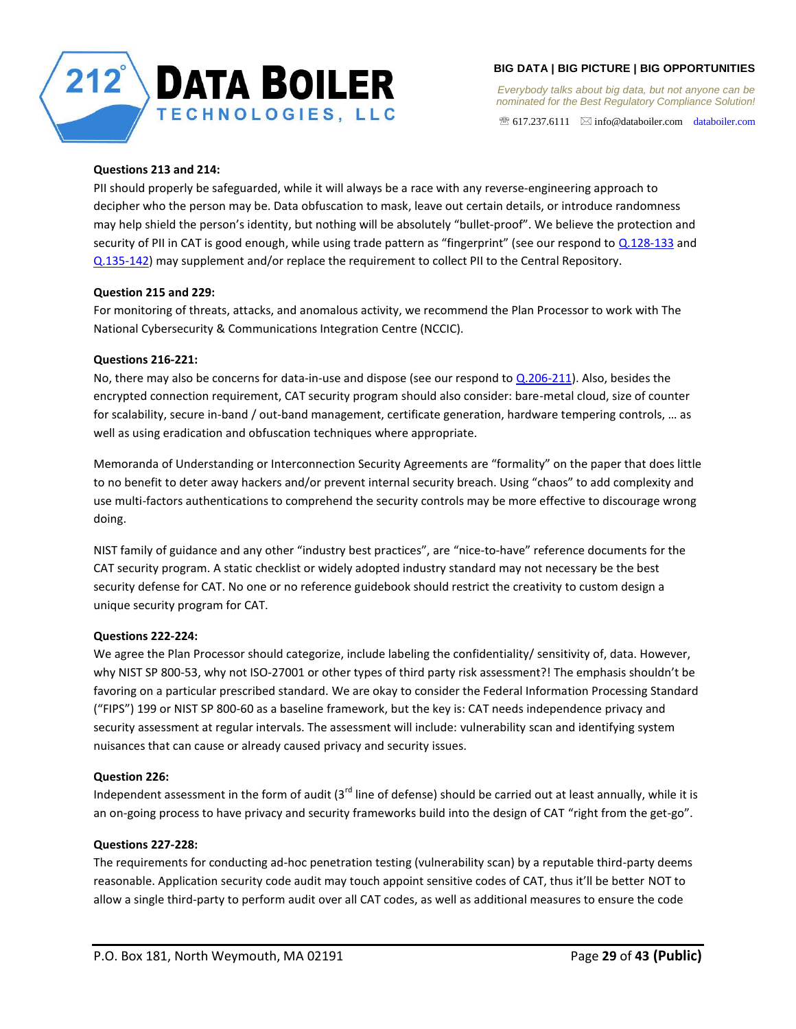**Questions 213 and 214:**

PII should properly be safeguarded, while it will always be a race with any reverse-engineering approach to decipher who the person may be. Data obfuscation to mask, leave out certain details, or introduce randomness may help shield the person's identity, but nothing will be absolutely "bullet-proof". We believe the protection and security of PII in CAT is good enough, while using trade pattern as "fingerprint" (see our respond to Q.128-133 and Q.135-142) may supplement and/or replace the requirement to collect PII to the Central Repository.

**Question 215 and 229:**

For monitoring of threats, attacks, and anomalous activity, we recommend the Plan Processor to work with The National Cybersecurity & Communications Integration Centre (NCCIC).

**Questions 216-221:**

No, there may also be concerns for data-in-use and dispose (see our respond to Q.206-211). Also, besides the encrypted connection requirement, CAT security program should also consider: bare-metal cloud, size of counter for scalability, secure in-band / out-band management, certificate generation, hardware tempering controls, … as well as using eradication and obfuscation techniques where appropriate.

Memoranda of Understanding or Interconnection Security Agreements are "formality" on the paper that does little to no benefit to deter away hackers and/or prevent internal security breach. Using "chaos" to add complexity and use multi-factors authentications to comprehend the security controls may be more effective to discourage wrong doing.

NIST family of guidance and any other "industry best practices", are "nice-to-have" reference documents for the CAT security program. A static checklist or widely adopted industry standard may not necessary be the best security defense for CAT. No one or no reference guidebook should restrict the creativity to custom design a unique security program for CAT.

**Questions 222-224:**

We agree the Plan Processor should categorize, include labeling the confidentiality/ sensitivity of, data. However, why NIST SP 800-53, why not ISO-27001 or other types of third party risk assessment?! The emphasis shouldn't be favoring on a particular prescribed standard. We are okay to consider the Federal Information Processing Standard ("FIPS") 199 or NIST SP 800-60 as a baseline framework, but the key is: CAT needs independence privacy and security assessment at regular intervals. The assessment will include: vulnerability scan and identifying system nuisances that can cause or already caused privacy and security issues.

**Question 226:**

Independent assessment in the form of audit (3rd line of defense) should be carried out at least annually, while it is an on-going process to have privacy and security frameworks build into the design of CAT "right from the get-go".

**Questions 227-228:**

The requirements for conducting ad-hoc penetration testing (vulnerability scan) by a reputable third-party deems reasonable. Application security code audit may touch appoint sensitive codes of CAT, thus it'll be better NOT to allow a single third-party to perform audit over all CAT codes, as well as additional measures to ensure the code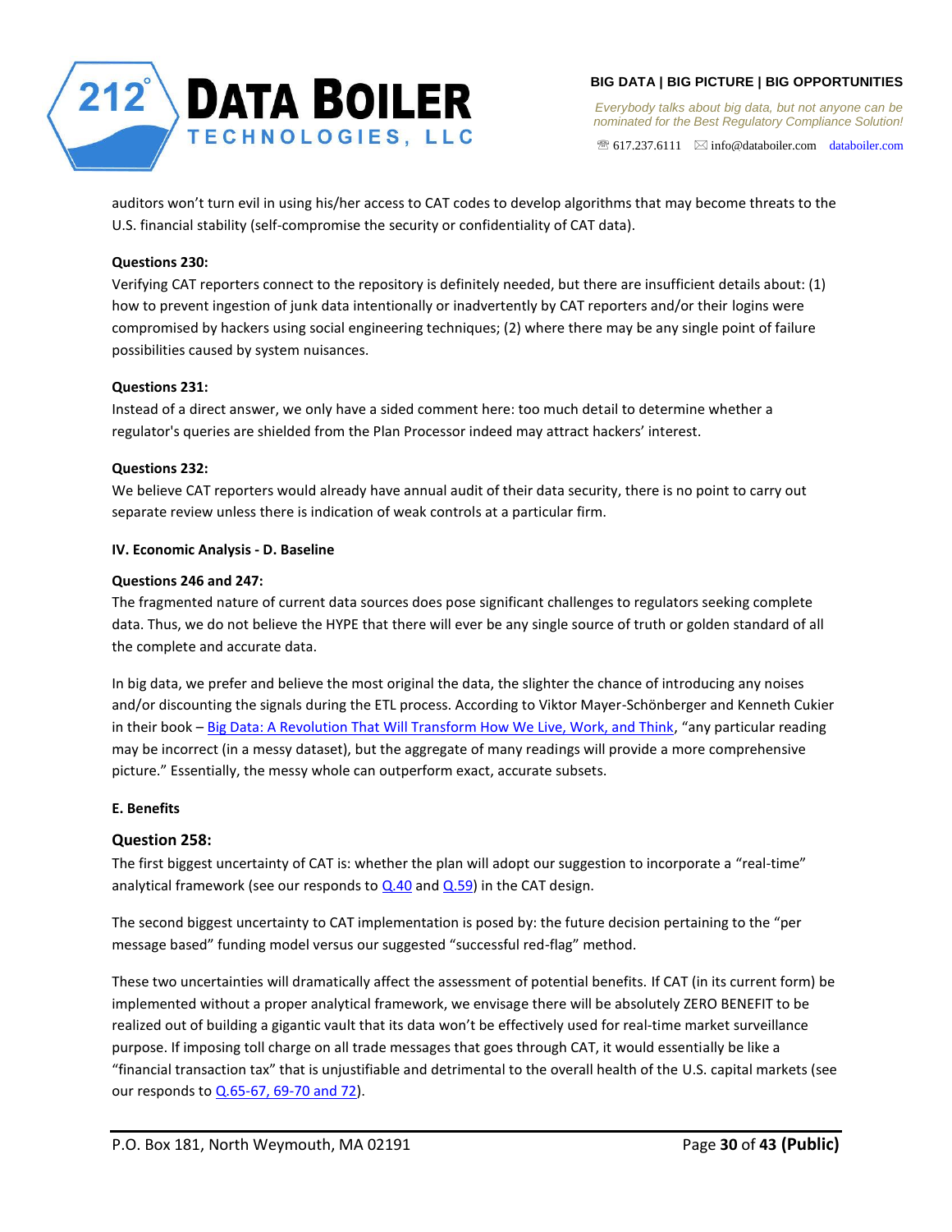auditors won't turn evil in using his/her access to CAT codes to develop algorithms that may become threats to the U.S. financial stability (self-compromise the security or confidentiality of CAT data).

**Questions 230:**

Verifying CAT reporters connect to the repository is definitely needed, but there are insufficient details about: (1) how to prevent ingestion of junk data intentionally or inadvertently by CAT reporters and/or their logins were compromised by hackers using social engineering techniques; (2) where there may be any single point of failure possibilities caused by system nuisances.

**Questions 231:**

Instead of a direct answer, we only have a sided comment here: too much detail to determine whether a regulator's queries are shielded from the Plan Processor indeed may attract hackers' interest.

**Questions 232:**

We believe CAT reporters would already have annual audit of their data security, there is no point to carry out separate review unless there is indication of weak controls at a particular firm.

**IV. Economic Analysis - D. Baseline**

**Questions 246 and 247:**

The fragmented nature of current data sources does pose significant challenges to regulators seeking complete data. Thus, we do not believe the HYPE that there will ever be any single source of truth or golden standard of all the complete and accurate data.

In big data, we prefer and believe the most original the data, the slighter the chance of introducing any noises and/or discounting the signals during the ETL process. According to Viktor Mayer-Schönberger and Kenneth Cukier in their book – [Big Data: A Revolution That Will Transform How We Live, Work, and Think](), "any particular reading may be incorrect (in a messy dataset), but the aggregate of many readings will provide a more comprehensive picture." Essentially, the messy whole can outperform exact, accurate subsets.

**E. Benefits**

### Question 258:

The first biggest uncertainty of CAT is: whether the plan will adopt our suggestion to incorporate a "real-time" analytical framework (see our responds to [Q.40]() and [Q.59]()) in the CAT design.

The second biggest uncertainty to CAT implementation is posed by: the future decision pertaining to the "per message based" funding model versus our suggested "successful red-flag" method.

These two uncertainties will dramatically affect the assessment of potential benefits. If CAT (in its current form) be implemented without a proper analytical framework, we envisage there will be absolutely ZERO BENEFIT to be realized out of building a gigantic vault that its data won't be effectively used for real-time market surveillance purpose. If imposing toll charge on all trade messages that goes through CAT, it would essentially be like a "financial transaction tax" that is unjustifiable and detrimental to the overall health of the U.S. capital markets (see our responds to [Q.65-67, 69-70 and 72]()).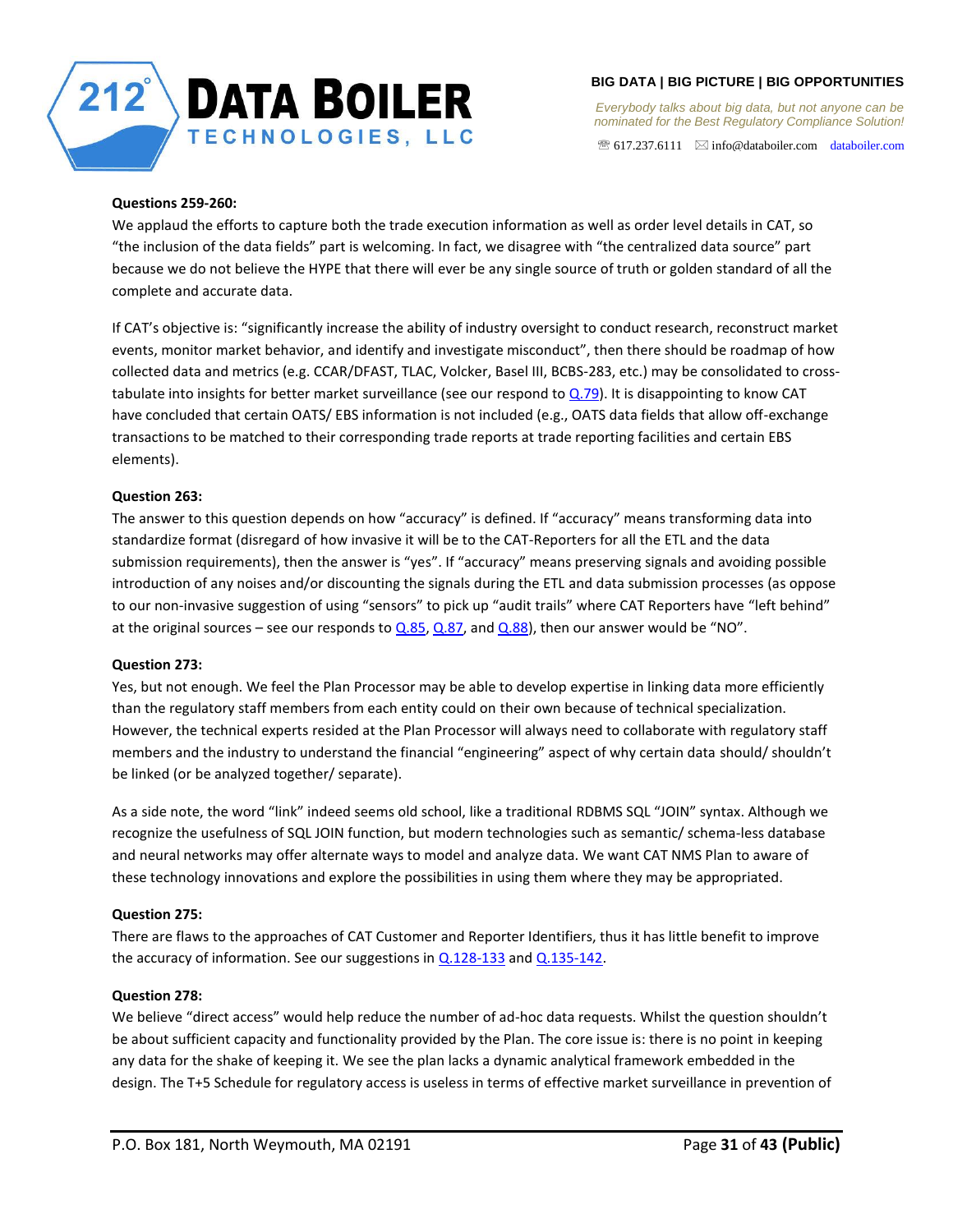**Questions 259-260:**

We applaud the efforts to capture both the trade execution information as well as order level details in CAT, so "the inclusion of the data fields" part is welcoming. In fact, we disagree with "the centralized data source" part because we do not believe the HYPE that there will ever be any single source of truth or golden standard of all the complete and accurate data.

If CAT's objective is: "significantly increase the ability of industry oversight to conduct research, reconstruct market events, monitor market behavior, and identify and investigate misconduct", then there should be roadmap of how collected data and metrics (e.g. CCAR/DFAST, TLAC, Volcker, Basel III, BCBS-283, etc.) may be consolidated to cross-tabulate into insights for better market surveillance (see our respond to Q.79). It is disappointing to know CAT have concluded that certain OATS/ EBS information is not included (e.g., OATS data fields that allow off-exchange transactions to be matched to their corresponding trade reports at trade reporting facilities and certain EBS elements).

**Question 263:**

The answer to this question depends on how "accuracy" is defined. If "accuracy" means transforming data into standardize format (disregard of how invasive it will be to the CAT-Reporters for all the ETL and the data submission requirements), then the answer is "yes". If "accuracy" means preserving signals and avoiding possible introduction of any noises and/or discounting the signals during the ETL and data submission processes (as oppose to our non-invasive suggestion of using "sensors" to pick up "audit trails" where CAT Reporters have "left behind" at the original sources – see our responds to Q.85, Q.87, and Q.88), then our answer would be "NO".

**Question 273:**

Yes, but not enough. We feel the Plan Processor may be able to develop expertise in linking data more efficiently than the regulatory staff members from each entity could on their own because of technical specialization. However, the technical experts resided at the Plan Processor will always need to collaborate with regulatory staff members and the industry to understand the financial "engineering" aspect of why certain data should/ shouldn't be linked (or be analyzed together/ separate).

As a side note, the word "link" indeed seems old school, like a traditional RDBMS SQL "JOIN" syntax. Although we recognize the usefulness of SQL JOIN function, but modern technologies such as semantic/ schema-less database and neural networks may offer alternate ways to model and analyze data. We want CAT NMS Plan to aware of these technology innovations and explore the possibilities in using them where they may be appropriated.

**Question 275:**

There are flaws to the approaches of CAT Customer and Reporter Identifiers, thus it has little benefit to improve the accuracy of information. See our suggestions in Q.128-133 and Q.135-142.

**Question 278:**

We believe "direct access" would help reduce the number of ad-hoc data requests. Whilst the question shouldn't be about sufficient capacity and functionality provided by the Plan. The core issue is: there is no point in keeping any data for the shake of keeping it. We see the plan lacks a dynamic analytical framework embedded in the design. The T+5 Schedule for regulatory access is useless in terms of effective market surveillance in prevention of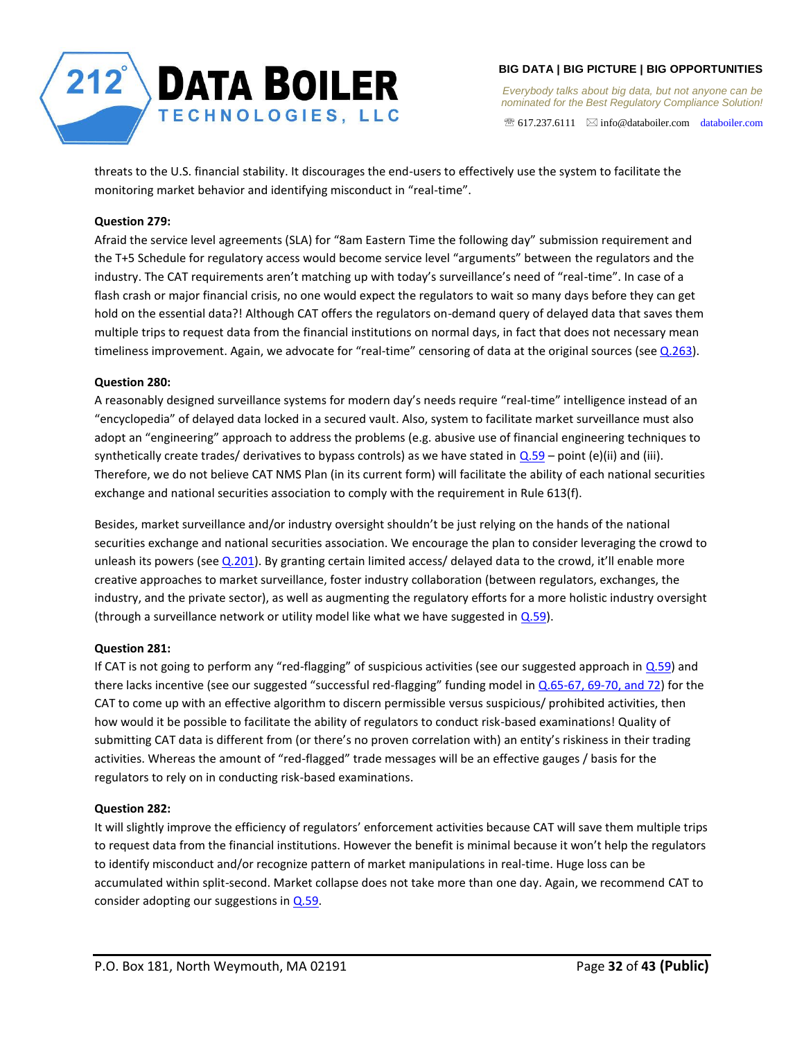threats to the U.S. financial stability. It discourages the end-users to effectively use the system to facilitate the monitoring market behavior and identifying misconduct in "real-time".

**Question 279:**

Afraid the service level agreements (SLA) for "8am Eastern Time the following day" submission requirement and the T+5 Schedule for regulatory access would become service level "arguments" between the regulators and the industry. The CAT requirements aren't matching up with today's surveillance's need of "real-time". In case of a flash crash or major financial crisis, no one would expect the regulators to wait so many days before they can get hold on the essential data?! Although CAT offers the regulators on-demand query of delayed data that saves them multiple trips to request data from the financial institutions on normal days, in fact that does not necessary mean timeliness improvement. Again, we advocate for "real-time" censoring of data at the original sources (see Q.263).

**Question 280:**

A reasonably designed surveillance systems for modern day's needs require "real-time" intelligence instead of an "encyclopedia" of delayed data locked in a secured vault. Also, system to facilitate market surveillance must also adopt an "engineering" approach to address the problems (e.g. abusive use of financial engineering techniques to synthetically create trades/ derivatives to bypass controls) as we have stated in Q.59 – point (e)(ii) and (iii). Therefore, we do not believe CAT NMS Plan (in its current form) will facilitate the ability of each national securities exchange and national securities association to comply with the requirement in Rule 613(f).

Besides, market surveillance and/or industry oversight shouldn't be just relying on the hands of the national securities exchange and national securities association. We encourage the plan to consider leveraging the crowd to unleash its powers (see Q.201). By granting certain limited access/ delayed data to the crowd, it'll enable more creative approaches to market surveillance, foster industry collaboration (between regulators, exchanges, the industry, and the private sector), as well as augmenting the regulatory efforts for a more holistic industry oversight (through a surveillance network or utility model like what we have suggested in Q.59).

**Question 281:**

If CAT is not going to perform any "red-flagging" of suspicious activities (see our suggested approach in Q.59) and there lacks incentive (see our suggested "successful red-flagging" funding model in Q.65-67, 69-70, and 72) for the CAT to come up with an effective algorithm to discern permissible versus suspicious/ prohibited activities, then how would it be possible to facilitate the ability of regulators to conduct risk-based examinations! Quality of submitting CAT data is different from (or there's no proven correlation with) an entity's riskiness in their trading activities. Whereas the amount of "red-flagged" trade messages will be an effective gauges / basis for the regulators to rely on in conducting risk-based examinations.

**Question 282:**

It will slightly improve the efficiency of regulators' enforcement activities because CAT will save them multiple trips to request data from the financial institutions. However the benefit is minimal because it won't help the regulators to identify misconduct and/or recognize pattern of market manipulations in real-time. Huge loss can be accumulated within split-second. Market collapse does not take more than one day. Again, we recommend CAT to consider adopting our suggestions in Q.59.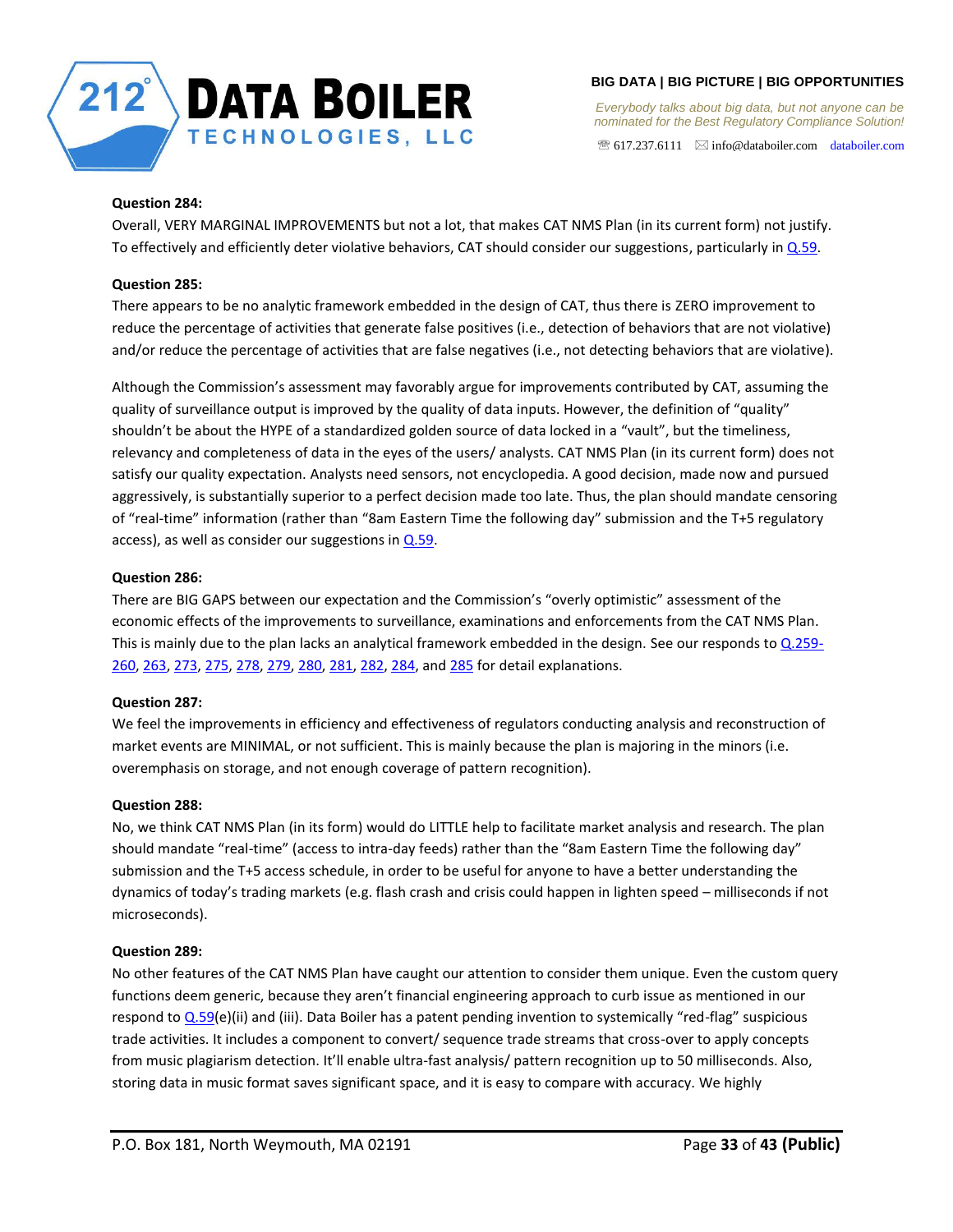**Question 284:**
Overall, VERY MARGINAL IMPROVEMENTS but not a lot, that makes CAT NMS Plan (in its current form) not justify. To effectively and efficiently deter violative behaviors, CAT should consider our suggestions, particularly in Q.59.

**Question 285:**
There appears to be no analytic framework embedded in the design of CAT, thus there is ZERO improvement to reduce the percentage of activities that generate false positives (i.e., detection of behaviors that are not violative) and/or reduce the percentage of activities that are false negatives (i.e., not detecting behaviors that are violative).

Although the Commission's assessment may favorably argue for improvements contributed by CAT, assuming the quality of surveillance output is improved by the quality of data inputs. However, the definition of "quality" shouldn't be about the HYPE of a standardized golden source of data locked in a "vault", but the timeliness, relevancy and completeness of data in the eyes of the users/ analysts. CAT NMS Plan (in its current form) does not satisfy our quality expectation. Analysts need sensors, not encyclopedia. A good decision, made now and pursued aggressively, is substantially superior to a perfect decision made too late. Thus, the plan should mandate censoring of "real-time" information (rather than "8am Eastern Time the following day" submission and the T+5 regulatory access), as well as consider our suggestions in Q.59.

**Question 286:**
There are BIG GAPS between our expectation and the Commission's "overly optimistic" assessment of the economic effects of the improvements to surveillance, examinations and enforcements from the CAT NMS Plan. This is mainly due to the plan lacks an analytical framework embedded in the design. See our responds to Q.259-260, 263, 273, 275, 278, 279, 280, 281, 282, 284, and 285 for detail explanations.

**Question 287:**
We feel the improvements in efficiency and effectiveness of regulators conducting analysis and reconstruction of market events are MINIMAL, or not sufficient. This is mainly because the plan is majoring in the minors (i.e. overemphasis on storage, and not enough coverage of pattern recognition).

**Question 288:**
No, we think CAT NMS Plan (in its form) would do LITTLE help to facilitate market analysis and research. The plan should mandate "real-time" (access to intra-day feeds) rather than the "8am Eastern Time the following day" submission and the T+5 access schedule, in order to be useful for anyone to have a better understanding the dynamics of today's trading markets (e.g. flash crash and crisis could happen in lighten speed – milliseconds if not microseconds).

**Question 289:**
No other features of the CAT NMS Plan have caught our attention to consider them unique. Even the custom query functions deem generic, because they aren't financial engineering approach to curb issue as mentioned in our respond to Q.59(e)(ii) and (iii). Data Boiler has a patent pending invention to systemically "red-flag" suspicious trade activities. It includes a component to convert/ sequence trade streams that cross-over to apply concepts from music plagiarism detection. It'll enable ultra-fast analysis/ pattern recognition up to 50 milliseconds. Also, storing data in music format saves significant space, and it is easy to compare with accuracy. We highly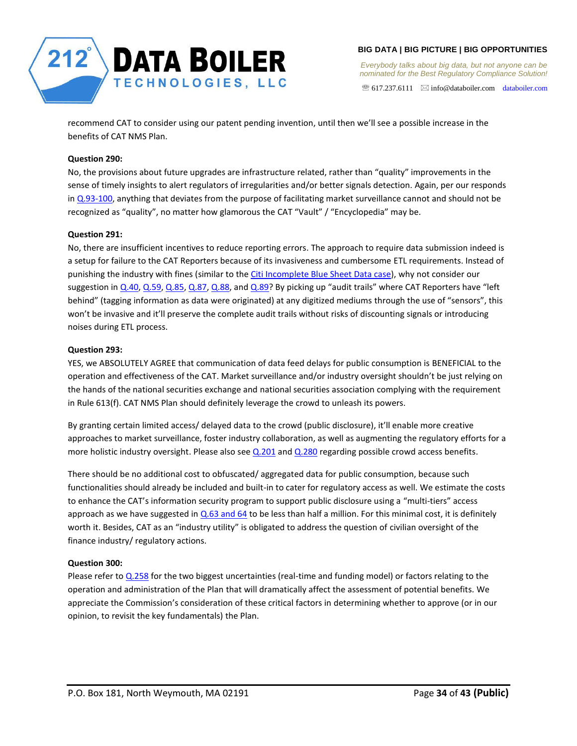recommend CAT to consider using our patent pending invention, until then we'll see a possible increase in the benefits of CAT NMS Plan.

**Question 290:**

No, the provisions about future upgrades are infrastructure related, rather than "quality" improvements in the sense of timely insights to alert regulators of irregularities and/or better signals detection. Again, per our responds in Q.93-100, anything that deviates from the purpose of facilitating market surveillance cannot and should not be recognized as "quality", no matter how glamorous the CAT "Vault" / "Encyclopedia" may be.

**Question 291:**

No, there are insufficient incentives to reduce reporting errors. The approach to require data submission indeed is a setup for failure to the CAT Reporters because of its invasiveness and cumbersome ETL requirements. Instead of punishing the industry with fines (similar to the Citi Incomplete Blue Sheet Data case), why not consider our suggestion in Q.40, Q.59, Q.85, Q.87, Q.88, and Q.89? By picking up "audit trails" where CAT Reporters have "left behind" (tagging information as data were originated) at any digitized mediums through the use of "sensors", this won't be invasive and it'll preserve the complete audit trails without risks of discounting signals or introducing noises during ETL process.

**Question 293:**

YES, we ABSOLUTELY AGREE that communication of data feed delays for public consumption is BENEFICIAL to the operation and effectiveness of the CAT. Market surveillance and/or industry oversight shouldn't be just relying on the hands of the national securities exchange and national securities association complying with the requirement in Rule 613(f). CAT NMS Plan should definitely leverage the crowd to unleash its powers.

By granting certain limited access/ delayed data to the crowd (public disclosure), it'll enable more creative approaches to market surveillance, foster industry collaboration, as well as augmenting the regulatory efforts for a more holistic industry oversight. Please also see Q.201 and Q.280 regarding possible crowd access benefits.

There should be no additional cost to obfuscated/ aggregated data for public consumption, because such functionalities should already be included and built-in to cater for regulatory access as well. We estimate the costs to enhance the CAT's information security program to support public disclosure using a "multi-tiers" access approach as we have suggested in Q.63 and 64 to be less than half a million. For this minimal cost, it is definitely worth it. Besides, CAT as an "industry utility" is obligated to address the question of civilian oversight of the finance industry/ regulatory actions.

**Question 300:**

Please refer to Q.258 for the two biggest uncertainties (real-time and funding model) or factors relating to the operation and administration of the Plan that will dramatically affect the assessment of potential benefits. We appreciate the Commission's consideration of these critical factors in determining whether to approve (or in our opinion, to revisit the key fundamentals) the Plan.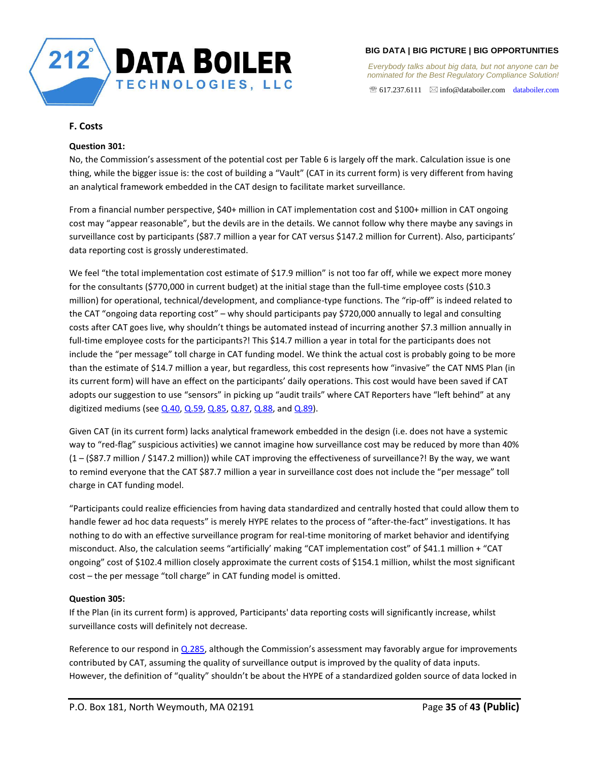### F. Costs

**Question 301:**

No, the Commission's assessment of the potential cost per Table 6 is largely off the mark. Calculation issue is one thing, while the bigger issue is: the cost of building a "Vault" (CAT in its current form) is very different from having an analytical framework embedded in the CAT design to facilitate market surveillance.

From a financial number perspective, $40+ million in CAT implementation cost and $100+ million in CAT ongoing cost may "appear reasonable", but the devils are in the details. We cannot follow why there maybe any savings in surveillance cost by participants ($87.7 million a year for CAT versus $147.2 million for Current). Also, participants' data reporting cost is grossly underestimated.

We feel "the total implementation cost estimate of $17.9 million" is not too far off, while we expect more money for the consultants ($770,000 in current budget) at the initial stage than the full-time employee costs ($10.3 million) for operational, technical/development, and compliance-type functions. The "rip-off" is indeed related to the CAT "ongoing data reporting cost" – why should participants pay $720,000 annually to legal and consulting costs after CAT goes live, why shouldn't things be automated instead of incurring another $7.3 million annually in full-time employee costs for the participants?! This $14.7 million a year in total for the participants does not include the "per message" toll charge in CAT funding model. We think the actual cost is probably going to be more than the estimate of $14.7 million a year, but regardless, this cost represents how "invasive" the CAT NMS Plan (in its current form) will have an effect on the participants' daily operations. This cost would have been saved if CAT adopts our suggestion to use "sensors" in picking up "audit trails" where CAT Reporters have "left behind" at any digitized mediums (see Q.40, Q.59, Q.85, Q.87, Q.88, and Q.89).

Given CAT (in its current form) lacks analytical framework embedded in the design (i.e. does not have a systemic way to "red-flag" suspicious activities) we cannot imagine how surveillance cost may be reduced by more than 40% (1 – ($87.7 million / $147.2 million)) while CAT improving the effectiveness of surveillance?! By the way, we want to remind everyone that the CAT $87.7 million a year in surveillance cost does not include the "per message" toll charge in CAT funding model.

"Participants could realize efficiencies from having data standardized and centrally hosted that could allow them to handle fewer ad hoc data requests" is merely HYPE relates to the process of "after-the-fact" investigations. It has nothing to do with an effective surveillance program for real-time monitoring of market behavior and identifying misconduct. Also, the calculation seems "artificially' making "CAT implementation cost" of $41.1 million + "CAT ongoing" cost of $102.4 million closely approximate the current costs of $154.1 million, whilst the most significant cost – the per message "toll charge" in CAT funding model is omitted.

**Question 305:**

If the Plan (in its current form) is approved, Participants' data reporting costs will significantly increase, whilst surveillance costs will definitely not decrease.

Reference to our respond in Q.285, although the Commission's assessment may favorably argue for improvements contributed by CAT, assuming the quality of surveillance output is improved by the quality of data inputs. However, the definition of "quality" shouldn't be about the HYPE of a standardized golden source of data locked in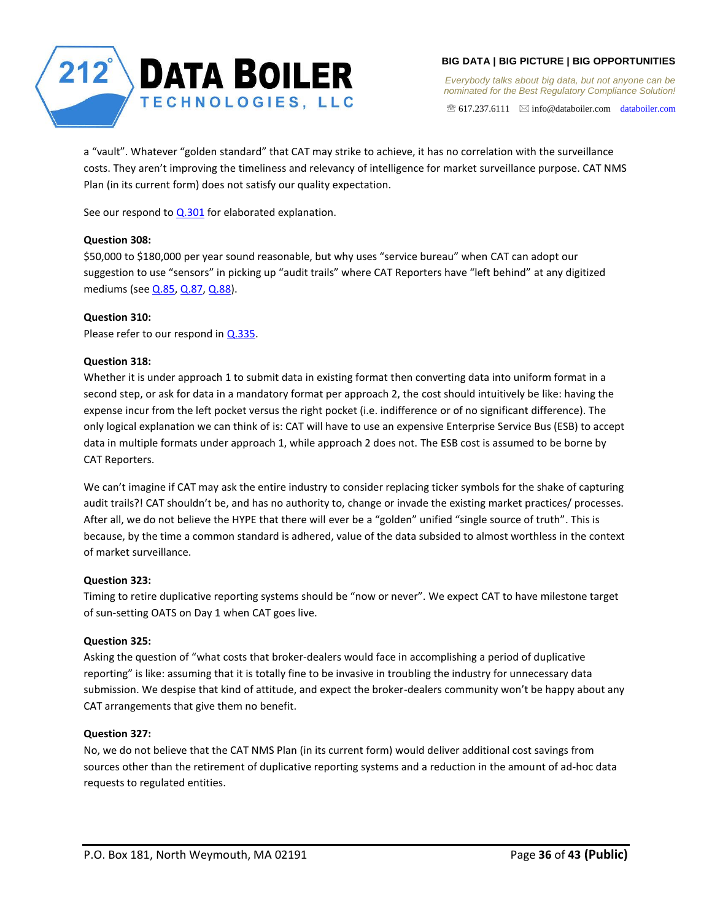a "vault". Whatever "golden standard" that CAT may strike to achieve, it has no correlation with the surveillance costs. They aren't improving the timeliness and relevancy of intelligence for market surveillance purpose. CAT NMS Plan (in its current form) does not satisfy our quality expectation.

See our respond to Q.301 for elaborated explanation.

**Question 308:**
$50,000 to $180,000 per year sound reasonable, but why uses "service bureau" when CAT can adopt our suggestion to use "sensors" in picking up "audit trails" where CAT Reporters have "left behind" at any digitized mediums (see Q.85, Q.87, Q.88).

**Question 310:**
Please refer to our respond in Q.335.

**Question 318:**
Whether it is under approach 1 to submit data in existing format then converting data into uniform format in a second step, or ask for data in a mandatory format per approach 2, the cost should intuitively be like: having the expense incur from the left pocket versus the right pocket (i.e. indifference or of no significant difference). The only logical explanation we can think of is: CAT will have to use an expensive Enterprise Service Bus (ESB) to accept data in multiple formats under approach 1, while approach 2 does not. The ESB cost is assumed to be borne by CAT Reporters.

We can't imagine if CAT may ask the entire industry to consider replacing ticker symbols for the shake of capturing audit trails?! CAT shouldn't be, and has no authority to, change or invade the existing market practices/ processes. After all, we do not believe the HYPE that there will ever be a "golden" unified "single source of truth". This is because, by the time a common standard is adhered, value of the data subsided to almost worthless in the context of market surveillance.

**Question 323:**
Timing to retire duplicative reporting systems should be "now or never". We expect CAT to have milestone target of sun-setting OATS on Day 1 when CAT goes live.

**Question 325:**
Asking the question of "what costs that broker-dealers would face in accomplishing a period of duplicative reporting" is like: assuming that it is totally fine to be invasive in troubling the industry for unnecessary data submission. We despise that kind of attitude, and expect the broker-dealers community won't be happy about any CAT arrangements that give them no benefit.

**Question 327:**
No, we do not believe that the CAT NMS Plan (in its current form) would deliver additional cost savings from sources other than the retirement of duplicative reporting systems and a reduction in the amount of ad-hoc data requests to regulated entities.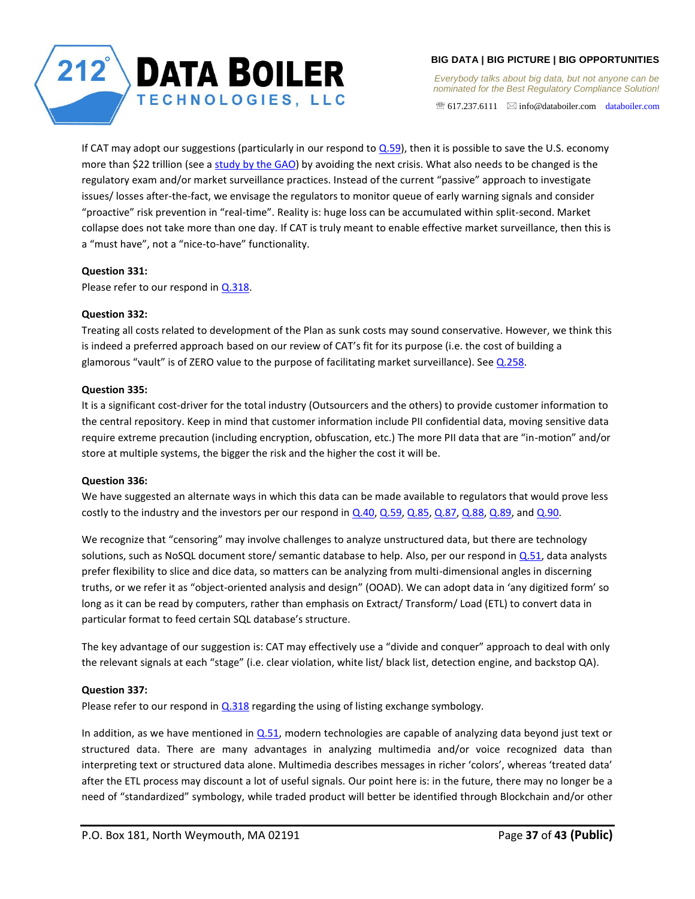If CAT may adopt our suggestions (particularly in our respond to Q.59), then it is possible to save the U.S. economy more than $22 trillion (see a study by the GAO) by avoiding the next crisis. What also needs to be changed is the regulatory exam and/or market surveillance practices. Instead of the current "passive" approach to investigate issues/ losses after-the-fact, we envisage the regulators to monitor queue of early warning signals and consider "proactive" risk prevention in "real-time". Reality is: huge loss can be accumulated within split-second. Market collapse does not take more than one day. If CAT is truly meant to enable effective market surveillance, then this is a "must have", not a "nice-to-have" functionality.

**Question 331:**
Please refer to our respond in Q.318.

**Question 332:**
Treating all costs related to development of the Plan as sunk costs may sound conservative. However, we think this is indeed a preferred approach based on our review of CAT's fit for its purpose (i.e. the cost of building a glamorous "vault" is of ZERO value to the purpose of facilitating market surveillance). See Q.258.

**Question 335:**
It is a significant cost-driver for the total industry (Outsourcers and the others) to provide customer information to the central repository. Keep in mind that customer information include PII confidential data, moving sensitive data require extreme precaution (including encryption, obfuscation, etc.) The more PII data that are "in-motion" and/or store at multiple systems, the bigger the risk and the higher the cost it will be.

**Question 336:**
We have suggested an alternate ways in which this data can be made available to regulators that would prove less costly to the industry and the investors per our respond in Q.40, Q.59, Q.85, Q.87, Q.88, Q.89, and Q.90.

We recognize that "censoring" may involve challenges to analyze unstructured data, but there are technology solutions, such as NoSQL document store/ semantic database to help. Also, per our respond in Q.51, data analysts prefer flexibility to slice and dice data, so matters can be analyzing from multi-dimensional angles in discerning truths, or we refer it as "object-oriented analysis and design" (OOAD). We can adopt data in 'any digitized form' so long as it can be read by computers, rather than emphasis on Extract/ Transform/ Load (ETL) to convert data in particular format to feed certain SQL database's structure.

The key advantage of our suggestion is: CAT may effectively use a "divide and conquer" approach to deal with only the relevant signals at each "stage" (i.e. clear violation, white list/ black list, detection engine, and backstop QA).

**Question 337:**
Please refer to our respond in Q.318 regarding the using of listing exchange symbology.

In addition, as we have mentioned in Q.51, modern technologies are capable of analyzing data beyond just text or structured data. There are many advantages in analyzing multimedia and/or voice recognized data than interpreting text or structured data alone. Multimedia describes messages in richer 'colors', whereas 'treated data' after the ETL process may discount a lot of useful signals. Our point here is: in the future, there may no longer be a need of "standardized" symbology, while traded product will better be identified through Blockchain and/or other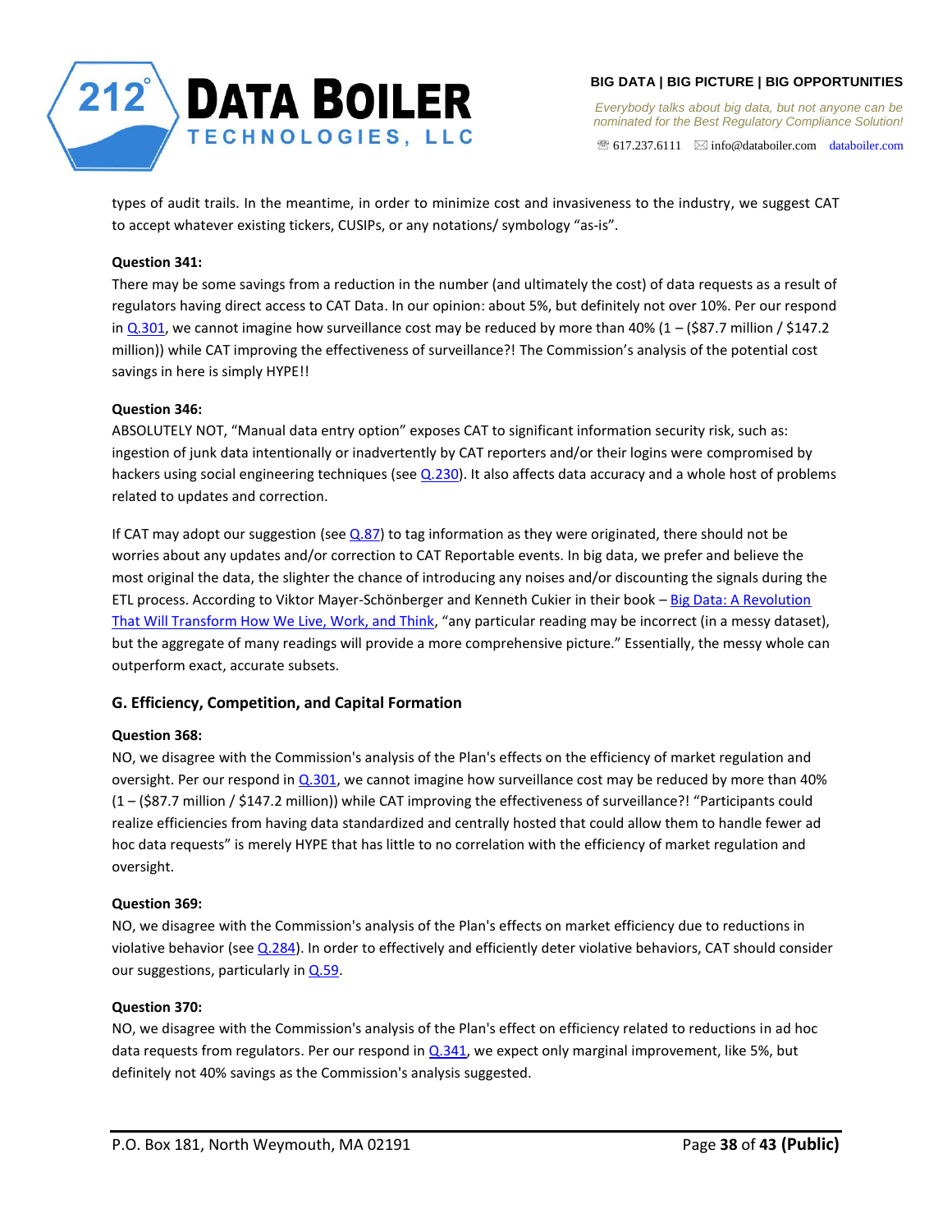types of audit trails. In the meantime, in order to minimize cost and invasiveness to the industry, we suggest CAT to accept whatever existing tickers, CUSIPs, or any notations/ symbology "as-is".

**Question 341:**

There may be some savings from a reduction in the number (and ultimately the cost) of data requests as a result of regulators having direct access to CAT Data. In our opinion: about 5%, but definitely not over 10%. Per our respond in Q.301, we cannot imagine how surveillance cost may be reduced by more than 40% (1 – ($87.7 million / $147.2 million)) while CAT improving the effectiveness of surveillance?! The Commission's analysis of the potential cost savings in here is simply HYPE!!

**Question 346:**

ABSOLUTELY NOT, "Manual data entry option" exposes CAT to significant information security risk, such as: ingestion of junk data intentionally or inadvertently by CAT reporters and/or their logins were compromised by hackers using social engineering techniques (see Q.230). It also affects data accuracy and a whole host of problems related to updates and correction.

If CAT may adopt our suggestion (see Q.87) to tag information as they were originated, there should not be worries about any updates and/or correction to CAT Reportable events. In big data, we prefer and believe the most original the data, the slighter the chance of introducing any noises and/or discounting the signals during the ETL process. According to Viktor Mayer-Schönberger and Kenneth Cukier in their book – Big Data: A Revolution That Will Transform How We Live, Work, and Think, "any particular reading may be incorrect (in a messy dataset), but the aggregate of many readings will provide a more comprehensive picture." Essentially, the messy whole can outperform exact, accurate subsets.

## G. Efficiency, Competition, and Capital Formation

**Question 368:**

NO, we disagree with the Commission's analysis of the Plan's effects on the efficiency of market regulation and oversight. Per our respond in Q.301, we cannot imagine how surveillance cost may be reduced by more than 40% (1 – ($87.7 million / $147.2 million)) while CAT improving the effectiveness of surveillance?! "Participants could realize efficiencies from having data standardized and centrally hosted that could allow them to handle fewer ad hoc data requests" is merely HYPE that has little to no correlation with the efficiency of market regulation and oversight.

**Question 369:**

NO, we disagree with the Commission's analysis of the Plan's effects on market efficiency due to reductions in violative behavior (see Q.284). In order to effectively and efficiently deter violative behaviors, CAT should consider our suggestions, particularly in Q.59.

**Question 370:**

NO, we disagree with the Commission's analysis of the Plan's effect on efficiency related to reductions in ad hoc data requests from regulators. Per our respond in Q.341, we expect only marginal improvement, like 5%, but definitely not 40% savings as the Commission's analysis suggested.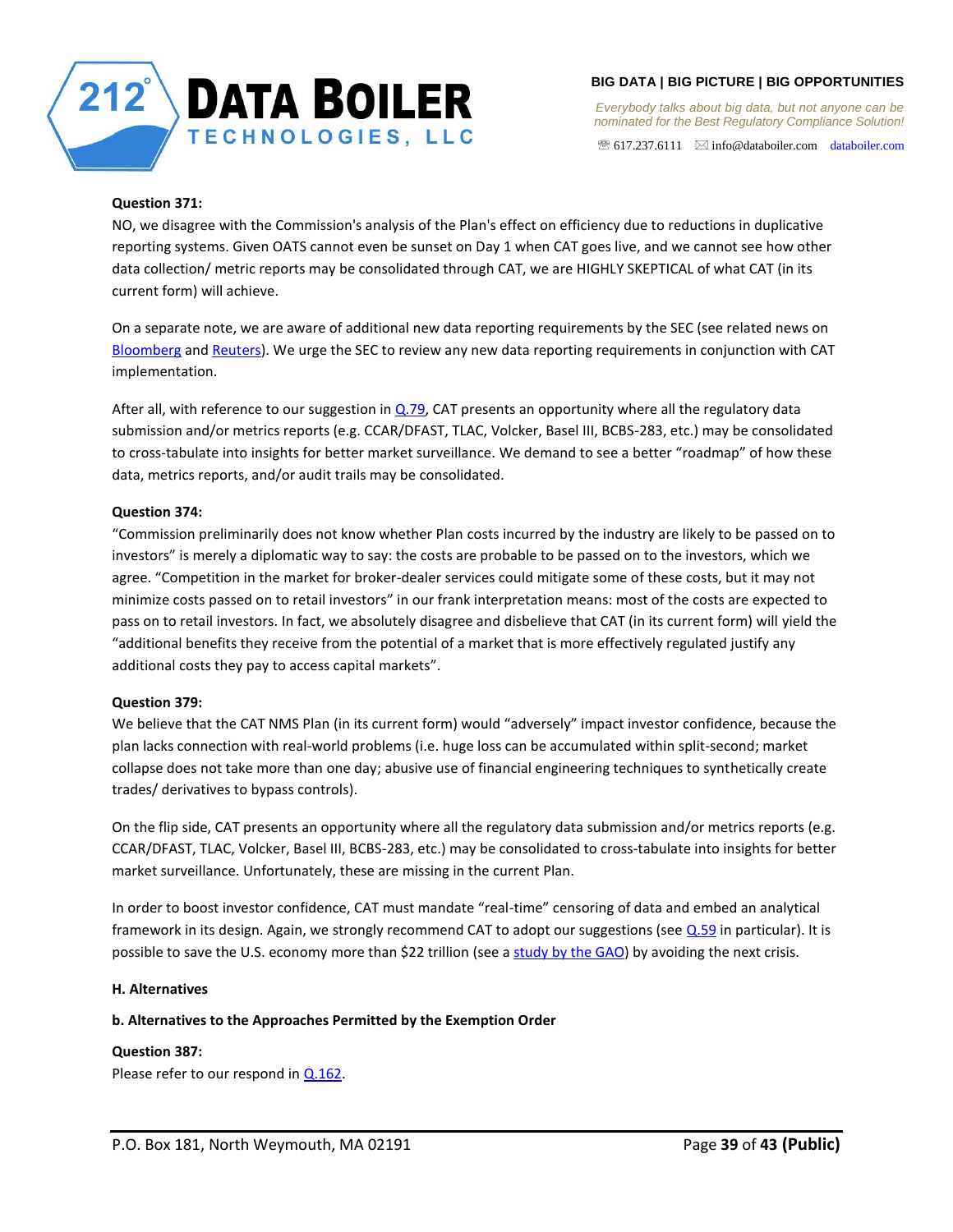**Question 371:**

NO, we disagree with the Commission's analysis of the Plan's effect on efficiency due to reductions in duplicative reporting systems. Given OATS cannot even be sunset on Day 1 when CAT goes live, and we cannot see how other data collection/ metric reports may be consolidated through CAT, we are HIGHLY SKEPTICAL of what CAT (in its current form) will achieve.

On a separate note, we are aware of additional new data reporting requirements by the SEC (see related news on Bloomberg and Reuters). We urge the SEC to review any new data reporting requirements in conjunction with CAT implementation.

After all, with reference to our suggestion in Q.79, CAT presents an opportunity where all the regulatory data submission and/or metrics reports (e.g. CCAR/DFAST, TLAC, Volcker, Basel III, BCBS-283, etc.) may be consolidated to cross-tabulate into insights for better market surveillance. We demand to see a better "roadmap" of how these data, metrics reports, and/or audit trails may be consolidated.

**Question 374:**

"Commission preliminarily does not know whether Plan costs incurred by the industry are likely to be passed on to investors" is merely a diplomatic way to say: the costs are probable to be passed on to the investors, which we agree. "Competition in the market for broker-dealer services could mitigate some of these costs, but it may not minimize costs passed on to retail investors" in our frank interpretation means: most of the costs are expected to pass on to retail investors. In fact, we absolutely disagree and disbelieve that CAT (in its current form) will yield the "additional benefits they receive from the potential of a market that is more effectively regulated justify any additional costs they pay to access capital markets".

**Question 379:**

We believe that the CAT NMS Plan (in its current form) would "adversely" impact investor confidence, because the plan lacks connection with real-world problems (i.e. huge loss can be accumulated within split-second; market collapse does not take more than one day; abusive use of financial engineering techniques to synthetically create trades/ derivatives to bypass controls).

On the flip side, CAT presents an opportunity where all the regulatory data submission and/or metrics reports (e.g. CCAR/DFAST, TLAC, Volcker, Basel III, BCBS-283, etc.) may be consolidated to cross-tabulate into insights for better market surveillance. Unfortunately, these are missing in the current Plan.

In order to boost investor confidence, CAT must mandate "real-time" censoring of data and embed an analytical framework in its design. Again, we strongly recommend CAT to adopt our suggestions (see Q.59 in particular). It is possible to save the U.S. economy more than $22 trillion (see a study by the GAO) by avoiding the next crisis.

**H. Alternatives**

**b. Alternatives to the Approaches Permitted by the Exemption Order**

**Question 387:**

Please refer to our respond in Q.162.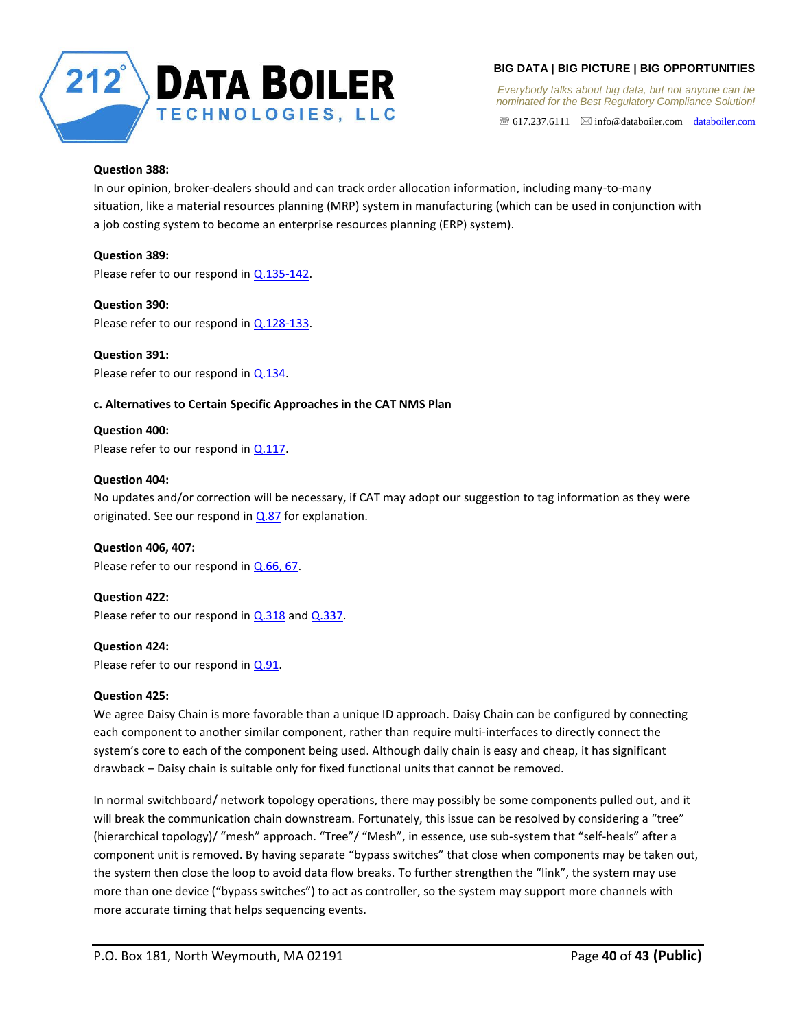**Question 388:**

In our opinion, broker-dealers should and can track order allocation information, including many-to-many situation, like a material resources planning (MRP) system in manufacturing (which can be used in conjunction with a job costing system to become an enterprise resources planning (ERP) system).

**Question 389:**

Please refer to our respond in Q.135-142.

**Question 390:**

Please refer to our respond in Q.128-133.

**Question 391:**

Please refer to our respond in Q.134.

**c. Alternatives to Certain Specific Approaches in the CAT NMS Plan**

**Question 400:**

Please refer to our respond in Q.117.

**Question 404:**

No updates and/or correction will be necessary, if CAT may adopt our suggestion to tag information as they were originated. See our respond in Q.87 for explanation.

**Question 406, 407:**

Please refer to our respond in Q.66, 67.

**Question 422:**

Please refer to our respond in Q.318 and Q.337.

**Question 424:**

Please refer to our respond in Q.91.

**Question 425:**

We agree Daisy Chain is more favorable than a unique ID approach. Daisy Chain can be configured by connecting each component to another similar component, rather than require multi-interfaces to directly connect the system's core to each of the component being used. Although daily chain is easy and cheap, it has significant drawback – Daisy chain is suitable only for fixed functional units that cannot be removed.

In normal switchboard/ network topology operations, there may possibly be some components pulled out, and it will break the communication chain downstream. Fortunately, this issue can be resolved by considering a "tree" (hierarchical topology)/ "mesh" approach. "Tree"/ "Mesh", in essence, use sub-system that "self-heals" after a component unit is removed. By having separate "bypass switches" that close when components may be taken out, the system then close the loop to avoid data flow breaks. To further strengthen the "link", the system may use more than one device ("bypass switches") to act as controller, so the system may support more channels with more accurate timing that helps sequencing events.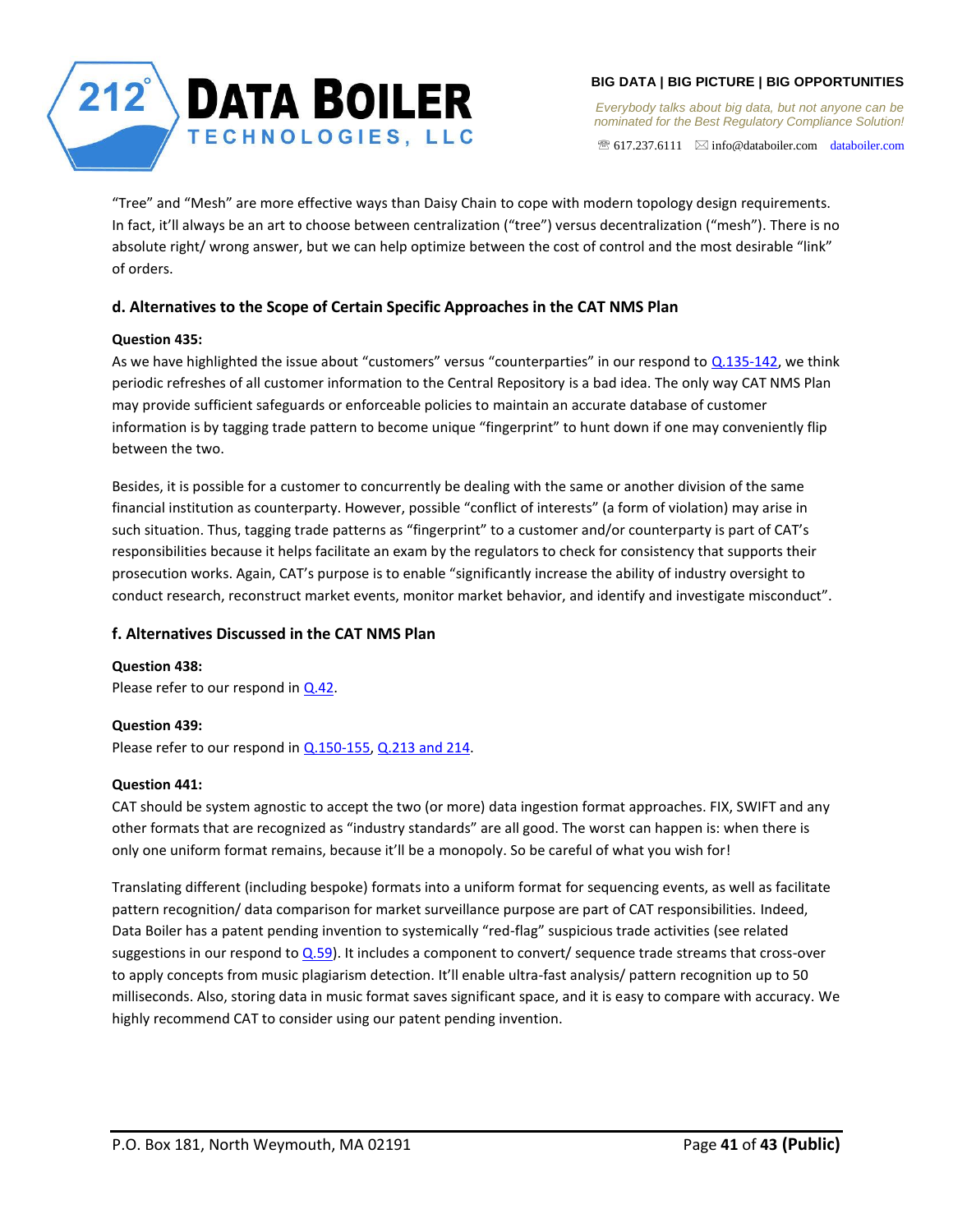"Tree" and "Mesh" are more effective ways than Daisy Chain to cope with modern topology design requirements. In fact, it'll always be an art to choose between centralization ("tree") versus decentralization ("mesh"). There is no absolute right/ wrong answer, but we can help optimize between the cost of control and the most desirable "link" of orders.

### d. Alternatives to the Scope of Certain Specific Approaches in the CAT NMS Plan

**Question 435:**
As we have highlighted the issue about "customers" versus "counterparties" in our respond to Q.135-142, we think periodic refreshes of all customer information to the Central Repository is a bad idea. The only way CAT NMS Plan may provide sufficient safeguards or enforceable policies to maintain an accurate database of customer information is by tagging trade pattern to become unique "fingerprint" to hunt down if one may conveniently flip between the two.

Besides, it is possible for a customer to concurrently be dealing with the same or another division of the same financial institution as counterparty. However, possible "conflict of interests" (a form of violation) may arise in such situation. Thus, tagging trade patterns as "fingerprint" to a customer and/or counterparty is part of CAT's responsibilities because it helps facilitate an exam by the regulators to check for consistency that supports their prosecution works. Again, CAT's purpose is to enable "significantly increase the ability of industry oversight to conduct research, reconstruct market events, monitor market behavior, and identify and investigate misconduct".

### f. Alternatives Discussed in the CAT NMS Plan

**Question 438:**
Please refer to our respond in Q.42.

**Question 439:**
Please refer to our respond in Q.150-155, Q.213 and 214.

**Question 441:**
CAT should be system agnostic to accept the two (or more) data ingestion format approaches. FIX, SWIFT and any other formats that are recognized as "industry standards" are all good. The worst can happen is: when there is only one uniform format remains, because it'll be a monopoly. So be careful of what you wish for!

Translating different (including bespoke) formats into a uniform format for sequencing events, as well as facilitate pattern recognition/ data comparison for market surveillance purpose are part of CAT responsibilities. Indeed, Data Boiler has a patent pending invention to systemically "red-flag" suspicious trade activities (see related suggestions in our respond to Q.59). It includes a component to convert/ sequence trade streams that cross-over to apply concepts from music plagiarism detection. It'll enable ultra-fast analysis/ pattern recognition up to 50 milliseconds. Also, storing data in music format saves significant space, and it is easy to compare with accuracy. We highly recommend CAT to consider using our patent pending invention.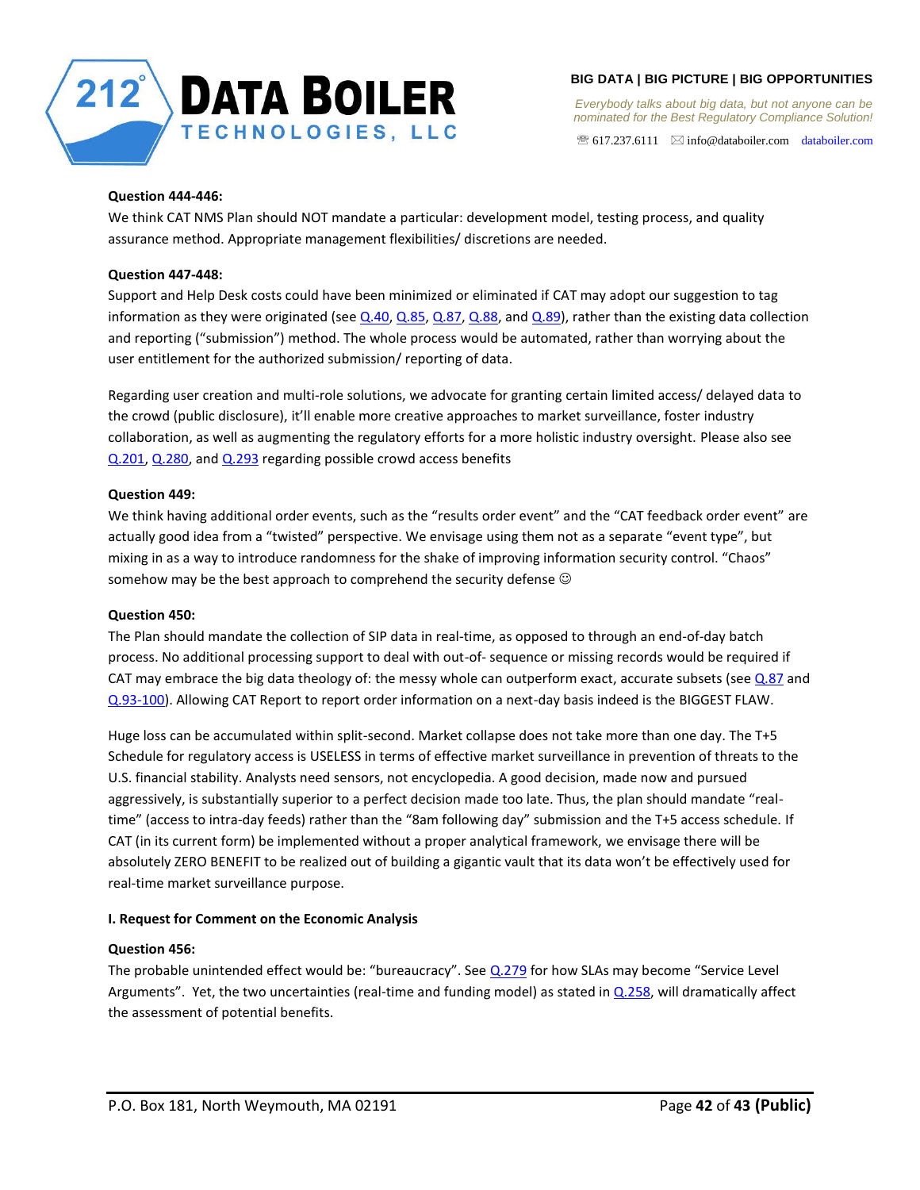**Question 444-446:**

We think CAT NMS Plan should NOT mandate a particular: development model, testing process, and quality assurance method. Appropriate management flexibilities/ discretions are needed.

**Question 447-448:**

Support and Help Desk costs could have been minimized or eliminated if CAT may adopt our suggestion to tag information as they were originated (see Q.40, Q.85, Q.87, Q.88, and Q.89), rather than the existing data collection and reporting ("submission") method. The whole process would be automated, rather than worrying about the user entitlement for the authorized submission/ reporting of data.

Regarding user creation and multi-role solutions, we advocate for granting certain limited access/ delayed data to the crowd (public disclosure), it'll enable more creative approaches to market surveillance, foster industry collaboration, as well as augmenting the regulatory efforts for a more holistic industry oversight. Please also see Q.201, Q.280, and Q.293 regarding possible crowd access benefits

**Question 449:**

We think having additional order events, such as the "results order event" and the "CAT feedback order event" are actually good idea from a "twisted" perspective. We envisage using them not as a separate "event type", but mixing in as a way to introduce randomness for the shake of improving information security control. "Chaos" somehow may be the best approach to comprehend the security defense ☺

**Question 450:**

The Plan should mandate the collection of SIP data in real-time, as opposed to through an end-of-day batch process. No additional processing support to deal with out-of- sequence or missing records would be required if CAT may embrace the big data theology of: the messy whole can outperform exact, accurate subsets (see Q.87 and Q.93-100). Allowing CAT Report to report order information on a next-day basis indeed is the BIGGEST FLAW.

Huge loss can be accumulated within split-second. Market collapse does not take more than one day. The T+5 Schedule for regulatory access is USELESS in terms of effective market surveillance in prevention of threats to the U.S. financial stability. Analysts need sensors, not encyclopedia. A good decision, made now and pursued aggressively, is substantially superior to a perfect decision made too late. Thus, the plan should mandate "real-time" (access to intra-day feeds) rather than the "8am following day" submission and the T+5 access schedule. If CAT (in its current form) be implemented without a proper analytical framework, we envisage there will be absolutely ZERO BENEFIT to be realized out of building a gigantic vault that its data won't be effectively used for real-time market surveillance purpose.

**I. Request for Comment on the Economic Analysis**

**Question 456:**

The probable unintended effect would be: "bureaucracy". See Q.279 for how SLAs may become "Service Level Arguments". Yet, the two uncertainties (real-time and funding model) as stated in Q.258, will dramatically affect the assessment of potential benefits.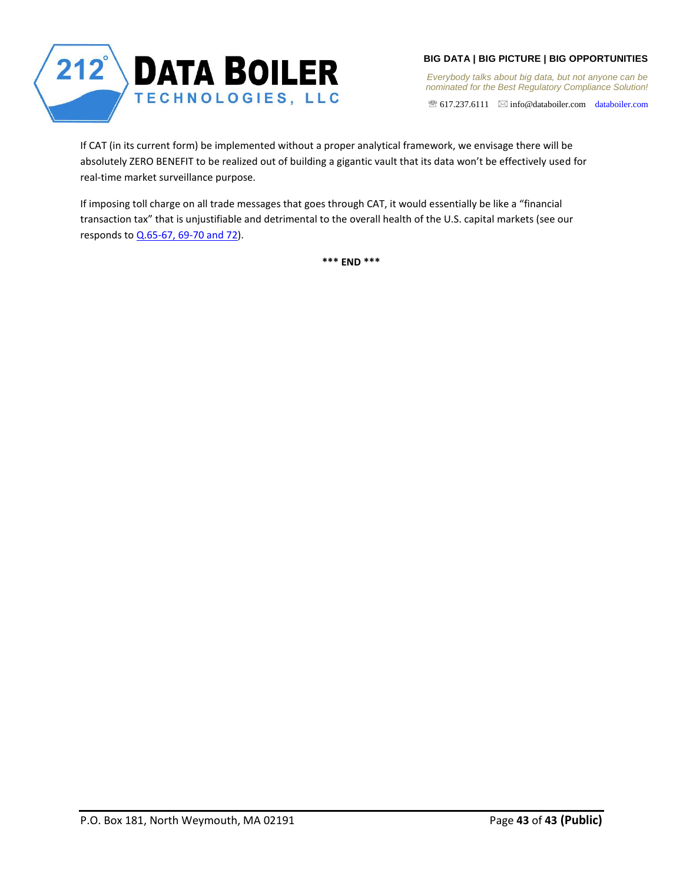If CAT (in its current form) be implemented without a proper analytical framework, we envisage there will be absolutely ZERO BENEFIT to be realized out of building a gigantic vault that its data won't be effectively used for real-time market surveillance purpose.

If imposing toll charge on all trade messages that goes through CAT, it would essentially be like a "financial transaction tax" that is unjustifiable and detrimental to the overall health of the U.S. capital markets (see our responds to Q.65-67, 69-70 and 72).

**\*\*\* END \*\*\***